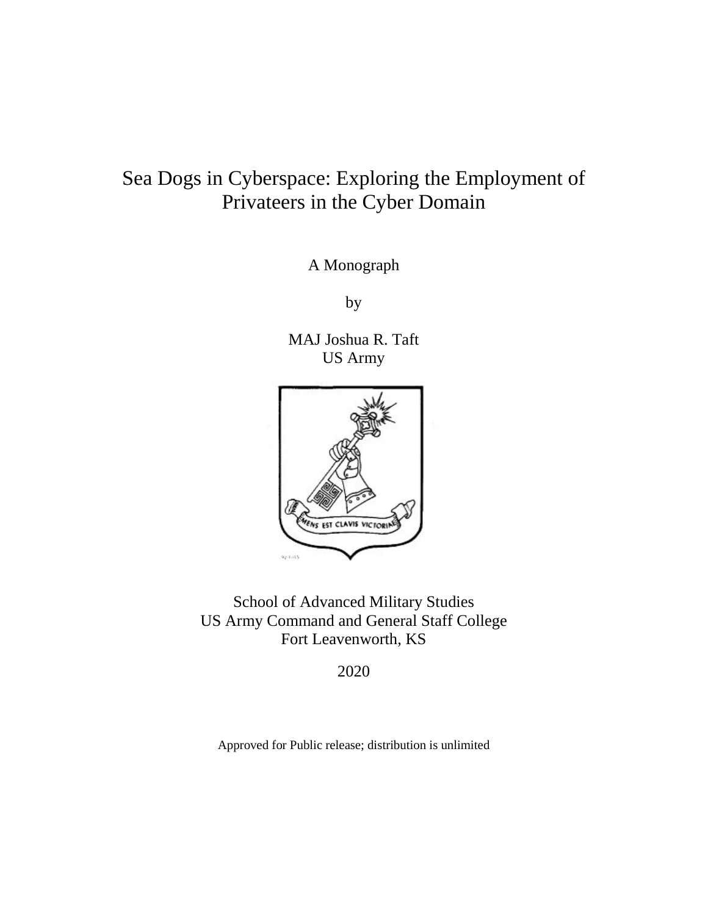# Sea Dogs in Cyberspace: Exploring the Employment of Privateers in the Cyber Domain

A Monograph

by

MAJ Joshua R. Taft
US Army

School of Advanced Military Studies
US Army Command and General Staff College
Fort Leavenworth, KS

2020

Approved for Public release; distribution is unlimited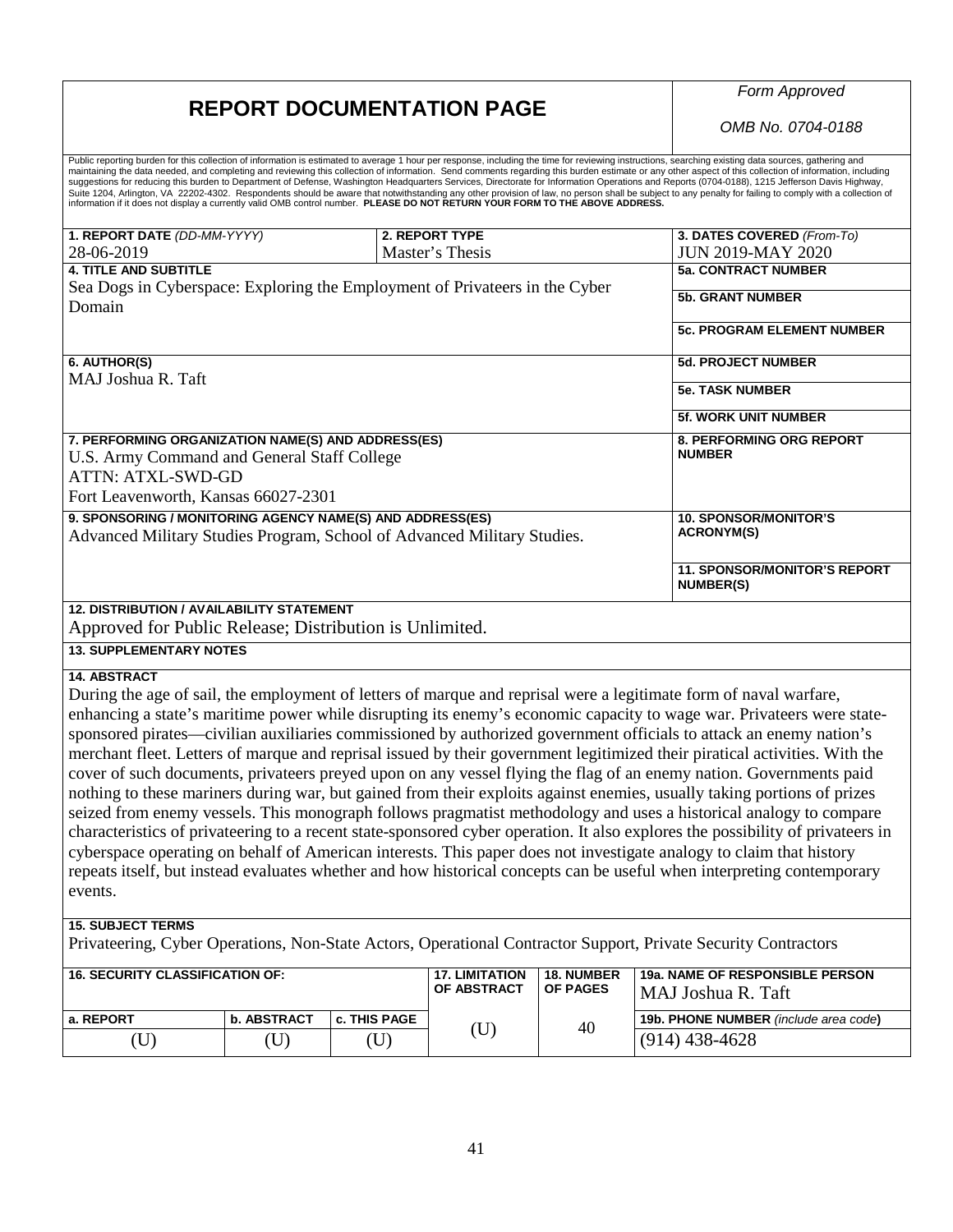# REPORT DOCUMENTATION PAGE

*Form Approved*

*OMB No. 0704-0188*

Public reporting burden for this collection of information is estimated to average 1 hour per response, including the time for reviewing instructions, searching existing data sources, gathering and maintaining the data needed, and completing and reviewing this collection of information. Send comments regarding this burden estimate or any other aspect of this collection of information, including suggestions for reducing this burden to Department of Defense, Washington Headquarters Services, Directorate for Information Operations and Reports (0704-0188), 1215 Jefferson Davis Highway, Suite 1204, Arlington, VA 22202-4302. Respondents should be aware that notwithstanding any other provision of law, no person shall be subject to any penalty for failing to comply with a collection of information if it does not display a currently valid OMB control number. **PLEASE DO NOT RETURN YOUR FORM TO THE ABOVE ADDRESS.**

| **1. REPORT DATE** *(DD-MM-YYYY)* | **2. REPORT TYPE** | **3. DATES COVERED** *(From-To)* |
|---|---|---|
| 28-06-2019 | Master's Thesis | JUN 2019-MAY 2020 |

**4. TITLE AND SUBTITLE**
Sea Dogs in Cyberspace: Exploring the Employment of Privateers in the Cyber Domain

**5a. CONTRACT NUMBER**

**5b. GRANT NUMBER**

**5c. PROGRAM ELEMENT NUMBER**

**6. AUTHOR(S)**
MAJ Joshua R. Taft

**5d. PROJECT NUMBER**

**5e. TASK NUMBER**

**5f. WORK UNIT NUMBER**

**7. PERFORMING ORGANIZATION NAME(S) AND ADDRESS(ES)**
U.S. Army Command and General Staff College
ATTN: ATXL-SWD-GD
Fort Leavenworth, Kansas 66027-2301

**8. PERFORMING ORG REPORT NUMBER**

**9. SPONSORING / MONITORING AGENCY NAME(S) AND ADDRESS(ES)**
Advanced Military Studies Program, School of Advanced Military Studies.

**10. SPONSOR/MONITOR'S ACRONYM(S)**

**11. SPONSOR/MONITOR'S REPORT NUMBER(S)**

**12. DISTRIBUTION / AVAILABILITY STATEMENT**
Approved for Public Release; Distribution is Unlimited.

**13. SUPPLEMENTARY NOTES**

**14. ABSTRACT**
During the age of sail, the employment of letters of marque and reprisal were a legitimate form of naval warfare, enhancing a state's maritime power while disrupting its enemy's economic capacity to wage war. Privateers were state-sponsored pirates—civilian auxiliaries commissioned by authorized government officials to attack an enemy nation's merchant fleet. Letters of marque and reprisal issued by their government legitimized their piratical activities. With the cover of such documents, privateers preyed upon on any vessel flying the flag of an enemy nation. Governments paid nothing to these mariners during war, but gained from their exploits against enemies, usually taking portions of prizes seized from enemy vessels. This monograph follows pragmatist methodology and uses a historical analogy to compare characteristics of privateering to a recent state-sponsored cyber operation. It also explores the possibility of privateers in cyberspace operating on behalf of American interests. This paper does not investigate analogy to claim that history repeats itself, but instead evaluates whether and how historical concepts can be useful when interpreting contemporary events.

**15. SUBJECT TERMS**
Privateering, Cyber Operations, Non-State Actors, Operational Contractor Support, Private Security Contractors

| **16. SECURITY CLASSIFICATION OF:** | | | **17. LIMITATION OF ABSTRACT** | **18. NUMBER OF PAGES** | **19a. NAME OF RESPONSIBLE PERSON** |
|---|---|---|---|---|---|
| | | | | | MAJ Joshua R. Taft |
| **a. REPORT** | **b. ABSTRACT** | **c. THIS PAGE** | (U) | 40 | **19b. PHONE NUMBER** *(include area code)* |
| (U) | (U) | (U) | | | (914) 438-4628 |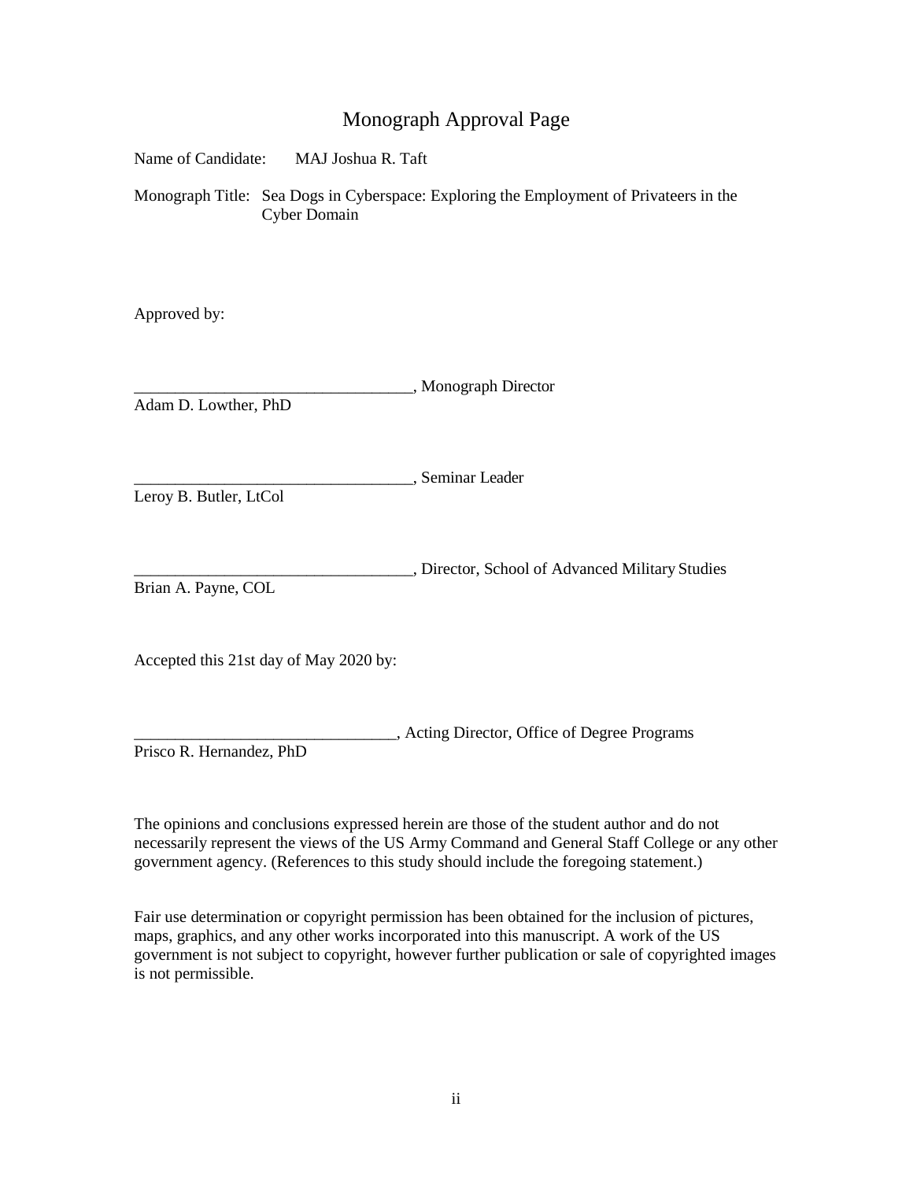# Monograph Approval Page

Name of Candidate: MAJ Joshua R. Taft

Monograph Title: Sea Dogs in Cyberspace: Exploring the Employment of Privateers in the Cyber Domain

Approved by:

__________________________________, Monograph Director
Adam D. Lowther, PhD

__________________________________, Seminar Leader
Leroy B. Butler, LtCol

__________________________________, Director, School of Advanced Military Studies
Brian A. Payne, COL

Accepted this 21st day of May 2020 by:

________________________________, Acting Director, Office of Degree Programs
Prisco R. Hernandez, PhD

The opinions and conclusions expressed herein are those of the student author and do not necessarily represent the views of the US Army Command and General Staff College or any other government agency. (References to this study should include the foregoing statement.)

Fair use determination or copyright permission has been obtained for the inclusion of pictures, maps, graphics, and any other works incorporated into this manuscript. A work of the US government is not subject to copyright, however further publication or sale of copyrighted images is not permissible.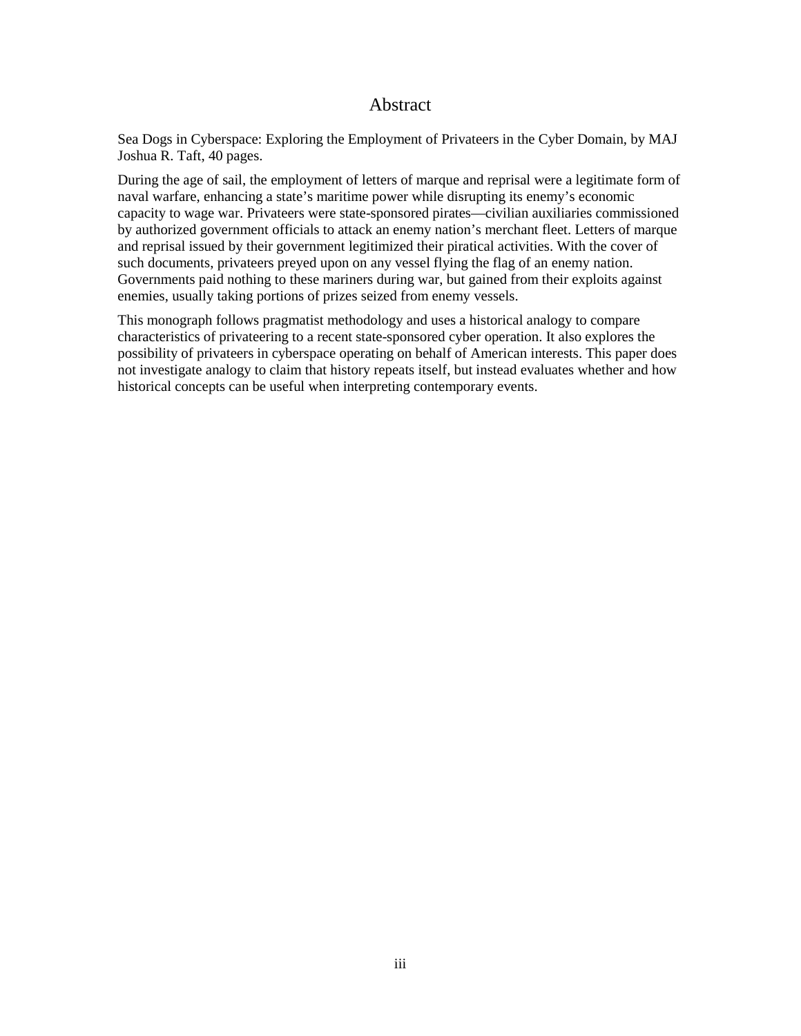# Abstract

Sea Dogs in Cyberspace: Exploring the Employment of Privateers in the Cyber Domain, by MAJ Joshua R. Taft, 40 pages.

During the age of sail, the employment of letters of marque and reprisal were a legitimate form of naval warfare, enhancing a state's maritime power while disrupting its enemy's economic capacity to wage war. Privateers were state-sponsored pirates—civilian auxiliaries commissioned by authorized government officials to attack an enemy nation's merchant fleet. Letters of marque and reprisal issued by their government legitimized their piratical activities. With the cover of such documents, privateers preyed upon on any vessel flying the flag of an enemy nation. Governments paid nothing to these mariners during war, but gained from their exploits against enemies, usually taking portions of prizes seized from enemy vessels.

This monograph follows pragmatist methodology and uses a historical analogy to compare characteristics of privateering to a recent state-sponsored cyber operation. It also explores the possibility of privateers in cyberspace operating on behalf of American interests. This paper does not investigate analogy to claim that history repeats itself, but instead evaluates whether and how historical concepts can be useful when interpreting contemporary events.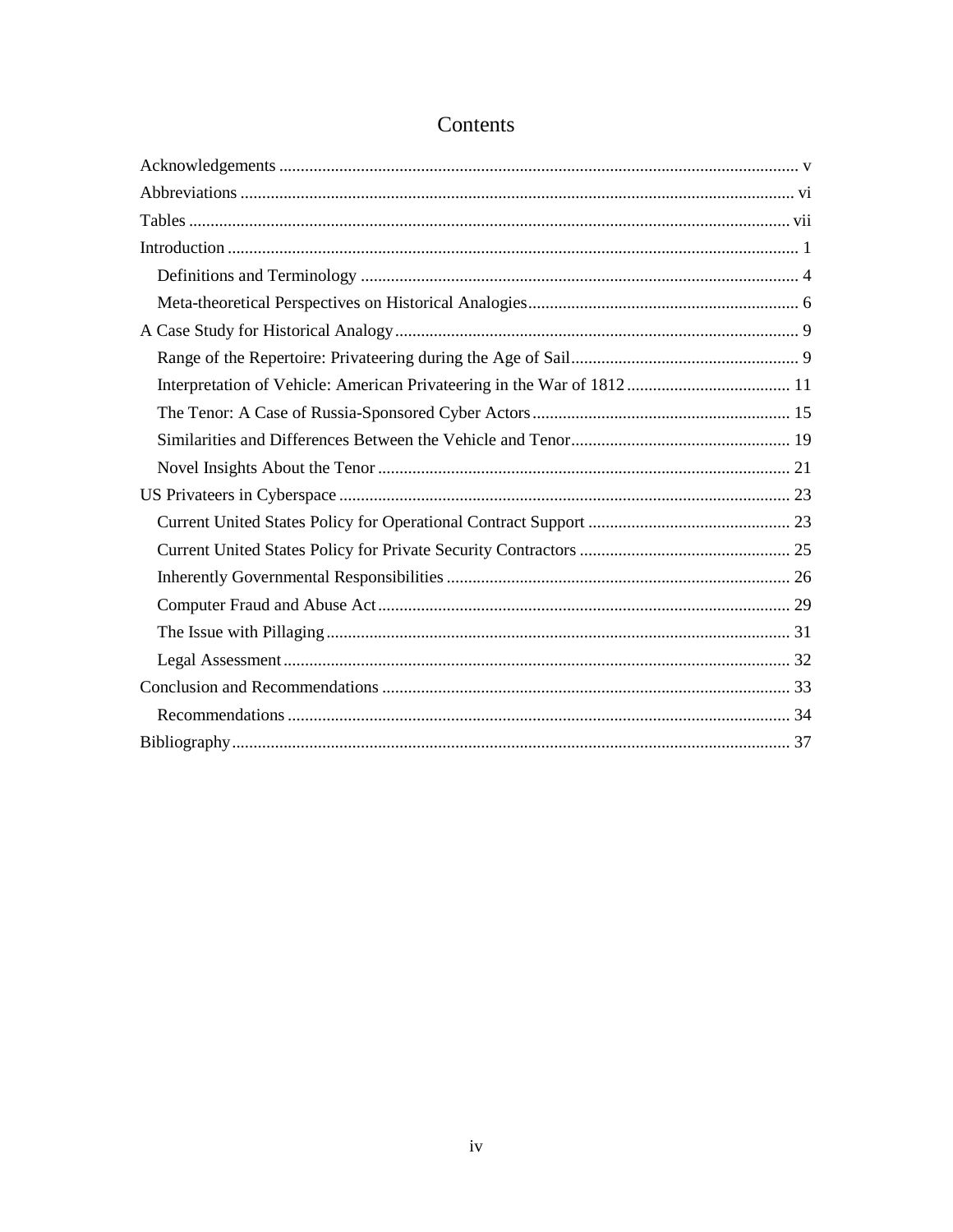# Contents

Acknowledgements ........................................................................................................................ v
Abbreviations ................................................................................................................................ vi
Tables .......................................................................................................................................... vii
Introduction .................................................................................................................................... 1
  Definitions and Terminology ..................................................................................................... 4
  Meta-theoretical Perspectives on Historical Analogies............................................................... 6
A Case Study for Historical Analogy ............................................................................................. 9
  Range of the Repertoire: Privateering during the Age of Sail..................................................... 9
  Interpretation of Vehicle: American Privateering in the War of 1812 ...................................... 11
  The Tenor: A Case of Russia-Sponsored Cyber Actors ............................................................ 15
  Similarities and Differences Between the Vehicle and Tenor................................................... 19
  Novel Insights About the Tenor ................................................................................................ 21
US Privateers in Cyberspace ........................................................................................................ 23
  Current United States Policy for Operational Contract Support ............................................... 23
  Current United States Policy for Private Security Contractors ................................................. 25
  Inherently Governmental Responsibilities ................................................................................ 26
  Computer Fraud and Abuse Act ................................................................................................ 29
  The Issue with Pillaging ............................................................................................................ 31
  Legal Assessment ...................................................................................................................... 32
Conclusion and Recommendations .............................................................................................. 33
  Recommendations ..................................................................................................................... 34
Bibliography.................................................................................................................................. 37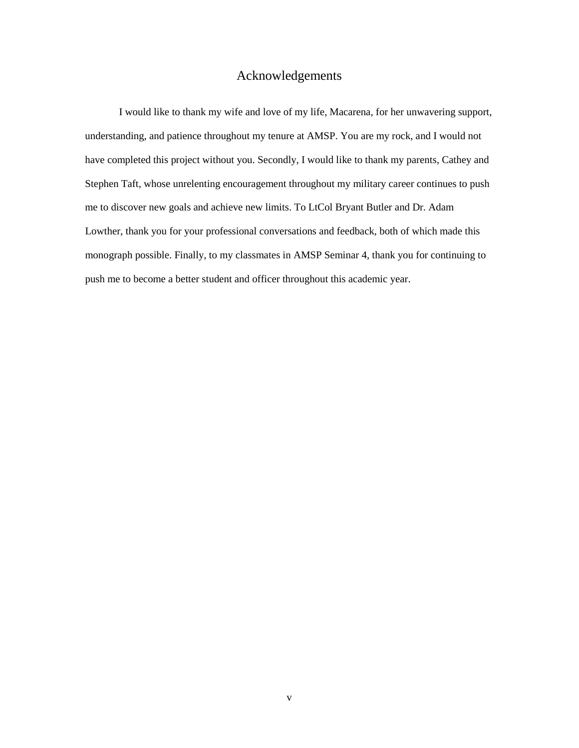# Acknowledgements

I would like to thank my wife and love of my life, Macarena, for her unwavering support, understanding, and patience throughout my tenure at AMSP. You are my rock, and I would not have completed this project without you. Secondly, I would like to thank my parents, Cathey and Stephen Taft, whose unrelenting encouragement throughout my military career continues to push me to discover new goals and achieve new limits. To LtCol Bryant Butler and Dr. Adam Lowther, thank you for your professional conversations and feedback, both of which made this monograph possible. Finally, to my classmates in AMSP Seminar 4, thank you for continuing to push me to become a better student and officer throughout this academic year.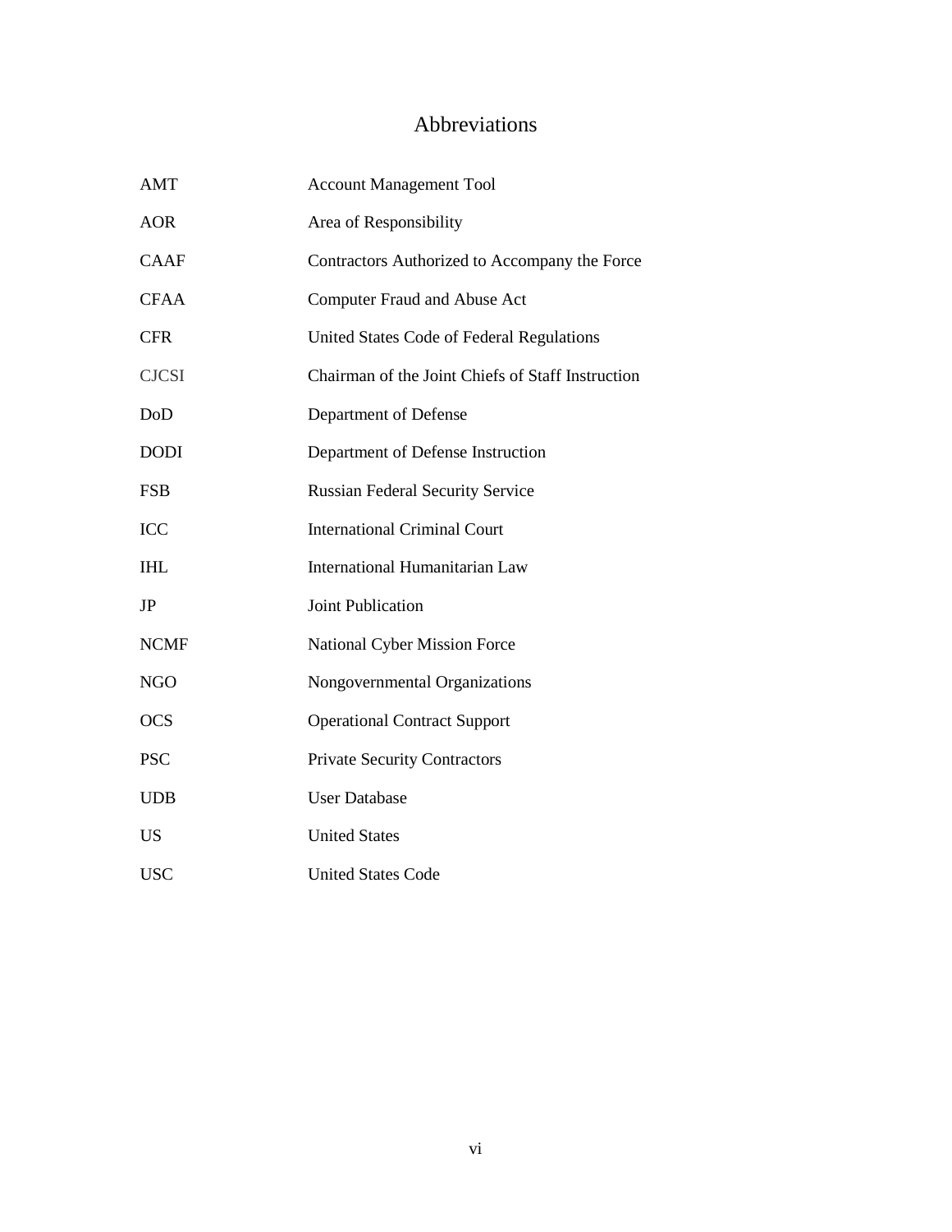# Abbreviations

| | |
|---|---|
| AMT | Account Management Tool |
| AOR | Area of Responsibility |
| CAAF | Contractors Authorized to Accompany the Force |
| CFAA | Computer Fraud and Abuse Act |
| CFR | United States Code of Federal Regulations |
| CJCSI | Chairman of the Joint Chiefs of Staff Instruction |
| DoD | Department of Defense |
| DODI | Department of Defense Instruction |
| FSB | Russian Federal Security Service |
| ICC | International Criminal Court |
| IHL | International Humanitarian Law |
| JP | Joint Publication |
| NCMF | National Cyber Mission Force |
| NGO | Nongovernmental Organizations |
| OCS | Operational Contract Support |
| PSC | Private Security Contractors |
| UDB | User Database |
| US | United States |
| USC | United States Code |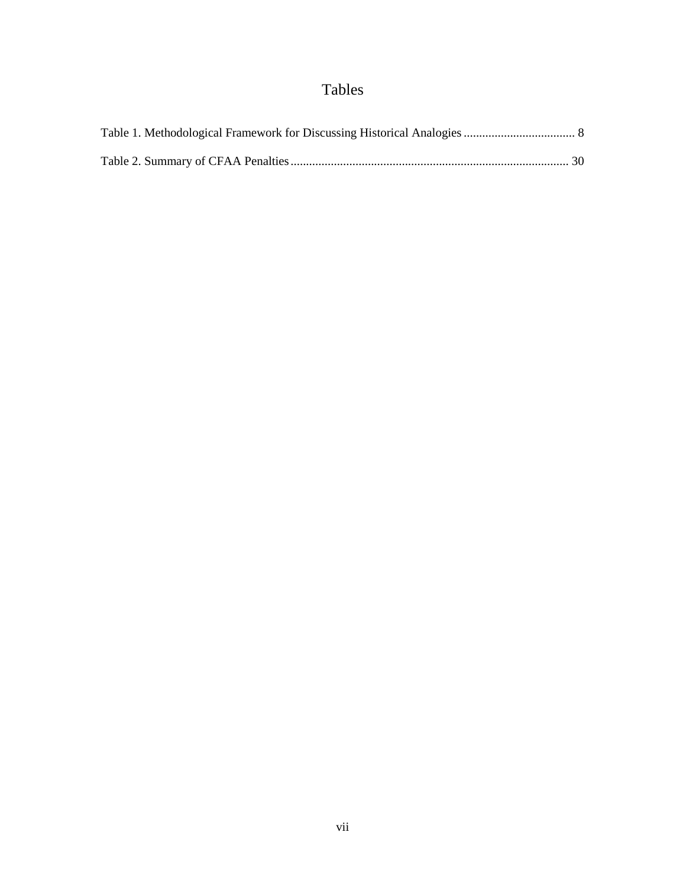# Tables

Table 1. Methodological Framework for Discussing Historical Analogies .................................... 8

Table 2. Summary of CFAA Penalties......................................................................................... 30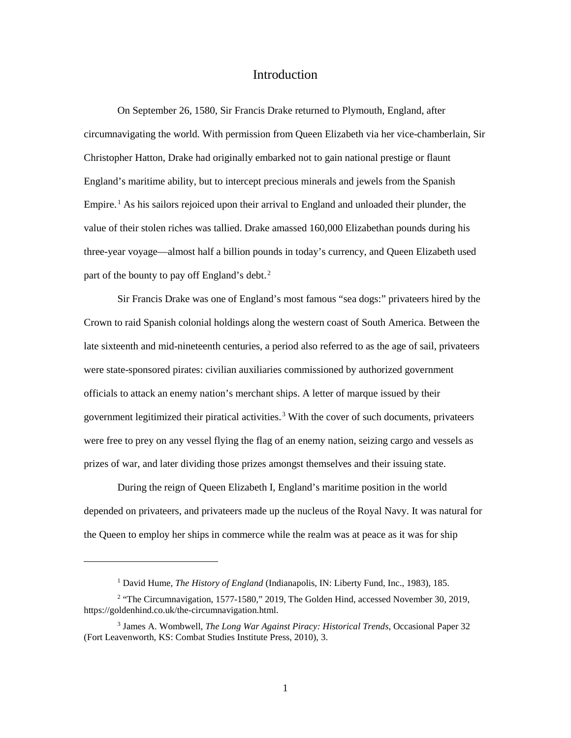# Introduction

On September 26, 1580, Sir Francis Drake returned to Plymouth, England, after circumnavigating the world. With permission from Queen Elizabeth via her vice-chamberlain, Sir Christopher Hatton, Drake had originally embarked not to gain national prestige or flaunt England's maritime ability, but to intercept precious minerals and jewels from the Spanish Empire.[1] As his sailors rejoiced upon their arrival to England and unloaded their plunder, the value of their stolen riches was tallied. Drake amassed 160,000 Elizabethan pounds during his three-year voyage—almost half a billion pounds in today's currency, and Queen Elizabeth used part of the bounty to pay off England's debt.[2]

Sir Francis Drake was one of England's most famous "sea dogs:" privateers hired by the Crown to raid Spanish colonial holdings along the western coast of South America. Between the late sixteenth and mid-nineteenth centuries, a period also referred to as the age of sail, privateers were state-sponsored pirates: civilian auxiliaries commissioned by authorized government officials to attack an enemy nation's merchant ships. A letter of marque issued by their government legitimized their piratical activities.[3] With the cover of such documents, privateers were free to prey on any vessel flying the flag of an enemy nation, seizing cargo and vessels as prizes of war, and later dividing those prizes amongst themselves and their issuing state.

During the reign of Queen Elizabeth I, England's maritime position in the world depended on privateers, and privateers made up the nucleus of the Royal Navy. It was natural for the Queen to employ her ships in commerce while the realm was at peace as it was for ship

---

[1] David Hume, *The History of England* (Indianapolis, IN: Liberty Fund, Inc., 1983), 185.

[2] "The Circumnavigation, 1577-1580," 2019, The Golden Hind, accessed November 30, 2019, https://goldenhind.co.uk/the-circumnavigation.html.

[3] James A. Wombwell, *The Long War Against Piracy: Historical Trends,* Occasional Paper 32 (Fort Leavenworth, KS: Combat Studies Institute Press, 2010), 3.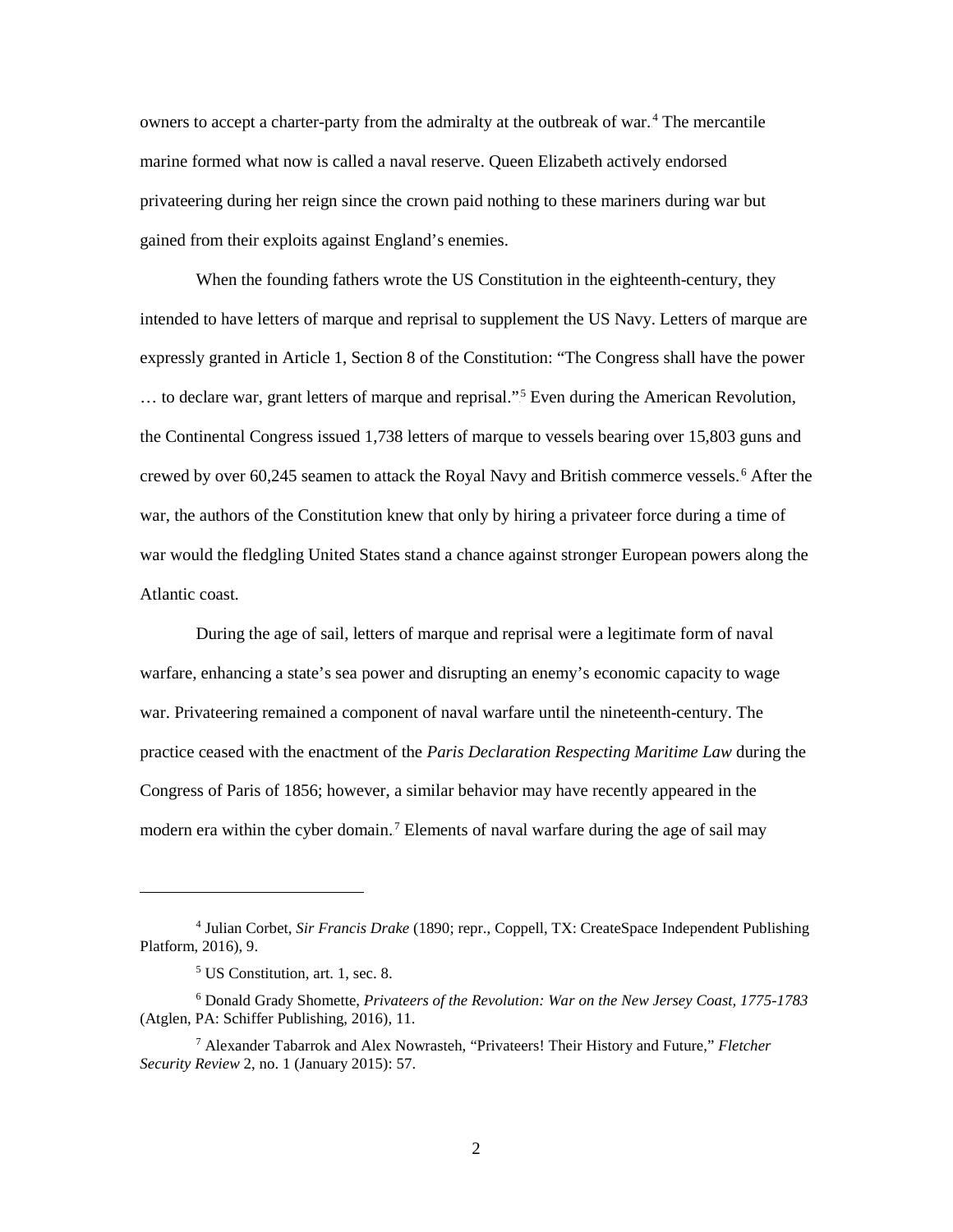owners to accept a charter-party from the admiralty at the outbreak of war.[4] The mercantile marine formed what now is called a naval reserve. Queen Elizabeth actively endorsed privateering during her reign since the crown paid nothing to these mariners during war but gained from their exploits against England's enemies.

When the founding fathers wrote the US Constitution in the eighteenth-century, they intended to have letters of marque and reprisal to supplement the US Navy. Letters of marque are expressly granted in Article 1, Section 8 of the Constitution: "The Congress shall have the power … to declare war, grant letters of marque and reprisal."[5] Even during the American Revolution, the Continental Congress issued 1,738 letters of marque to vessels bearing over 15,803 guns and crewed by over 60,245 seamen to attack the Royal Navy and British commerce vessels.[6] After the war, the authors of the Constitution knew that only by hiring a privateer force during a time of war would the fledgling United States stand a chance against stronger European powers along the Atlantic coast.

During the age of sail, letters of marque and reprisal were a legitimate form of naval warfare, enhancing a state's sea power and disrupting an enemy's economic capacity to wage war. Privateering remained a component of naval warfare until the nineteenth-century. The practice ceased with the enactment of the *Paris Declaration Respecting Maritime Law* during the Congress of Paris of 1856; however, a similar behavior may have recently appeared in the modern era within the cyber domain.[7] Elements of naval warfare during the age of sail may

---

[4] Julian Corbet, *Sir Francis Drake* (1890; repr., Coppell, TX: CreateSpace Independent Publishing Platform, 2016), 9.

[5] US Constitution, art. 1, sec. 8.

[6] Donald Grady Shomette, *Privateers of the Revolution: War on the New Jersey Coast, 1775-1783* (Atglen, PA: Schiffer Publishing, 2016), 11.

[7] Alexander Tabarrok and Alex Nowrasteh, "Privateers! Their History and Future," *Fletcher Security Review* 2, no. 1 (January 2015): 57.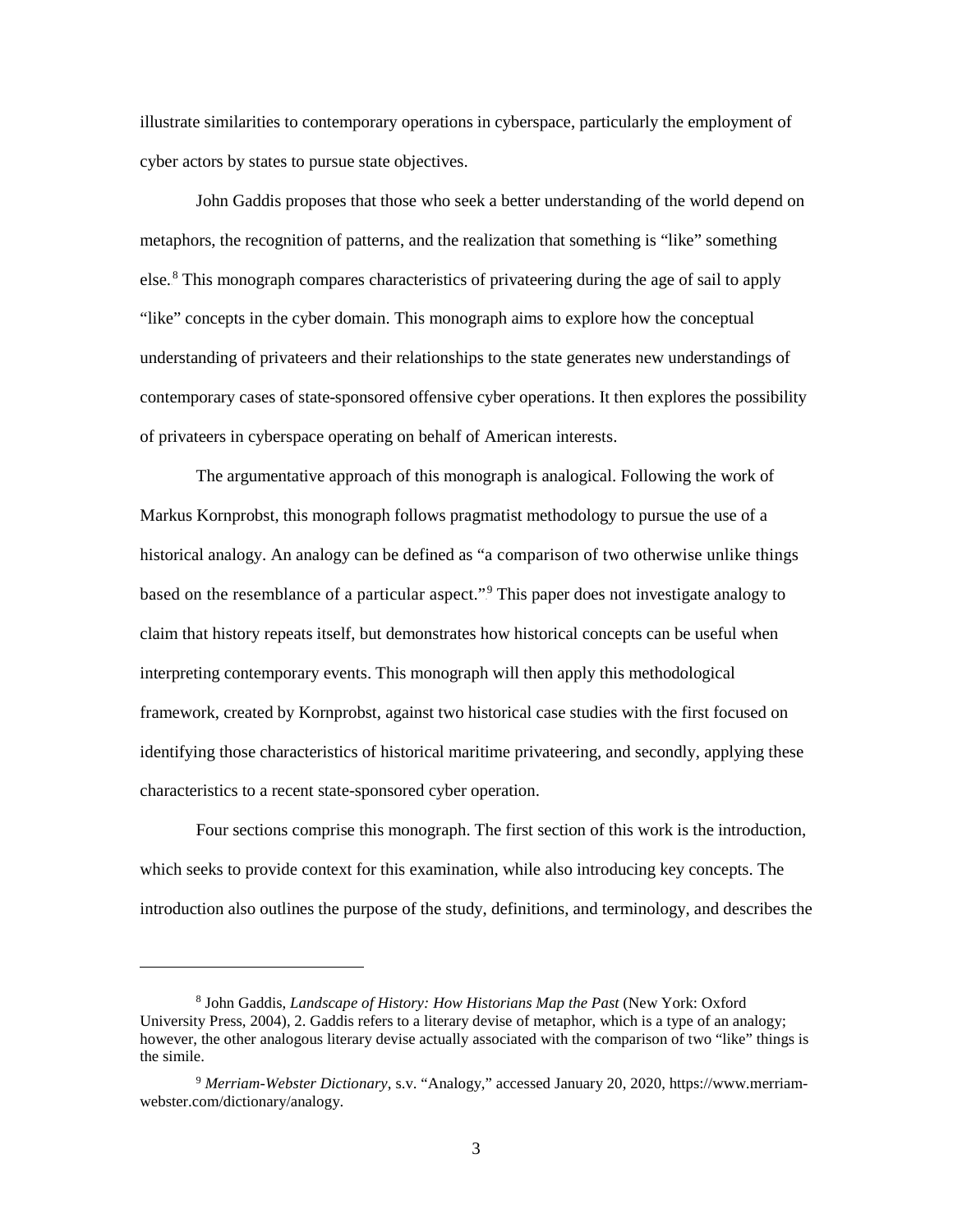illustrate similarities to contemporary operations in cyberspace, particularly the employment of cyber actors by states to pursue state objectives.

John Gaddis proposes that those who seek a better understanding of the world depend on metaphors, the recognition of patterns, and the realization that something is "like" something else.[8] This monograph compares characteristics of privateering during the age of sail to apply "like" concepts in the cyber domain. This monograph aims to explore how the conceptual understanding of privateers and their relationships to the state generates new understandings of contemporary cases of state-sponsored offensive cyber operations. It then explores the possibility of privateers in cyberspace operating on behalf of American interests.

The argumentative approach of this monograph is analogical. Following the work of Markus Kornprobst, this monograph follows pragmatist methodology to pursue the use of a historical analogy. An analogy can be defined as "a comparison of two otherwise unlike things based on the resemblance of a particular aspect."[9] This paper does not investigate analogy to claim that history repeats itself, but demonstrates how historical concepts can be useful when interpreting contemporary events. This monograph will then apply this methodological framework, created by Kornprobst, against two historical case studies with the first focused on identifying those characteristics of historical maritime privateering, and secondly, applying these characteristics to a recent state-sponsored cyber operation.

Four sections comprise this monograph. The first section of this work is the introduction, which seeks to provide context for this examination, while also introducing key concepts. The introduction also outlines the purpose of the study, definitions, and terminology, and describes the

---

[8] John Gaddis, *Landscape of History: How Historians Map the Past* (New York: Oxford University Press, 2004), 2. Gaddis refers to a literary devise of metaphor, which is a type of an analogy; however, the other analogous literary devise actually associated with the comparison of two "like" things is the simile.

[9] *Merriam-Webster Dictionary*, s.v. "Analogy," accessed January 20, 2020, https://www.merriam-webster.com/dictionary/analogy.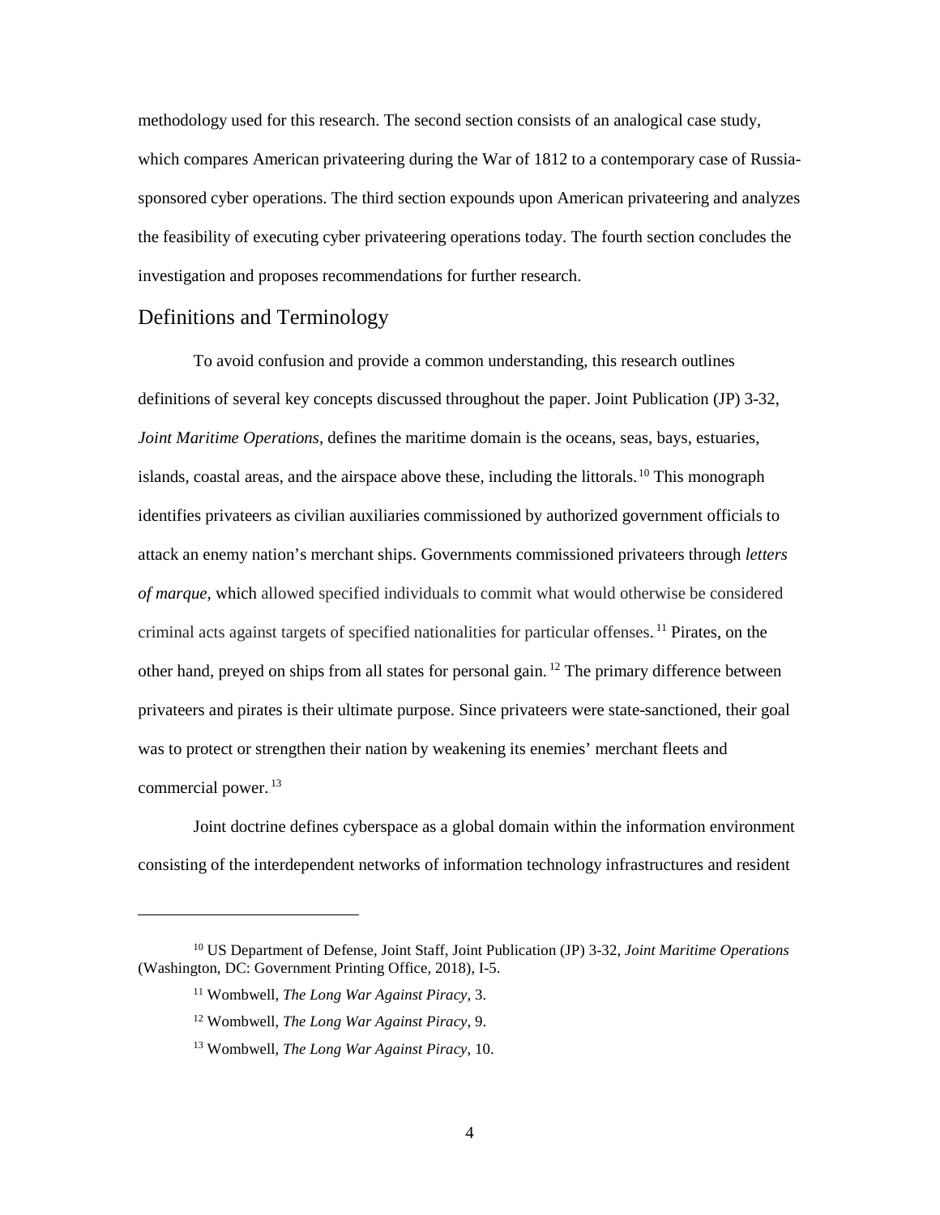methodology used for this research. The second section consists of an analogical case study, which compares American privateering during the War of 1812 to a contemporary case of Russia-sponsored cyber operations. The third section expounds upon American privateering and analyzes the feasibility of executing cyber privateering operations today. The fourth section concludes the investigation and proposes recommendations for further research.

## Definitions and Terminology

To avoid confusion and provide a common understanding, this research outlines definitions of several key concepts discussed throughout the paper. Joint Publication (JP) 3-32, *Joint Maritime Operations*, defines the maritime domain is the oceans, seas, bays, estuaries, islands, coastal areas, and the airspace above these, including the littorals.[10] This monograph identifies privateers as civilian auxiliaries commissioned by authorized government officials to attack an enemy nation's merchant ships. Governments commissioned privateers through *letters of marque*, which allowed specified individuals to commit what would otherwise be considered criminal acts against targets of specified nationalities for particular offenses.[11] Pirates, on the other hand, preyed on ships from all states for personal gain.[12] The primary difference between privateers and pirates is their ultimate purpose. Since privateers were state-sanctioned, their goal was to protect or strengthen their nation by weakening its enemies' merchant fleets and commercial power.[13]

Joint doctrine defines cyberspace as a global domain within the information environment consisting of the interdependent networks of information technology infrastructures and resident

---

[10] US Department of Defense, Joint Staff, Joint Publication (JP) 3-32, *Joint Maritime Operations* (Washington, DC: Government Printing Office, 2018), I-5.

[11] Wombwell, *The Long War Against Piracy*, 3.

[12] Wombwell, *The Long War Against Piracy*, 9.

[13] Wombwell, *The Long War Against Piracy*, 10.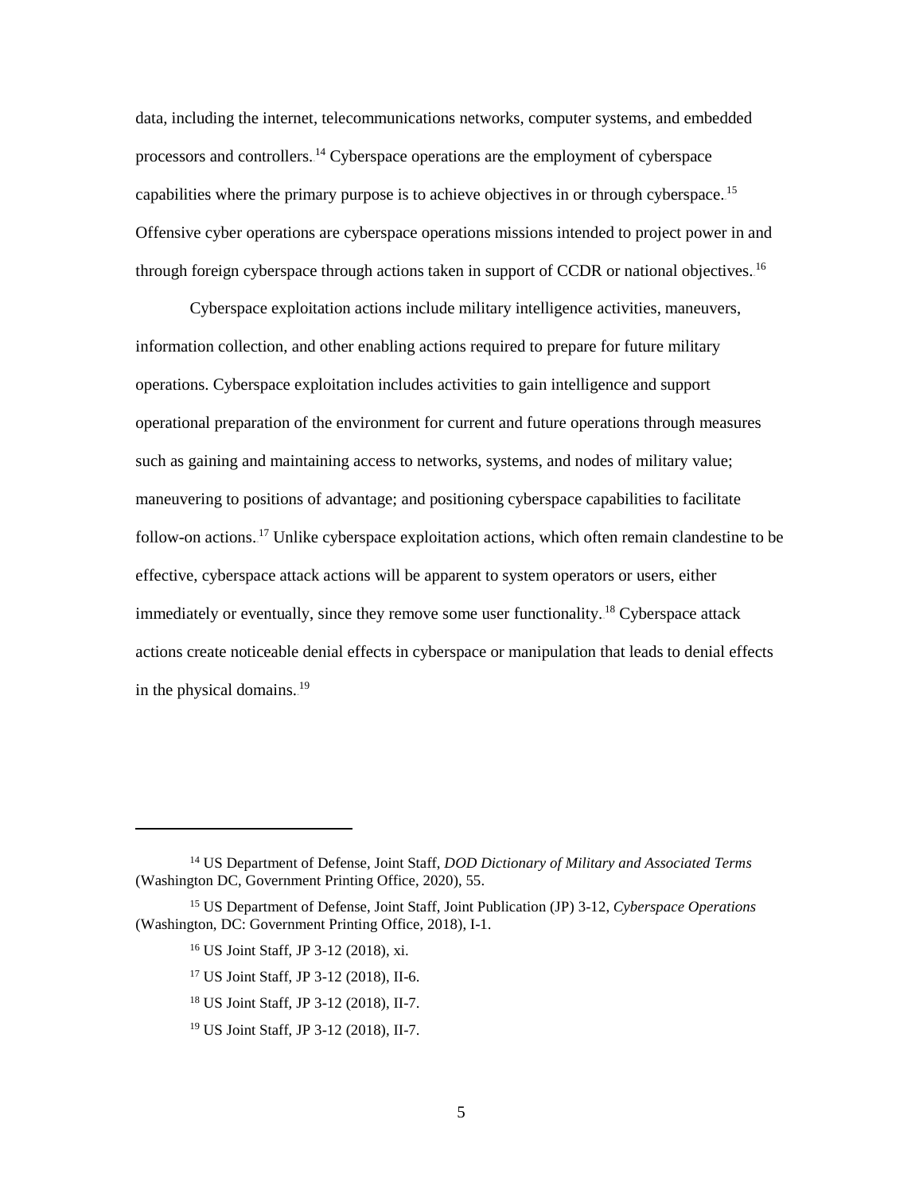data, including the internet, telecommunications networks, computer systems, and embedded processors and controllers.[14] Cyberspace operations are the employment of cyberspace capabilities where the primary purpose is to achieve objectives in or through cyberspace.[15] Offensive cyber operations are cyberspace operations missions intended to project power in and through foreign cyberspace through actions taken in support of CCDR or national objectives.[16]

Cyberspace exploitation actions include military intelligence activities, maneuvers, information collection, and other enabling actions required to prepare for future military operations. Cyberspace exploitation includes activities to gain intelligence and support operational preparation of the environment for current and future operations through measures such as gaining and maintaining access to networks, systems, and nodes of military value; maneuvering to positions of advantage; and positioning cyberspace capabilities to facilitate follow-on actions.[17] Unlike cyberspace exploitation actions, which often remain clandestine to be effective, cyberspace attack actions will be apparent to system operators or users, either immediately or eventually, since they remove some user functionality.[18] Cyberspace attack actions create noticeable denial effects in cyberspace or manipulation that leads to denial effects in the physical domains.[19]

---

[14] US Department of Defense, Joint Staff, *DOD Dictionary of Military and Associated Terms* (Washington DC, Government Printing Office, 2020), 55.

[15] US Department of Defense, Joint Staff, Joint Publication (JP) 3-12, *Cyberspace Operations* (Washington, DC: Government Printing Office, 2018), I-1.

[16] US Joint Staff, JP 3-12 (2018), xi.

[17] US Joint Staff, JP 3-12 (2018), II-6.

[18] US Joint Staff, JP 3-12 (2018), II-7.

[19] US Joint Staff, JP 3-12 (2018), II-7.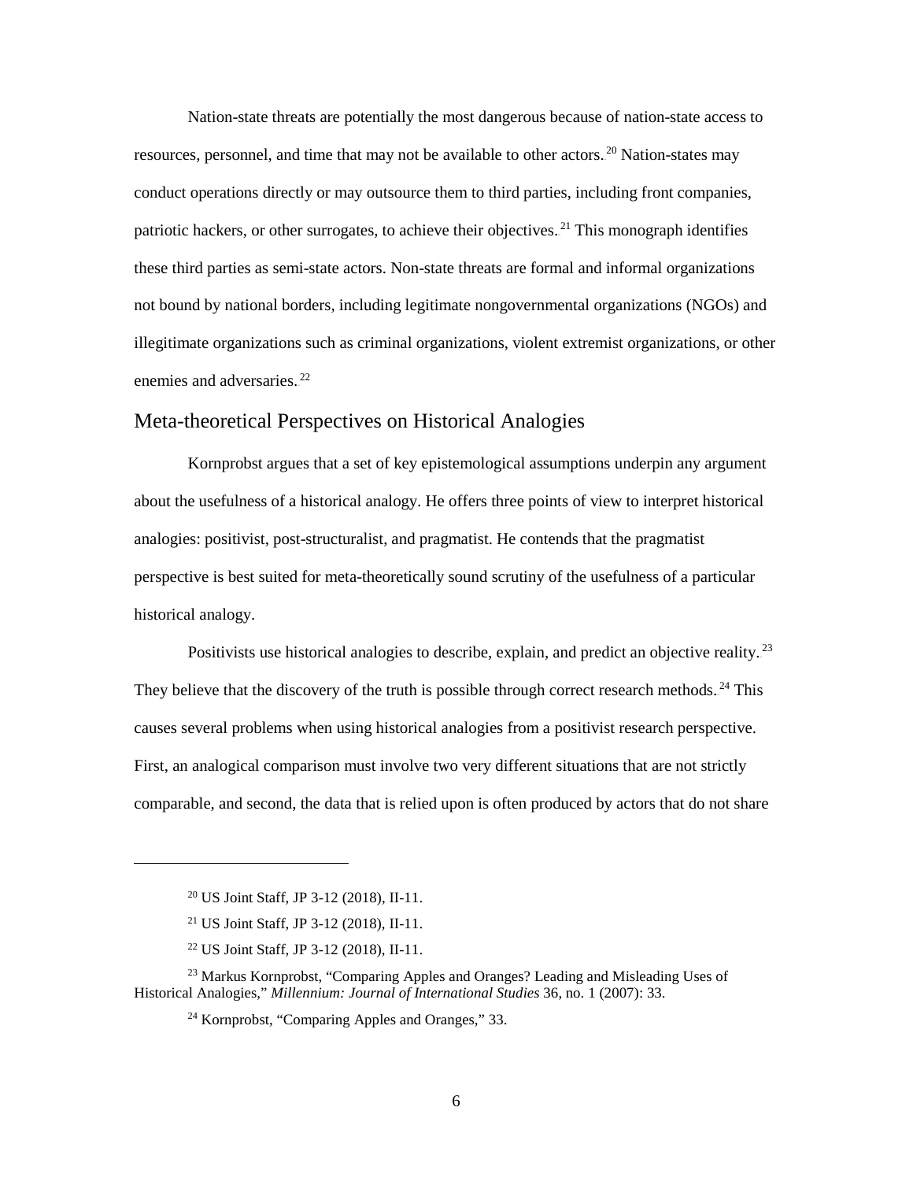Nation-state threats are potentially the most dangerous because of nation-state access to resources, personnel, and time that may not be available to other actors.[20] Nation-states may conduct operations directly or may outsource them to third parties, including front companies, patriotic hackers, or other surrogates, to achieve their objectives.[21] This monograph identifies these third parties as semi-state actors. Non-state threats are formal and informal organizations not bound by national borders, including legitimate nongovernmental organizations (NGOs) and illegitimate organizations such as criminal organizations, violent extremist organizations, or other enemies and adversaries.[22]

## Meta-theoretical Perspectives on Historical Analogies

Kornprobst argues that a set of key epistemological assumptions underpin any argument about the usefulness of a historical analogy. He offers three points of view to interpret historical analogies: positivist, post-structuralist, and pragmatist. He contends that the pragmatist perspective is best suited for meta-theoretically sound scrutiny of the usefulness of a particular historical analogy.

Positivists use historical analogies to describe, explain, and predict an objective reality.[23] They believe that the discovery of the truth is possible through correct research methods.[24] This causes several problems when using historical analogies from a positivist research perspective. First, an analogical comparison must involve two very different situations that are not strictly comparable, and second, the data that is relied upon is often produced by actors that do not share

[20] US Joint Staff, JP 3-12 (2018), II-11.

[21] US Joint Staff, JP 3-12 (2018), II-11.

[22] US Joint Staff, JP 3-12 (2018), II-11.

[23] Markus Kornprobst, "Comparing Apples and Oranges? Leading and Misleading Uses of Historical Analogies," *Millennium: Journal of International Studies* 36, no. 1 (2007): 33.

[24] Kornprobst, "Comparing Apples and Oranges," 33.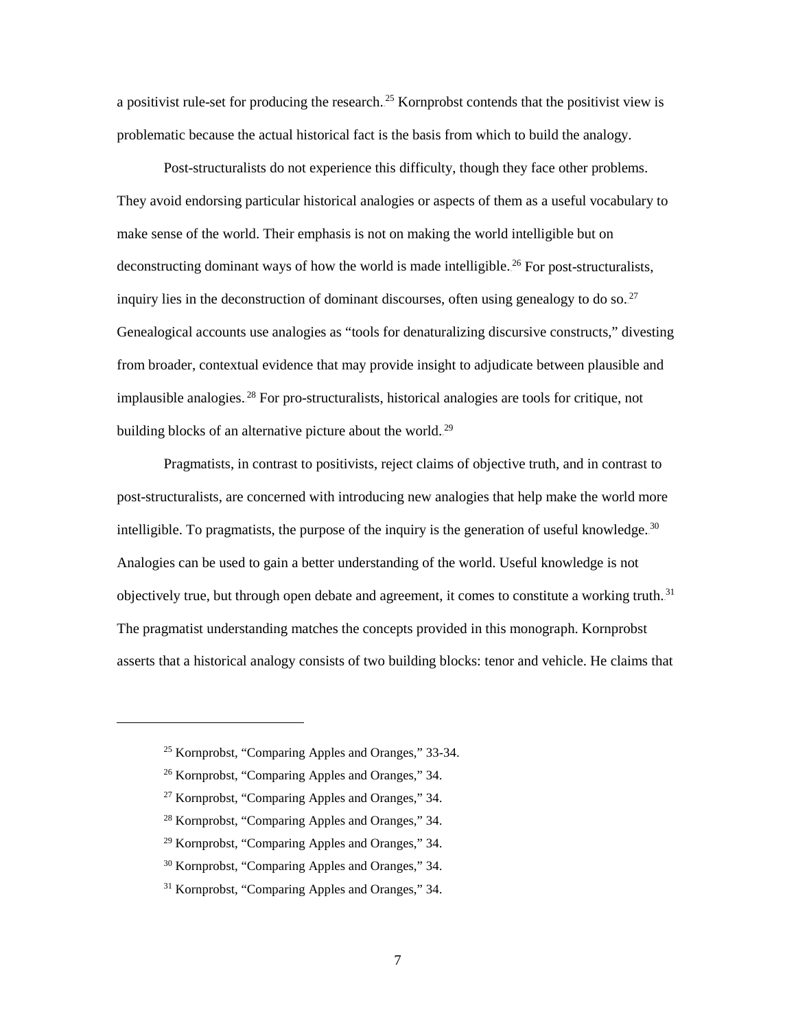a positivist rule-set for producing the research.[25] Kornprobst contends that the positivist view is problematic because the actual historical fact is the basis from which to build the analogy.

Post-structuralists do not experience this difficulty, though they face other problems. They avoid endorsing particular historical analogies or aspects of them as a useful vocabulary to make sense of the world. Their emphasis is not on making the world intelligible but on deconstructing dominant ways of how the world is made intelligible.[26] For post-structuralists, inquiry lies in the deconstruction of dominant discourses, often using genealogy to do so.[27] Genealogical accounts use analogies as "tools for denaturalizing discursive constructs," divesting from broader, contextual evidence that may provide insight to adjudicate between plausible and implausible analogies.[28] For pro-structuralists, historical analogies are tools for critique, not building blocks of an alternative picture about the world.[29]

Pragmatists, in contrast to positivists, reject claims of objective truth, and in contrast to post-structuralists, are concerned with introducing new analogies that help make the world more intelligible. To pragmatists, the purpose of the inquiry is the generation of useful knowledge.[30] Analogies can be used to gain a better understanding of the world. Useful knowledge is not objectively true, but through open debate and agreement, it comes to constitute a working truth.[31] The pragmatist understanding matches the concepts provided in this monograph. Kornprobst asserts that a historical analogy consists of two building blocks: tenor and vehicle. He claims that

---

[25] Kornprobst, "Comparing Apples and Oranges," 33-34.

[26] Kornprobst, "Comparing Apples and Oranges," 34.

[27] Kornprobst, "Comparing Apples and Oranges," 34.

[28] Kornprobst, "Comparing Apples and Oranges," 34.

[29] Kornprobst, "Comparing Apples and Oranges," 34.

[30] Kornprobst, "Comparing Apples and Oranges," 34.

[31] Kornprobst, "Comparing Apples and Oranges," 34.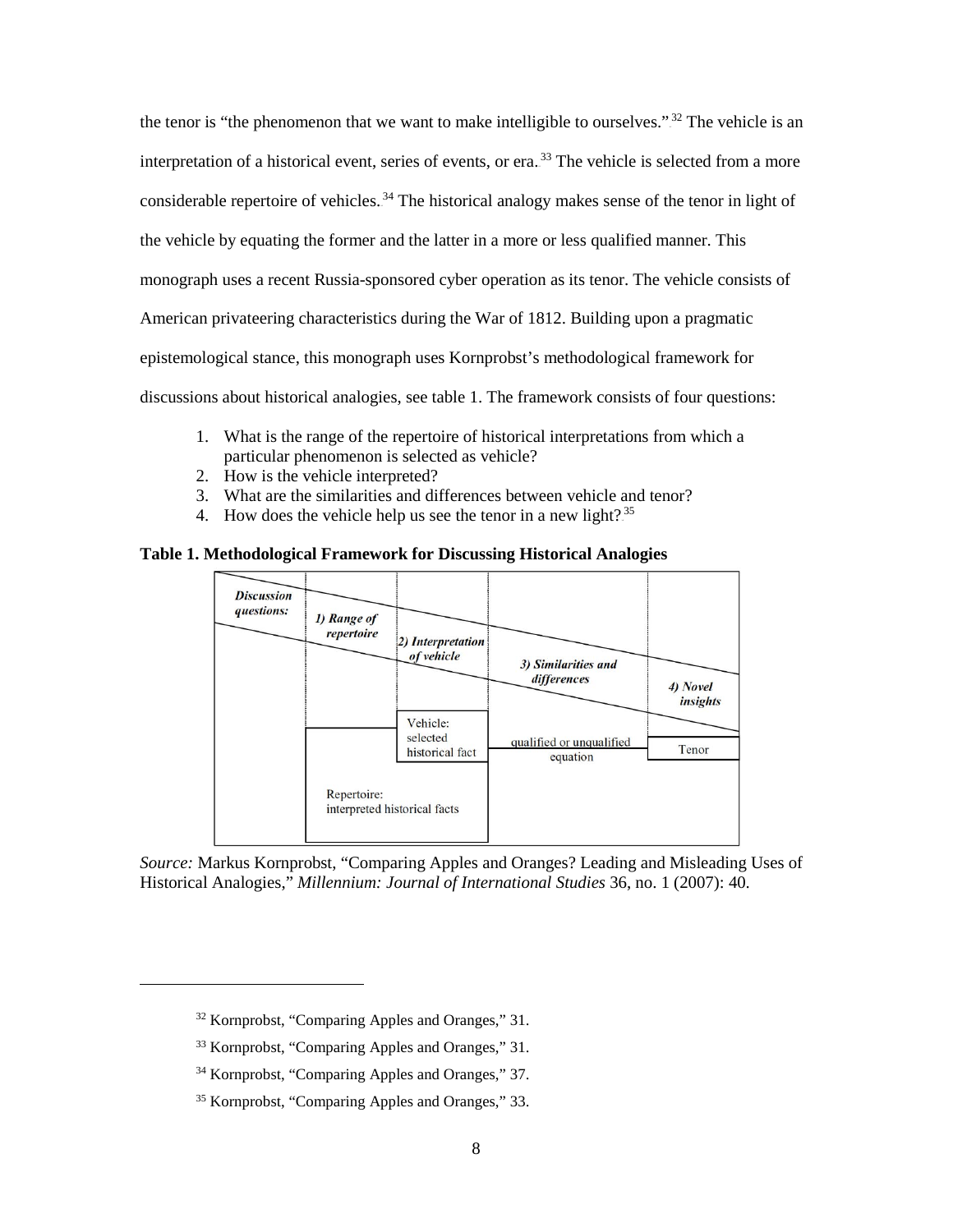the tenor is "the phenomenon that we want to make intelligible to ourselves."[32] The vehicle is an interpretation of a historical event, series of events, or era.[33] The vehicle is selected from a more considerable repertoire of vehicles.[34] The historical analogy makes sense of the tenor in light of the vehicle by equating the former and the latter in a more or less qualified manner. This monograph uses a recent Russia-sponsored cyber operation as its tenor. The vehicle consists of American privateering characteristics during the War of 1812. Building upon a pragmatic epistemological stance, this monograph uses Kornprobst's methodological framework for discussions about historical analogies, see table 1. The framework consists of four questions:

1. What is the range of the repertoire of historical interpretations from which a particular phenomenon is selected as vehicle?
2. How is the vehicle interpreted?
3. What are the similarities and differences between vehicle and tenor?
4. How does the vehicle help us see the tenor in a new light?[35]

**Table 1. Methodological Framework for Discussing Historical Analogies**

| *Discussion questions:* | *1) Range of repertoire* | *2) Interpretation of vehicle* | *3) Similarities and differences* | *4) Novel insights* |
|---|---|---|---|---|
| | Repertoire: interpreted historical facts | Vehicle: selected historical fact | qualified or unqualified equation | Tenor |

*Source:* Markus Kornprobst, "Comparing Apples and Oranges? Leading and Misleading Uses of Historical Analogies," *Millennium: Journal of International Studies* 36, no. 1 (2007): 40.

---

[32] Kornprobst, "Comparing Apples and Oranges," 31.

[33] Kornprobst, "Comparing Apples and Oranges," 31.

[34] Kornprobst, "Comparing Apples and Oranges," 37.

[35] Kornprobst, "Comparing Apples and Oranges," 33.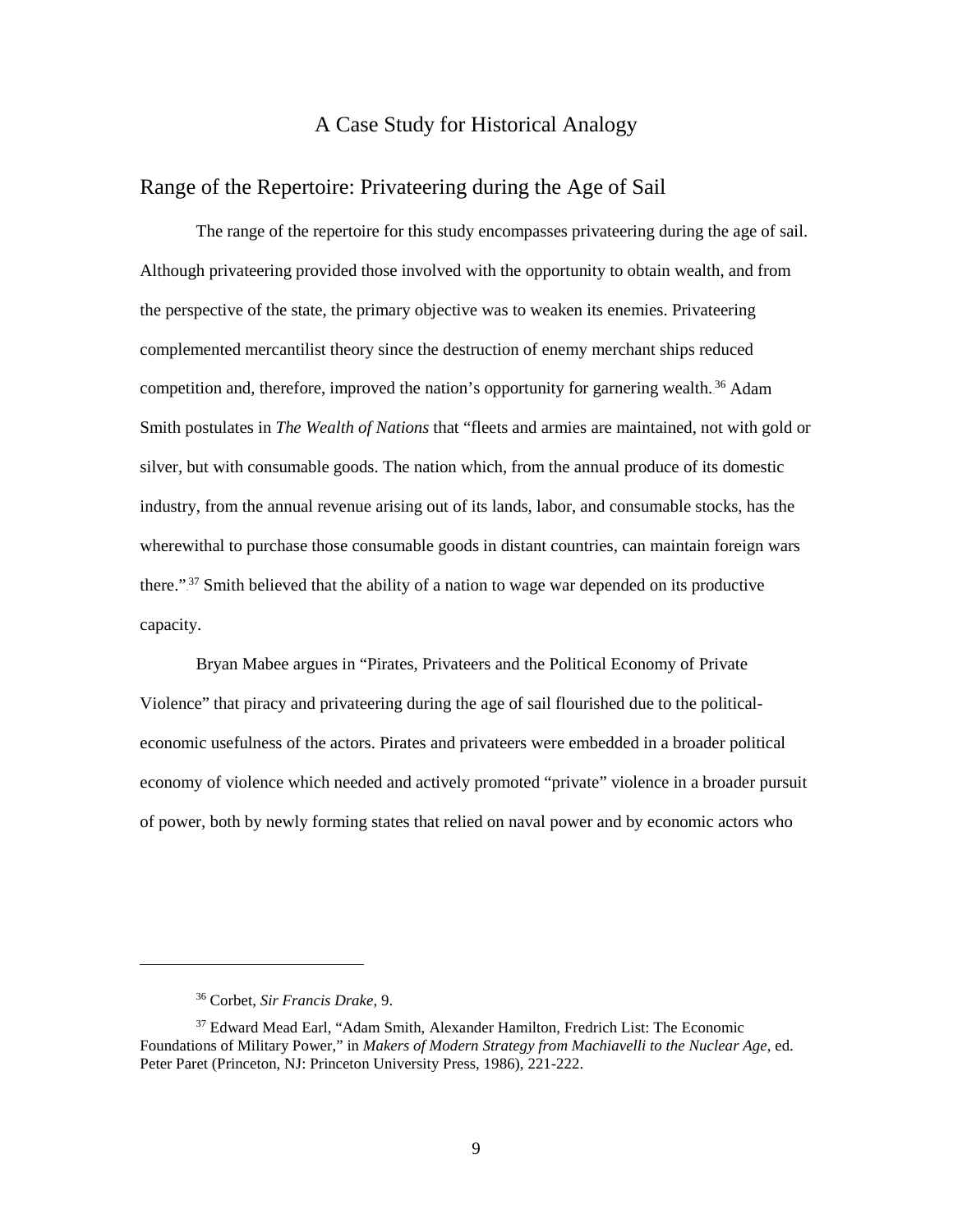# A Case Study for Historical Analogy

## Range of the Repertoire: Privateering during the Age of Sail

The range of the repertoire for this study encompasses privateering during the age of sail. Although privateering provided those involved with the opportunity to obtain wealth, and from the perspective of the state, the primary objective was to weaken its enemies. Privateering complemented mercantilist theory since the destruction of enemy merchant ships reduced competition and, therefore, improved the nation's opportunity for garnering wealth.[36] Adam Smith postulates in *The Wealth of Nations* that "fleets and armies are maintained, not with gold or silver, but with consumable goods. The nation which, from the annual produce of its domestic industry, from the annual revenue arising out of its lands, labor, and consumable stocks, has the wherewithal to purchase those consumable goods in distant countries, can maintain foreign wars there."[37] Smith believed that the ability of a nation to wage war depended on its productive capacity.

Bryan Mabee argues in "Pirates, Privateers and the Political Economy of Private Violence" that piracy and privateering during the age of sail flourished due to the political-economic usefulness of the actors. Pirates and privateers were embedded in a broader political economy of violence which needed and actively promoted "private" violence in a broader pursuit of power, both by newly forming states that relied on naval power and by economic actors who

---

[36] Corbet, *Sir Francis Drake,* 9.

[37] Edward Mead Earl, "Adam Smith, Alexander Hamilton, Fredrich List: The Economic Foundations of Military Power," in *Makers of Modern Strategy from Machiavelli to the Nuclear Age*, ed. Peter Paret (Princeton, NJ: Princeton University Press, 1986), 221-222.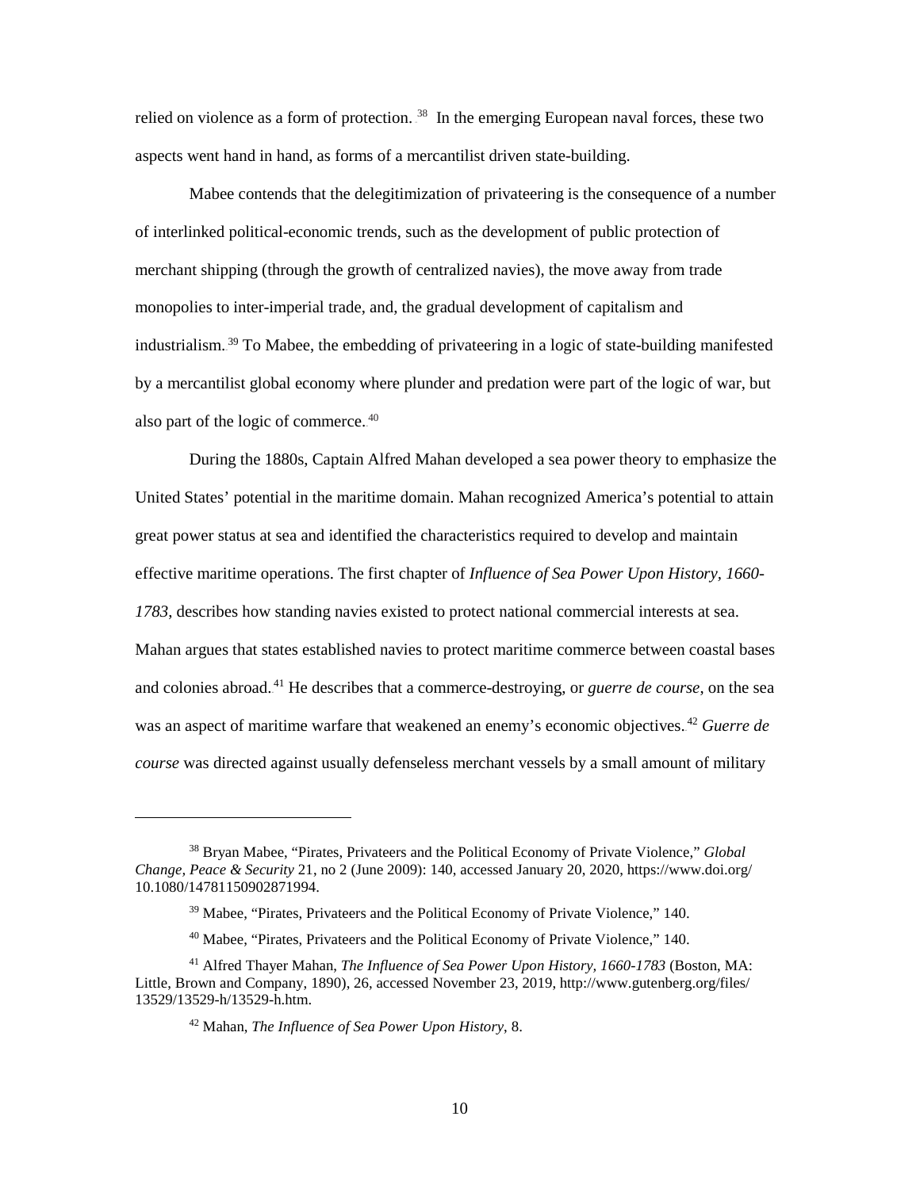relied on violence as a form of protection.[38] In the emerging European naval forces, these two aspects went hand in hand, as forms of a mercantilist driven state-building.

Mabee contends that the delegitimization of privateering is the consequence of a number of interlinked political-economic trends, such as the development of public protection of merchant shipping (through the growth of centralized navies), the move away from trade monopolies to inter-imperial trade, and, the gradual development of capitalism and industrialism.[39] To Mabee, the embedding of privateering in a logic of state-building manifested by a mercantilist global economy where plunder and predation were part of the logic of war, but also part of the logic of commerce.[40]

During the 1880s, Captain Alfred Mahan developed a sea power theory to emphasize the United States' potential in the maritime domain. Mahan recognized America's potential to attain great power status at sea and identified the characteristics required to develop and maintain effective maritime operations. The first chapter of *Influence of Sea Power Upon History, 1660-1783*, describes how standing navies existed to protect national commercial interests at sea. Mahan argues that states established navies to protect maritime commerce between coastal bases and colonies abroad.[41] He describes that a commerce-destroying, or *guerre de course*, on the sea was an aspect of maritime warfare that weakened an enemy's economic objectives.[42] *Guerre de course* was directed against usually defenseless merchant vessels by a small amount of military

---

[38] Bryan Mabee, "Pirates, Privateers and the Political Economy of Private Violence," *Global Change, Peace & Security* 21, no 2 (June 2009): 140, accessed January 20, 2020, https://www.doi.org/10.1080/14781150902871994.

[39] Mabee, "Pirates, Privateers and the Political Economy of Private Violence," 140.

[40] Mabee, "Pirates, Privateers and the Political Economy of Private Violence," 140.

[41] Alfred Thayer Mahan, *The Influence of Sea Power Upon History, 1660-1783* (Boston, MA: Little, Brown and Company, 1890), 26, accessed November 23, 2019, http://www.gutenberg.org/files/13529/13529-h/13529-h.htm.

[42] Mahan, *The Influence of Sea Power Upon History*, 8.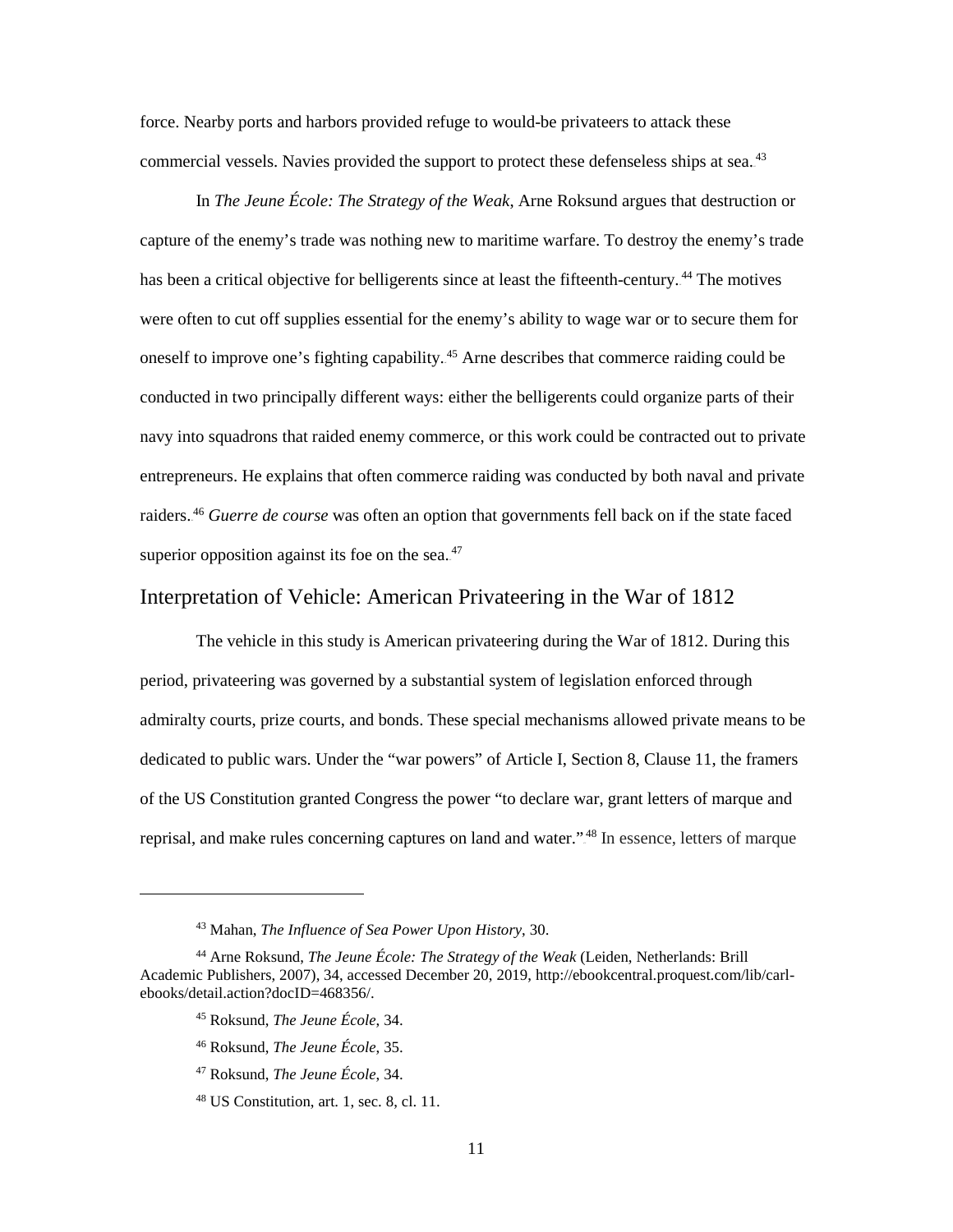force. Nearby ports and harbors provided refuge to would-be privateers to attack these commercial vessels. Navies provided the support to protect these defenseless ships at sea.[43]

In *The Jeune École: The Strategy of the Weak*, Arne Roksund argues that destruction or capture of the enemy's trade was nothing new to maritime warfare. To destroy the enemy's trade has been a critical objective for belligerents since at least the fifteenth-century.[44] The motives were often to cut off supplies essential for the enemy's ability to wage war or to secure them for oneself to improve one's fighting capability.[45] Arne describes that commerce raiding could be conducted in two principally different ways: either the belligerents could organize parts of their navy into squadrons that raided enemy commerce, or this work could be contracted out to private entrepreneurs. He explains that often commerce raiding was conducted by both naval and private raiders.[46] *Guerre de course* was often an option that governments fell back on if the state faced superior opposition against its foe on the sea.[47]

## Interpretation of Vehicle: American Privateering in the War of 1812

The vehicle in this study is American privateering during the War of 1812. During this period, privateering was governed by a substantial system of legislation enforced through admiralty courts, prize courts, and bonds. These special mechanisms allowed private means to be dedicated to public wars. Under the "war powers" of Article I, Section 8, Clause 11, the framers of the US Constitution granted Congress the power "to declare war, grant letters of marque and reprisal, and make rules concerning captures on land and water."[48] In essence, letters of marque

---

[43] Mahan, *The Influence of Sea Power Upon History*, 30.

[44] Arne Roksund, *The Jeune École: The Strategy of the Weak* (Leiden, Netherlands: Brill Academic Publishers, 2007), 34, accessed December 20, 2019, http://ebookcentral.proquest.com/lib/carl-ebooks/detail.action?docID=468356/.

[45] Roksund, *The Jeune École*, 34.

[46] Roksund, *The Jeune École*, 35.

[47] Roksund, *The Jeune École*, 34.

[48] US Constitution, art. 1, sec. 8, cl. 11.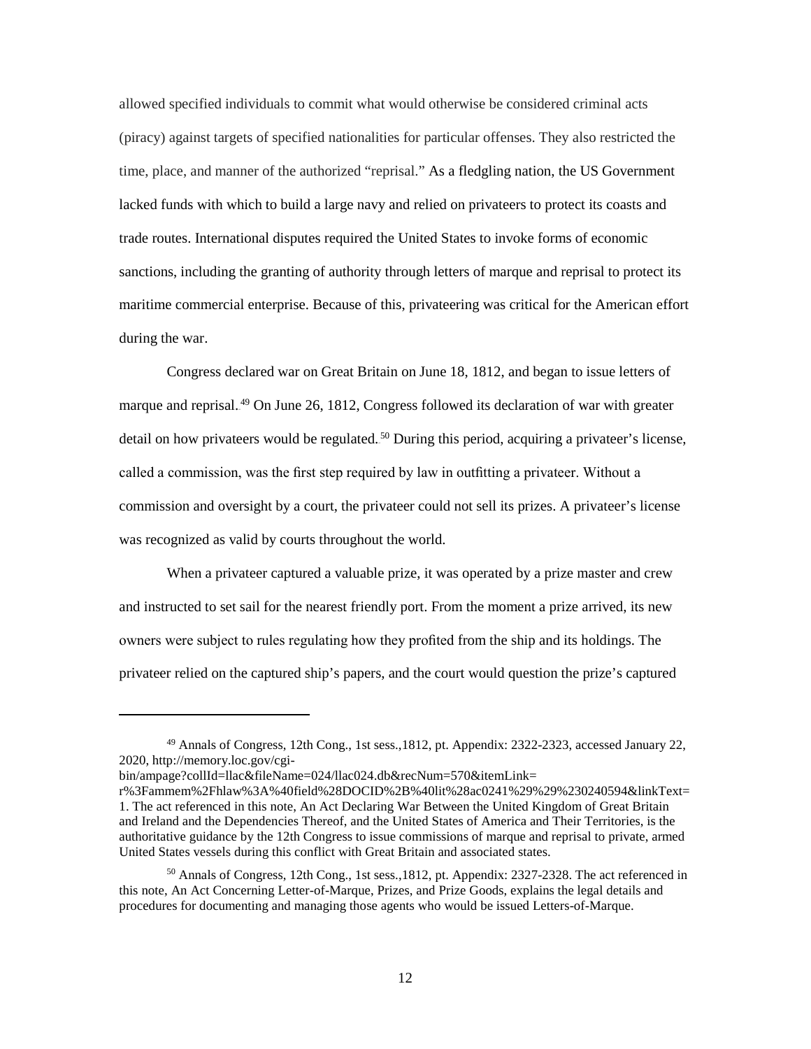allowed specified individuals to commit what would otherwise be considered criminal acts (piracy) against targets of specified nationalities for particular offenses. They also restricted the time, place, and manner of the authorized "reprisal." As a fledgling nation, the US Government lacked funds with which to build a large navy and relied on privateers to protect its coasts and trade routes. International disputes required the United States to invoke forms of economic sanctions, including the granting of authority through letters of marque and reprisal to protect its maritime commercial enterprise. Because of this, privateering was critical for the American effort during the war.

Congress declared war on Great Britain on June 18, 1812, and began to issue letters of marque and reprisal.[49] On June 26, 1812, Congress followed its declaration of war with greater detail on how privateers would be regulated.[50] During this period, acquiring a privateer's license, called a commission, was the first step required by law in outfitting a privateer. Without a commission and oversight by a court, the privateer could not sell its prizes. A privateer's license was recognized as valid by courts throughout the world.

When a privateer captured a valuable prize, it was operated by a prize master and crew and instructed to set sail for the nearest friendly port. From the moment a prize arrived, its new owners were subject to rules regulating how they profited from the ship and its holdings. The privateer relied on the captured ship's papers, and the court would question the prize's captured

---

[49] Annals of Congress, 12th Cong., 1st sess.,1812, pt. Appendix: 2322-2323, accessed January 22, 2020, http://memory.loc.gov/cgi-bin/ampage?collId=llac&fileName=024/llac024.db&recNum=570&itemLink=r%3Fammem%2Fhlaw%3A%40field%28DOCID%2B%40lit%28ac0241%29%29%230240594&linkText=1. The act referenced in this note, An Act Declaring War Between the United Kingdom of Great Britain and Ireland and the Dependencies Thereof, and the United States of America and Their Territories, is the authoritative guidance by the 12th Congress to issue commissions of marque and reprisal to private, armed United States vessels during this conflict with Great Britain and associated states.

[50] Annals of Congress, 12th Cong., 1st sess.,1812, pt. Appendix: 2327-2328. The act referenced in this note, An Act Concerning Letter-of-Marque, Prizes, and Prize Goods, explains the legal details and procedures for documenting and managing those agents who would be issued Letters-of-Marque.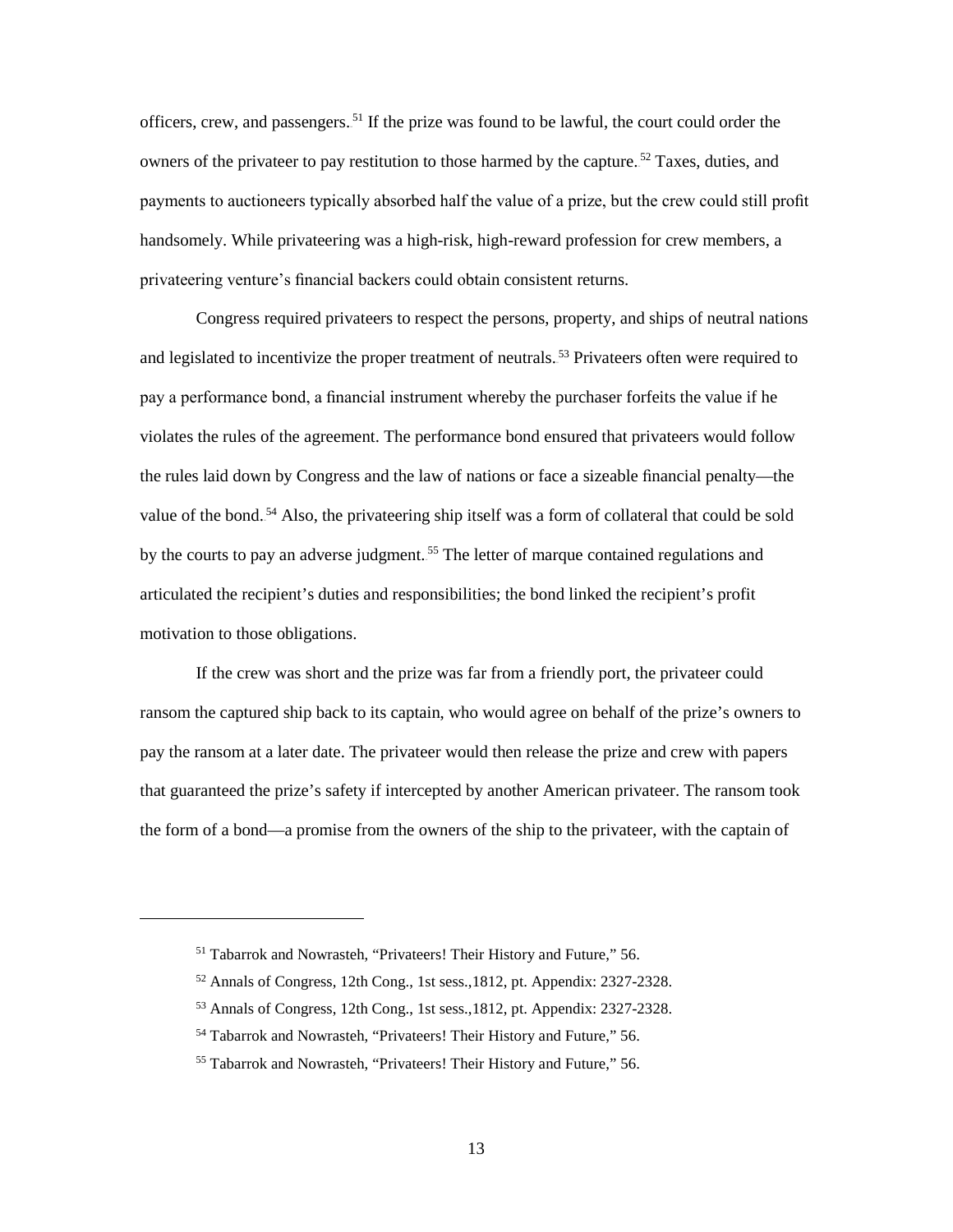officers, crew, and passengers.[51] If the prize was found to be lawful, the court could order the owners of the privateer to pay restitution to those harmed by the capture.[52] Taxes, duties, and payments to auctioneers typically absorbed half the value of a prize, but the crew could still profit handsomely. While privateering was a high-risk, high-reward profession for crew members, a privateering venture's financial backers could obtain consistent returns.

Congress required privateers to respect the persons, property, and ships of neutral nations and legislated to incentivize the proper treatment of neutrals.[53] Privateers often were required to pay a performance bond, a financial instrument whereby the purchaser forfeits the value if he violates the rules of the agreement. The performance bond ensured that privateers would follow the rules laid down by Congress and the law of nations or face a sizeable financial penalty—the value of the bond.[54] Also, the privateering ship itself was a form of collateral that could be sold by the courts to pay an adverse judgment.[55] The letter of marque contained regulations and articulated the recipient's duties and responsibilities; the bond linked the recipient's profit motivation to those obligations.

If the crew was short and the prize was far from a friendly port, the privateer could ransom the captured ship back to its captain, who would agree on behalf of the prize's owners to pay the ransom at a later date. The privateer would then release the prize and crew with papers that guaranteed the prize's safety if intercepted by another American privateer. The ransom took the form of a bond—a promise from the owners of the ship to the privateer, with the captain of

---

[51] Tabarrok and Nowrasteh, "Privateers! Their History and Future," 56.

[52] Annals of Congress, 12th Cong., 1st sess.,1812, pt. Appendix: 2327-2328.

[53] Annals of Congress, 12th Cong., 1st sess.,1812, pt. Appendix: 2327-2328.

[54] Tabarrok and Nowrasteh, "Privateers! Their History and Future," 56.

[55] Tabarrok and Nowrasteh, "Privateers! Their History and Future," 56.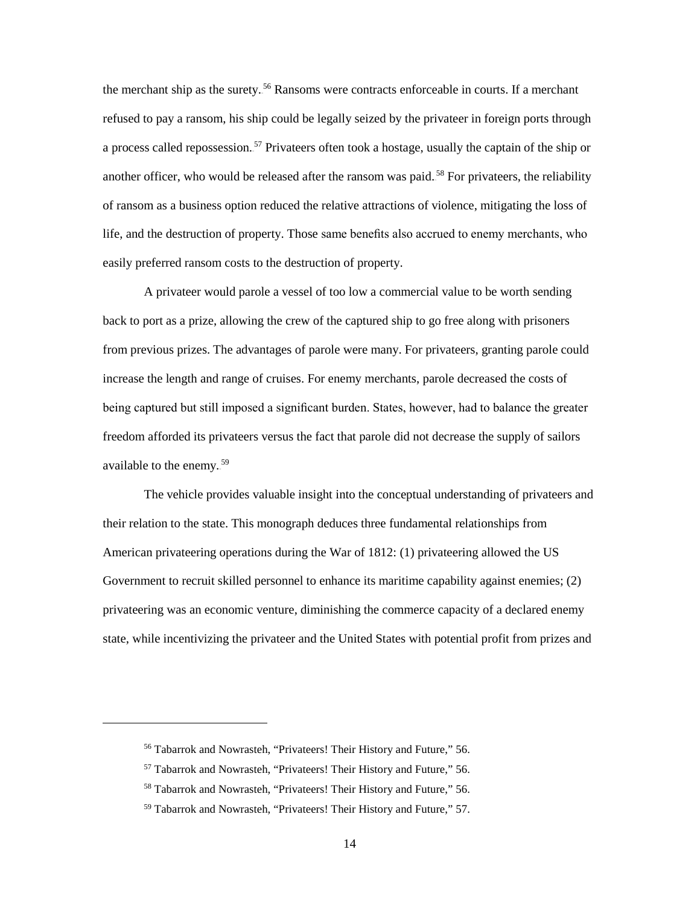the merchant ship as the surety.[56] Ransoms were contracts enforceable in courts. If a merchant refused to pay a ransom, his ship could be legally seized by the privateer in foreign ports through a process called repossession.[57] Privateers often took a hostage, usually the captain of the ship or another officer, who would be released after the ransom was paid.[58] For privateers, the reliability of ransom as a business option reduced the relative attractions of violence, mitigating the loss of life, and the destruction of property. Those same benefits also accrued to enemy merchants, who easily preferred ransom costs to the destruction of property.

A privateer would parole a vessel of too low a commercial value to be worth sending back to port as a prize, allowing the crew of the captured ship to go free along with prisoners from previous prizes. The advantages of parole were many. For privateers, granting parole could increase the length and range of cruises. For enemy merchants, parole decreased the costs of being captured but still imposed a significant burden. States, however, had to balance the greater freedom afforded its privateers versus the fact that parole did not decrease the supply of sailors available to the enemy.[59]

The vehicle provides valuable insight into the conceptual understanding of privateers and their relation to the state. This monograph deduces three fundamental relationships from American privateering operations during the War of 1812: (1) privateering allowed the US Government to recruit skilled personnel to enhance its maritime capability against enemies; (2) privateering was an economic venture, diminishing the commerce capacity of a declared enemy state, while incentivizing the privateer and the United States with potential profit from prizes and

---

[56] Tabarrok and Nowrasteh, "Privateers! Their History and Future," 56.

[57] Tabarrok and Nowrasteh, "Privateers! Their History and Future," 56.

[58] Tabarrok and Nowrasteh, "Privateers! Their History and Future," 56.

[59] Tabarrok and Nowrasteh, "Privateers! Their History and Future," 57.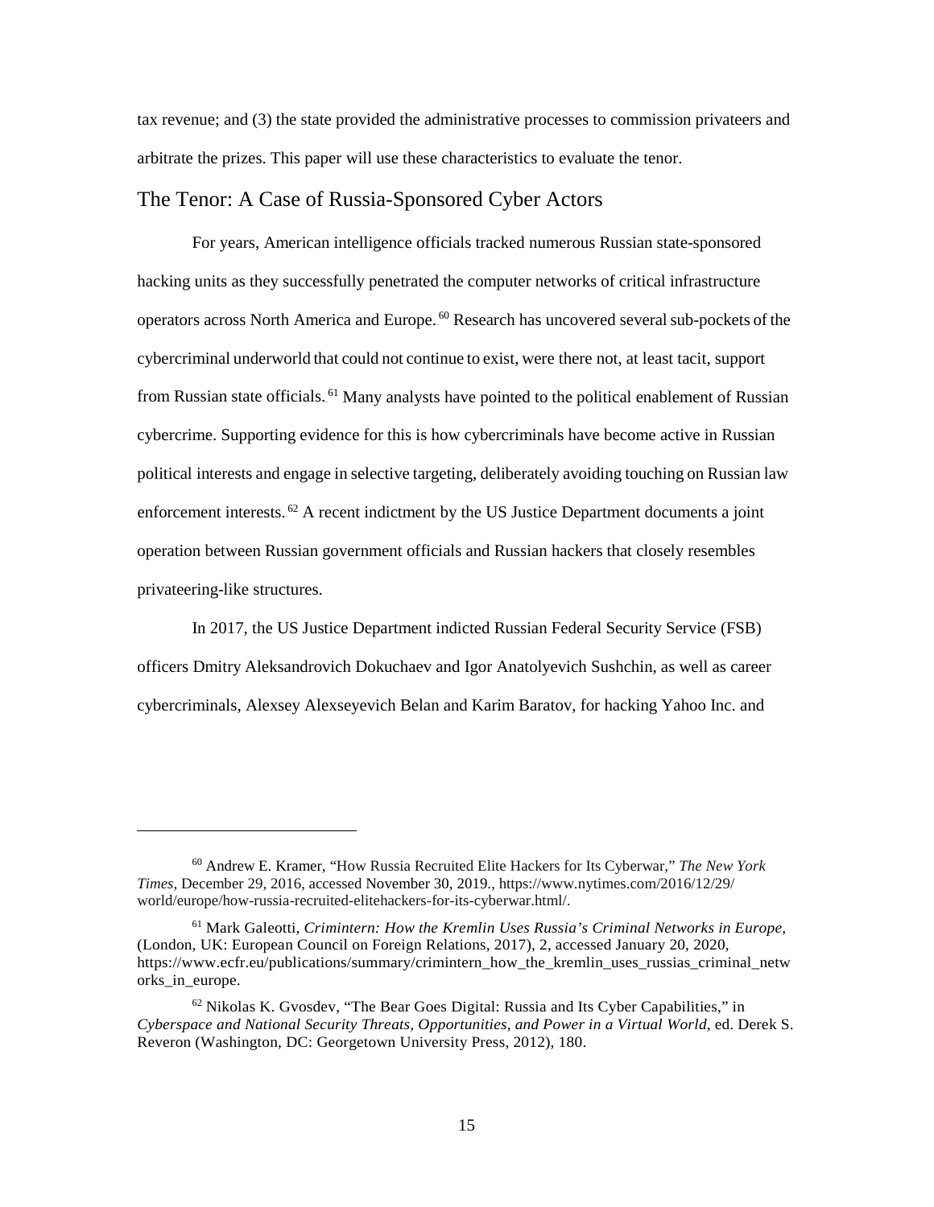tax revenue; and (3) the state provided the administrative processes to commission privateers and arbitrate the prizes. This paper will use these characteristics to evaluate the tenor.

## The Tenor: A Case of Russia-Sponsored Cyber Actors

For years, American intelligence officials tracked numerous Russian state-sponsored hacking units as they successfully penetrated the computer networks of critical infrastructure operators across North America and Europe.[60] Research has uncovered several sub-pockets of the cybercriminal underworld that could not continue to exist, were there not, at least tacit, support from Russian state officials.[61] Many analysts have pointed to the political enablement of Russian cybercrime. Supporting evidence for this is how cybercriminals have become active in Russian political interests and engage in selective targeting, deliberately avoiding touching on Russian law enforcement interests.[62] A recent indictment by the US Justice Department documents a joint operation between Russian government officials and Russian hackers that closely resembles privateering-like structures.

In 2017, the US Justice Department indicted Russian Federal Security Service (FSB) officers Dmitry Aleksandrovich Dokuchaev and Igor Anatolyevich Sushchin, as well as career cybercriminals, Alexsey Alexseyevich Belan and Karim Baratov, for hacking Yahoo Inc. and

---

[60] Andrew E. Kramer, "How Russia Recruited Elite Hackers for Its Cyberwar," *The New York Times*, December 29, 2016, accessed November 30, 2019., https://www.nytimes.com/2016/12/29/world/europe/how-russia-recruited-elitehackers-for-its-cyberwar.html/.

[61] Mark Galeotti, *Crimintern: How the Kremlin Uses Russia's Criminal Networks in Europe*, (London, UK: European Council on Foreign Relations, 2017), 2, accessed January 20, 2020, https://www.ecfr.eu/publications/summary/crimintern_how_the_kremlin_uses_russias_criminal_networks_in_europe.

[62] Nikolas K. Gvosdev, "The Bear Goes Digital: Russia and Its Cyber Capabilities," in *Cyberspace and National Security Threats, Opportunities, and Power in a Virtual World*, ed. Derek S. Reveron (Washington, DC: Georgetown University Press, 2012), 180.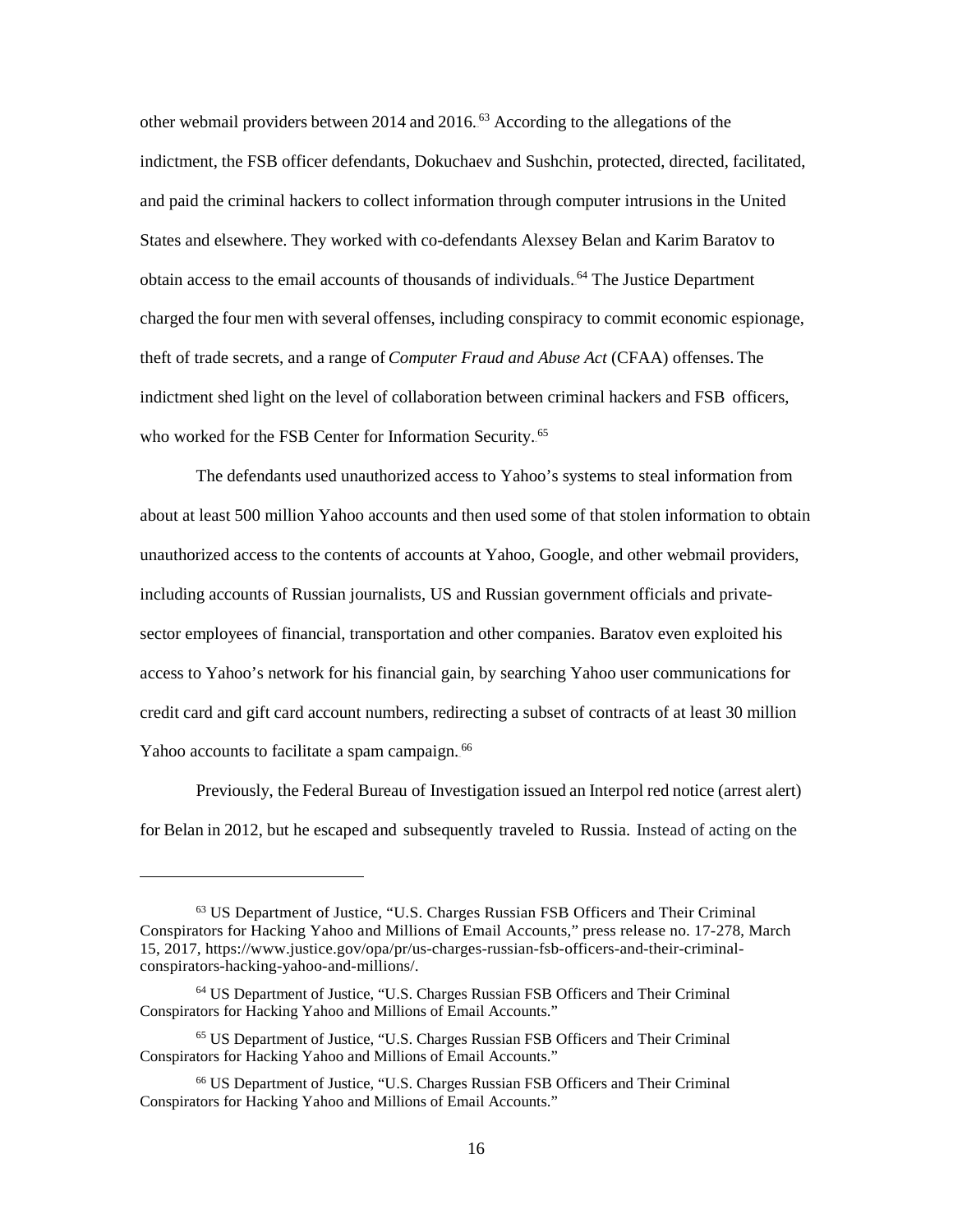other webmail providers between 2014 and 2016.[63] According to the allegations of the indictment, the FSB officer defendants, Dokuchaev and Sushchin, protected, directed, facilitated, and paid the criminal hackers to collect information through computer intrusions in the United States and elsewhere. They worked with co-defendants Alexsey Belan and Karim Baratov to obtain access to the email accounts of thousands of individuals.[64] The Justice Department charged the four men with several offenses, including conspiracy to commit economic espionage, theft of trade secrets, and a range of *Computer Fraud and Abuse Act* (CFAA) offenses. The indictment shed light on the level of collaboration between criminal hackers and FSB officers, who worked for the FSB Center for Information Security.[65]

The defendants used unauthorized access to Yahoo's systems to steal information from about at least 500 million Yahoo accounts and then used some of that stolen information to obtain unauthorized access to the contents of accounts at Yahoo, Google, and other webmail providers, including accounts of Russian journalists, US and Russian government officials and private-sector employees of financial, transportation and other companies. Baratov even exploited his access to Yahoo's network for his financial gain, by searching Yahoo user communications for credit card and gift card account numbers, redirecting a subset of contracts of at least 30 million Yahoo accounts to facilitate a spam campaign.[66]

Previously, the Federal Bureau of Investigation issued an Interpol red notice (arrest alert) for Belan in 2012, but he escaped and subsequently traveled to Russia. Instead of acting on the

---

[63] US Department of Justice, "U.S. Charges Russian FSB Officers and Their Criminal Conspirators for Hacking Yahoo and Millions of Email Accounts," press release no. 17-278, March 15, 2017, https://www.justice.gov/opa/pr/us-charges-russian-fsb-officers-and-their-criminal-conspirators-hacking-yahoo-and-millions/.

[64] US Department of Justice, "U.S. Charges Russian FSB Officers and Their Criminal Conspirators for Hacking Yahoo and Millions of Email Accounts."

[65] US Department of Justice, "U.S. Charges Russian FSB Officers and Their Criminal Conspirators for Hacking Yahoo and Millions of Email Accounts."

[66] US Department of Justice, "U.S. Charges Russian FSB Officers and Their Criminal Conspirators for Hacking Yahoo and Millions of Email Accounts."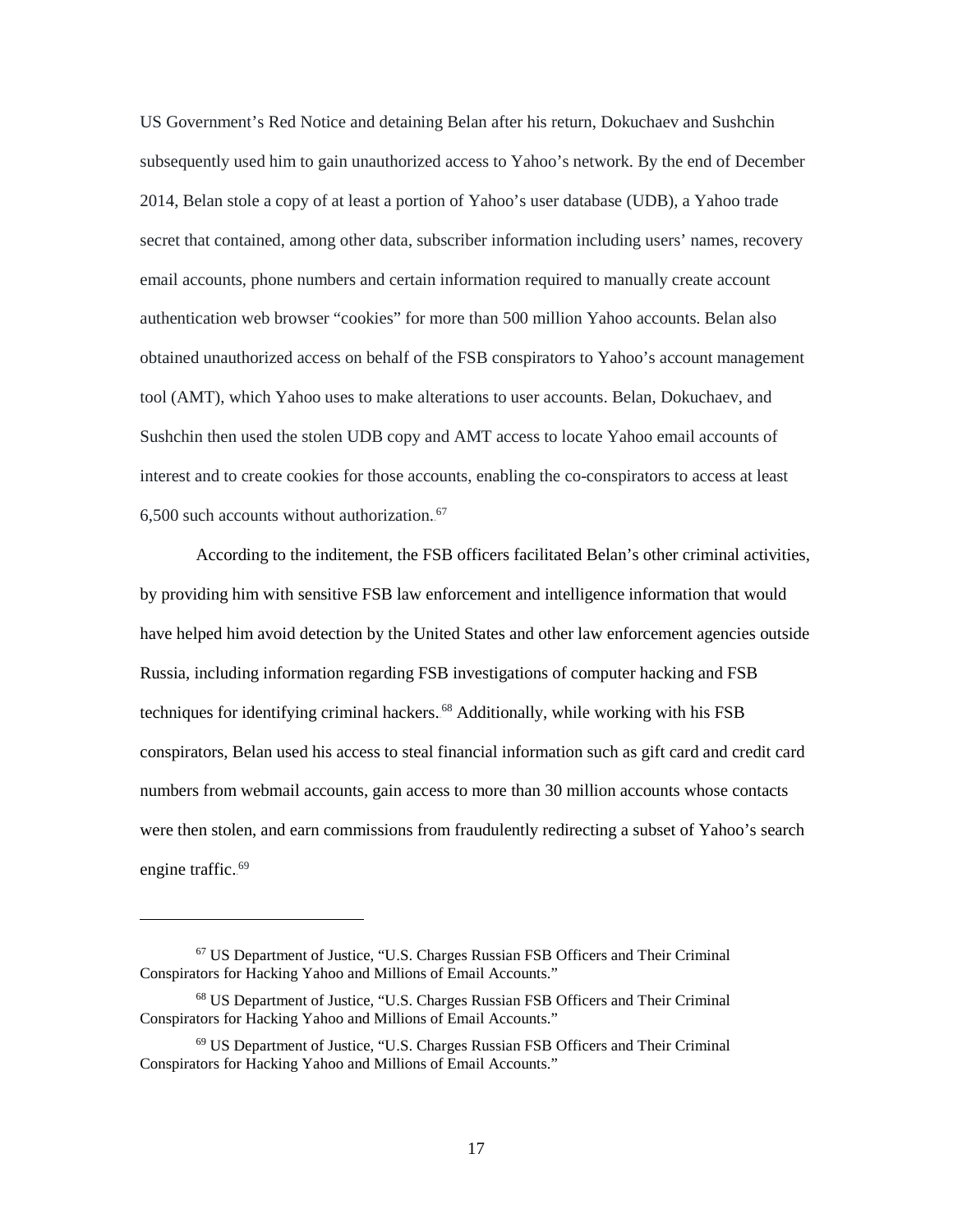US Government's Red Notice and detaining Belan after his return, Dokuchaev and Sushchin subsequently used him to gain unauthorized access to Yahoo's network. By the end of December 2014, Belan stole a copy of at least a portion of Yahoo's user database (UDB), a Yahoo trade secret that contained, among other data, subscriber information including users' names, recovery email accounts, phone numbers and certain information required to manually create account authentication web browser "cookies" for more than 500 million Yahoo accounts. Belan also obtained unauthorized access on behalf of the FSB conspirators to Yahoo's account management tool (AMT), which Yahoo uses to make alterations to user accounts. Belan, Dokuchaev, and Sushchin then used the stolen UDB copy and AMT access to locate Yahoo email accounts of interest and to create cookies for those accounts, enabling the co-conspirators to access at least 6,500 such accounts without authorization.[67]

According to the inditement, the FSB officers facilitated Belan's other criminal activities, by providing him with sensitive FSB law enforcement and intelligence information that would have helped him avoid detection by the United States and other law enforcement agencies outside Russia, including information regarding FSB investigations of computer hacking and FSB techniques for identifying criminal hackers.[68] Additionally, while working with his FSB conspirators, Belan used his access to steal financial information such as gift card and credit card numbers from webmail accounts, gain access to more than 30 million accounts whose contacts were then stolen, and earn commissions from fraudulently redirecting a subset of Yahoo's search engine traffic.[69]

---

[67] US Department of Justice, "U.S. Charges Russian FSB Officers and Their Criminal Conspirators for Hacking Yahoo and Millions of Email Accounts."

[68] US Department of Justice, "U.S. Charges Russian FSB Officers and Their Criminal Conspirators for Hacking Yahoo and Millions of Email Accounts."

[69] US Department of Justice, "U.S. Charges Russian FSB Officers and Their Criminal Conspirators for Hacking Yahoo and Millions of Email Accounts."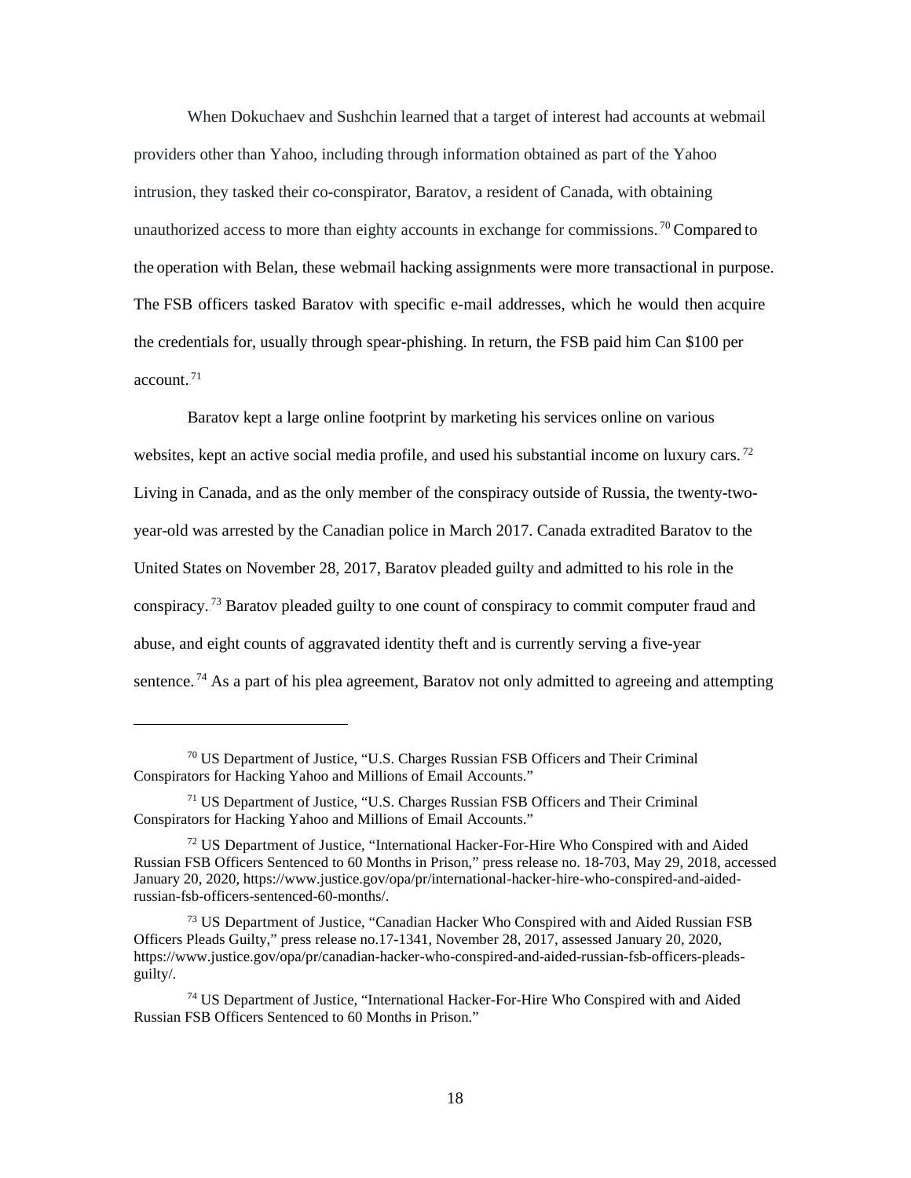When Dokuchaev and Sushchin learned that a target of interest had accounts at webmail providers other than Yahoo, including through information obtained as part of the Yahoo intrusion, they tasked their co-conspirator, Baratov, a resident of Canada, with obtaining unauthorized access to more than eighty accounts in exchange for commissions.[70] Compared to the operation with Belan, these webmail hacking assignments were more transactional in purpose. The FSB officers tasked Baratov with specific e-mail addresses, which he would then acquire the credentials for, usually through spear-phishing. In return, the FSB paid him Can $100 per account.[71]

Baratov kept a large online footprint by marketing his services online on various websites, kept an active social media profile, and used his substantial income on luxury cars.[72] Living in Canada, and as the only member of the conspiracy outside of Russia, the twenty-two-year-old was arrested by the Canadian police in March 2017. Canada extradited Baratov to the United States on November 28, 2017, Baratov pleaded guilty and admitted to his role in the conspiracy.[73] Baratov pleaded guilty to one count of conspiracy to commit computer fraud and abuse, and eight counts of aggravated identity theft and is currently serving a five-year sentence.[74] As a part of his plea agreement, Baratov not only admitted to agreeing and attempting

---

[70] US Department of Justice, "U.S. Charges Russian FSB Officers and Their Criminal Conspirators for Hacking Yahoo and Millions of Email Accounts."

[71] US Department of Justice, "U.S. Charges Russian FSB Officers and Their Criminal Conspirators for Hacking Yahoo and Millions of Email Accounts."

[72] US Department of Justice, "International Hacker-For-Hire Who Conspired with and Aided Russian FSB Officers Sentenced to 60 Months in Prison," press release no. 18-703, May 29, 2018, accessed January 20, 2020, https://www.justice.gov/opa/pr/international-hacker-hire-who-conspired-and-aided-russian-fsb-officers-sentenced-60-months/.

[73] US Department of Justice, "Canadian Hacker Who Conspired with and Aided Russian FSB Officers Pleads Guilty," press release no.17-1341, November 28, 2017, assessed January 20, 2020, https://www.justice.gov/opa/pr/canadian-hacker-who-conspired-and-aided-russian-fsb-officers-pleads-guilty/.

[74] US Department of Justice, "International Hacker-For-Hire Who Conspired with and Aided Russian FSB Officers Sentenced to 60 Months in Prison."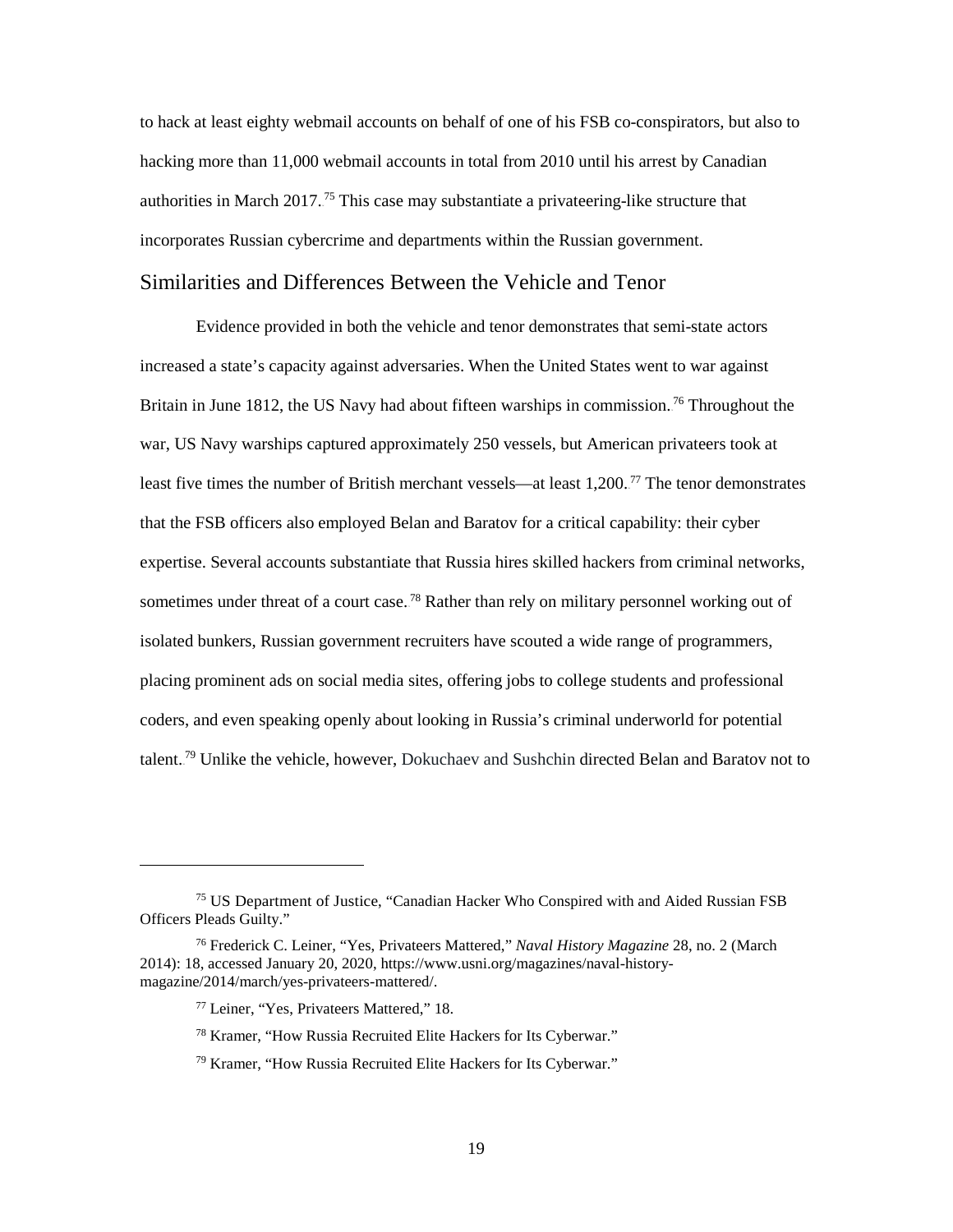to hack at least eighty webmail accounts on behalf of one of his FSB co-conspirators, but also to hacking more than 11,000 webmail accounts in total from 2010 until his arrest by Canadian authorities in March 2017.[75] This case may substantiate a privateering-like structure that incorporates Russian cybercrime and departments within the Russian government.

## Similarities and Differences Between the Vehicle and Tenor

Evidence provided in both the vehicle and tenor demonstrates that semi-state actors increased a state's capacity against adversaries. When the United States went to war against Britain in June 1812, the US Navy had about fifteen warships in commission.[76] Throughout the war, US Navy warships captured approximately 250 vessels, but American privateers took at least five times the number of British merchant vessels—at least 1,200.[77] The tenor demonstrates that the FSB officers also employed Belan and Baratov for a critical capability: their cyber expertise. Several accounts substantiate that Russia hires skilled hackers from criminal networks, sometimes under threat of a court case.[78] Rather than rely on military personnel working out of isolated bunkers, Russian government recruiters have scouted a wide range of programmers, placing prominent ads on social media sites, offering jobs to college students and professional coders, and even speaking openly about looking in Russia's criminal underworld for potential talent.[79] Unlike the vehicle, however, Dokuchaev and Sushchin directed Belan and Baratov not to

---

[75] US Department of Justice, "Canadian Hacker Who Conspired with and Aided Russian FSB Officers Pleads Guilty."

[76] Frederick C. Leiner, "Yes, Privateers Mattered," *Naval History Magazine* 28, no. 2 (March 2014): 18, accessed January 20, 2020, https://www.usni.org/magazines/naval-history-magazine/2014/march/yes-privateers-mattered/.

[77] Leiner, "Yes, Privateers Mattered," 18.

[78] Kramer, "How Russia Recruited Elite Hackers for Its Cyberwar."

[79] Kramer, "How Russia Recruited Elite Hackers for Its Cyberwar."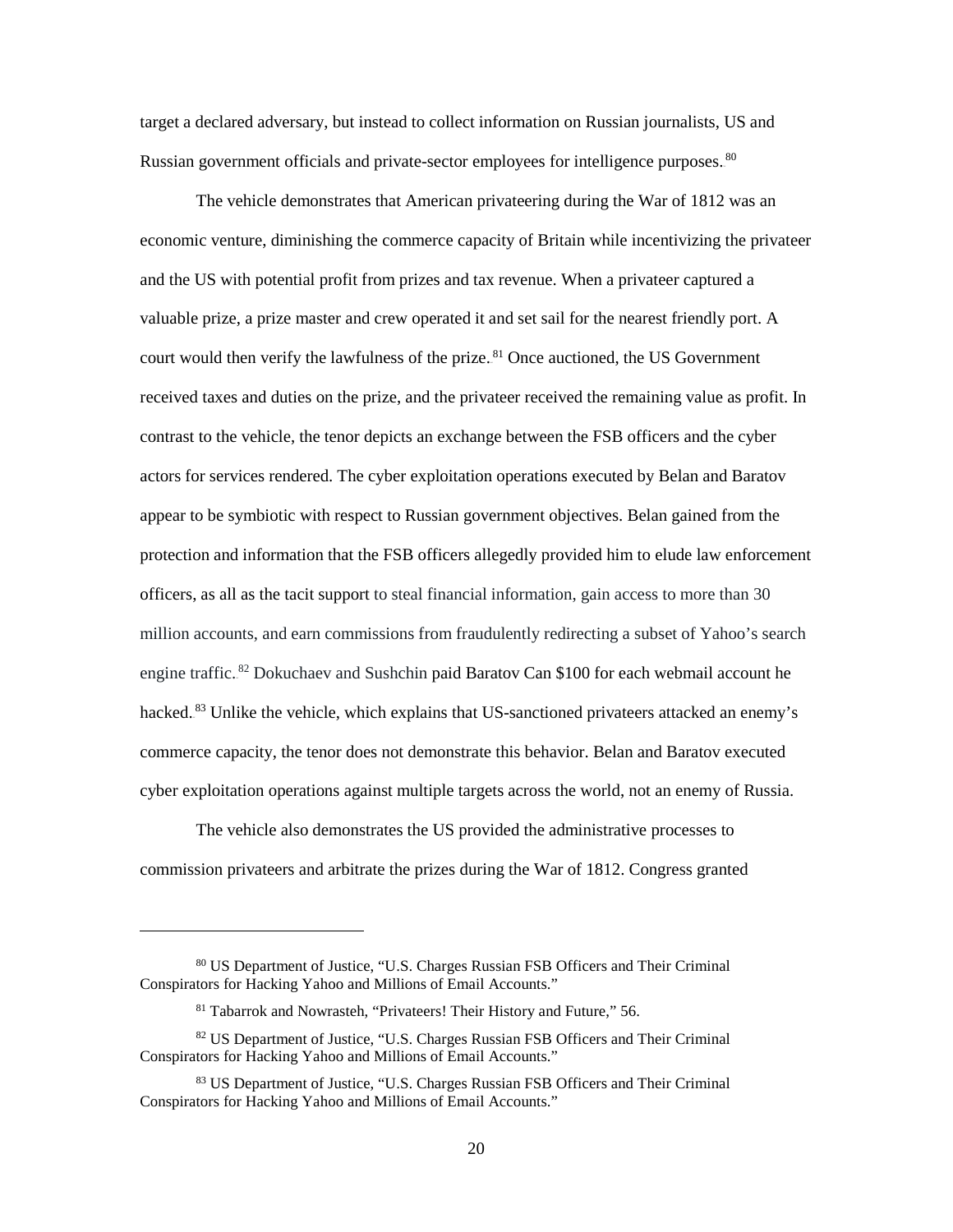target a declared adversary, but instead to collect information on Russian journalists, US and Russian government officials and private-sector employees for intelligence purposes.[80]

The vehicle demonstrates that American privateering during the War of 1812 was an economic venture, diminishing the commerce capacity of Britain while incentivizing the privateer and the US with potential profit from prizes and tax revenue. When a privateer captured a valuable prize, a prize master and crew operated it and set sail for the nearest friendly port. A court would then verify the lawfulness of the prize.[81] Once auctioned, the US Government received taxes and duties on the prize, and the privateer received the remaining value as profit. In contrast to the vehicle, the tenor depicts an exchange between the FSB officers and the cyber actors for services rendered. The cyber exploitation operations executed by Belan and Baratov appear to be symbiotic with respect to Russian government objectives. Belan gained from the protection and information that the FSB officers allegedly provided him to elude law enforcement officers, as all as the tacit support to steal financial information, gain access to more than 30 million accounts, and earn commissions from fraudulently redirecting a subset of Yahoo's search engine traffic.[82] Dokuchaev and Sushchin paid Baratov Can $100 for each webmail account he hacked.[83] Unlike the vehicle, which explains that US-sanctioned privateers attacked an enemy's commerce capacity, the tenor does not demonstrate this behavior. Belan and Baratov executed cyber exploitation operations against multiple targets across the world, not an enemy of Russia.

The vehicle also demonstrates the US provided the administrative processes to commission privateers and arbitrate the prizes during the War of 1812. Congress granted

---

[80] US Department of Justice, "U.S. Charges Russian FSB Officers and Their Criminal Conspirators for Hacking Yahoo and Millions of Email Accounts."

[81] Tabarrok and Nowrasteh, "Privateers! Their History and Future," 56.

[82] US Department of Justice, "U.S. Charges Russian FSB Officers and Their Criminal Conspirators for Hacking Yahoo and Millions of Email Accounts."

[83] US Department of Justice, "U.S. Charges Russian FSB Officers and Their Criminal Conspirators for Hacking Yahoo and Millions of Email Accounts."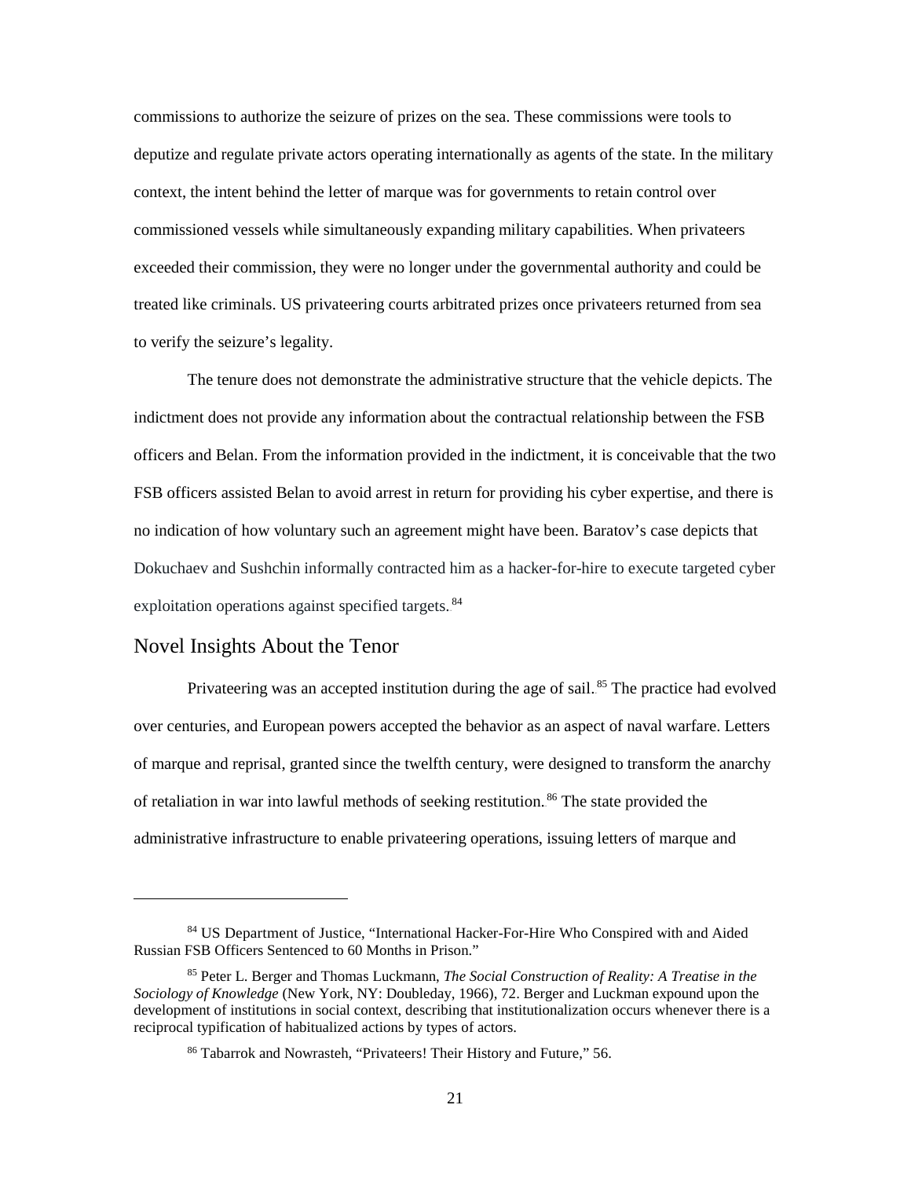commissions to authorize the seizure of prizes on the sea. These commissions were tools to deputize and regulate private actors operating internationally as agents of the state. In the military context, the intent behind the letter of marque was for governments to retain control over commissioned vessels while simultaneously expanding military capabilities. When privateers exceeded their commission, they were no longer under the governmental authority and could be treated like criminals. US privateering courts arbitrated prizes once privateers returned from sea to verify the seizure's legality.

The tenure does not demonstrate the administrative structure that the vehicle depicts. The indictment does not provide any information about the contractual relationship between the FSB officers and Belan. From the information provided in the indictment, it is conceivable that the two FSB officers assisted Belan to avoid arrest in return for providing his cyber expertise, and there is no indication of how voluntary such an agreement might have been. Baratov's case depicts that Dokuchaev and Sushchin informally contracted him as a hacker-for-hire to execute targeted cyber exploitation operations against specified targets.[84]

## Novel Insights About the Tenor

Privateering was an accepted institution during the age of sail.[85] The practice had evolved over centuries, and European powers accepted the behavior as an aspect of naval warfare. Letters of marque and reprisal, granted since the twelfth century, were designed to transform the anarchy of retaliation in war into lawful methods of seeking restitution.[86] The state provided the administrative infrastructure to enable privateering operations, issuing letters of marque and

---

[84] US Department of Justice, "International Hacker-For-Hire Who Conspired with and Aided Russian FSB Officers Sentenced to 60 Months in Prison."

[85] Peter L. Berger and Thomas Luckmann, *The Social Construction of Reality: A Treatise in the Sociology of Knowledge* (New York, NY: Doubleday, 1966), 72. Berger and Luckman expound upon the development of institutions in social context, describing that institutionalization occurs whenever there is a reciprocal typification of habitualized actions by types of actors.

[86] Tabarrok and Nowrasteh, "Privateers! Their History and Future," 56.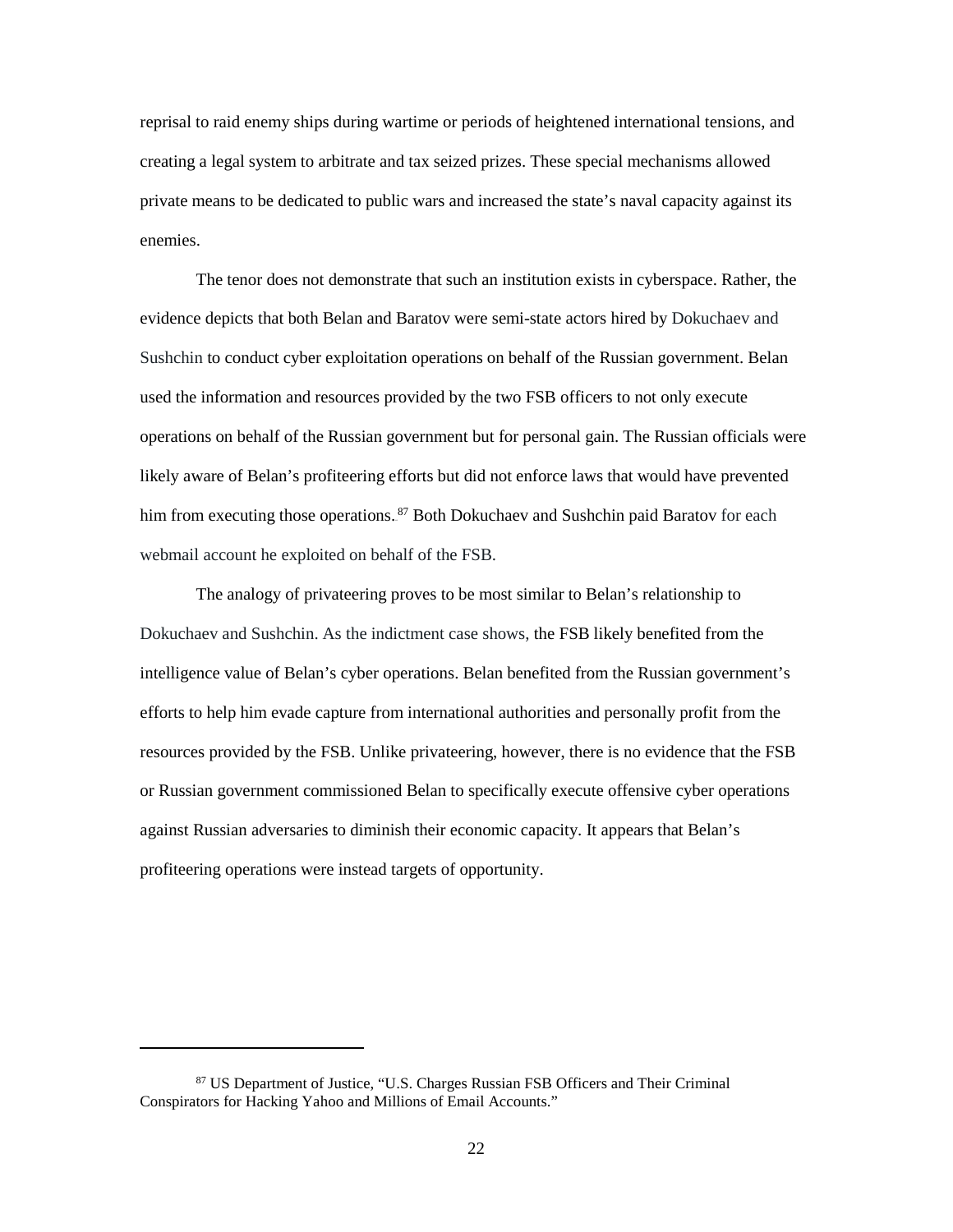reprisal to raid enemy ships during wartime or periods of heightened international tensions, and creating a legal system to arbitrate and tax seized prizes. These special mechanisms allowed private means to be dedicated to public wars and increased the state's naval capacity against its enemies.

The tenor does not demonstrate that such an institution exists in cyberspace. Rather, the evidence depicts that both Belan and Baratov were semi-state actors hired by Dokuchaev and Sushchin to conduct cyber exploitation operations on behalf of the Russian government. Belan used the information and resources provided by the two FSB officers to not only execute operations on behalf of the Russian government but for personal gain. The Russian officials were likely aware of Belan's profiteering efforts but did not enforce laws that would have prevented him from executing those operations.[87] Both Dokuchaev and Sushchin paid Baratov for each webmail account he exploited on behalf of the FSB.

The analogy of privateering proves to be most similar to Belan's relationship to Dokuchaev and Sushchin. As the indictment case shows, the FSB likely benefited from the intelligence value of Belan's cyber operations. Belan benefited from the Russian government's efforts to help him evade capture from international authorities and personally profit from the resources provided by the FSB. Unlike privateering, however, there is no evidence that the FSB or Russian government commissioned Belan to specifically execute offensive cyber operations against Russian adversaries to diminish their economic capacity. It appears that Belan's profiteering operations were instead targets of opportunity.

---

[87] US Department of Justice, "U.S. Charges Russian FSB Officers and Their Criminal Conspirators for Hacking Yahoo and Millions of Email Accounts."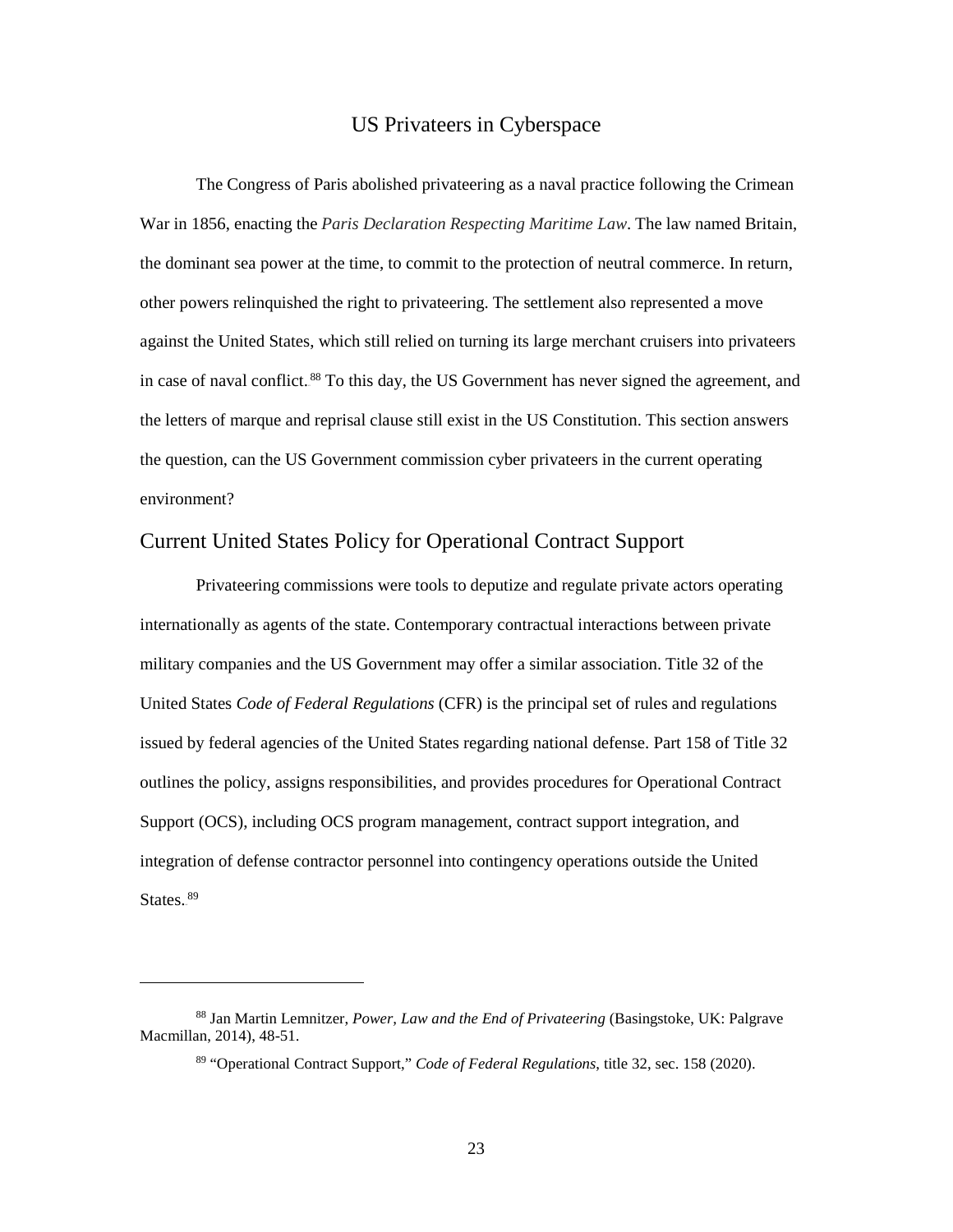## US Privateers in Cyberspace

The Congress of Paris abolished privateering as a naval practice following the Crimean War in 1856, enacting the *Paris Declaration Respecting Maritime Law*. The law named Britain, the dominant sea power at the time, to commit to the protection of neutral commerce. In return, other powers relinquished the right to privateering. The settlement also represented a move against the United States, which still relied on turning its large merchant cruisers into privateers in case of naval conflict.[88] To this day, the US Government has never signed the agreement, and the letters of marque and reprisal clause still exist in the US Constitution. This section answers the question, can the US Government commission cyber privateers in the current operating environment?

### Current United States Policy for Operational Contract Support

Privateering commissions were tools to deputize and regulate private actors operating internationally as agents of the state. Contemporary contractual interactions between private military companies and the US Government may offer a similar association. Title 32 of the United States *Code of Federal Regulations* (CFR) is the principal set of rules and regulations issued by federal agencies of the United States regarding national defense. Part 158 of Title 32 outlines the policy, assigns responsibilities, and provides procedures for Operational Contract Support (OCS), including OCS program management, contract support integration, and integration of defense contractor personnel into contingency operations outside the United States.[89]

---

[88] Jan Martin Lemnitzer, *Power, Law and the End of Privateering* (Basingstoke, UK: Palgrave Macmillan, 2014), 48-51.

[89] "Operational Contract Support," *Code of Federal Regulations*, title 32, sec. 158 (2020).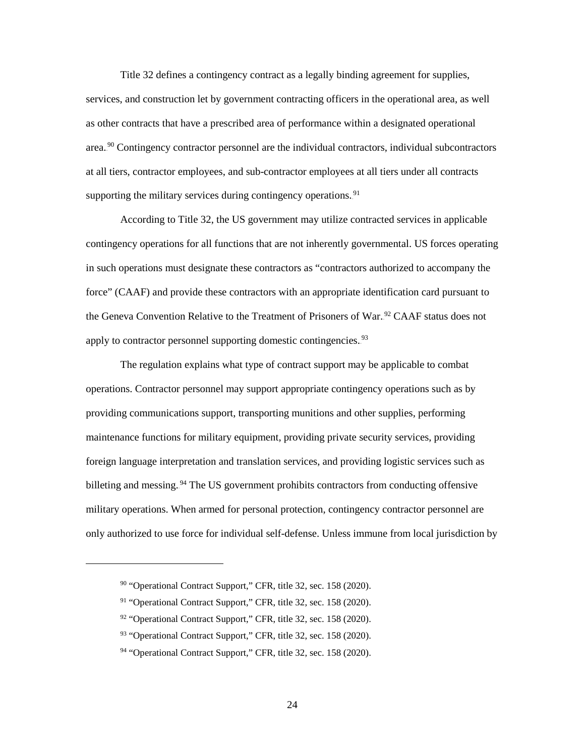Title 32 defines a contingency contract as a legally binding agreement for supplies, services, and construction let by government contracting officers in the operational area, as well as other contracts that have a prescribed area of performance within a designated operational area.[90] Contingency contractor personnel are the individual contractors, individual subcontractors at all tiers, contractor employees, and sub-contractor employees at all tiers under all contracts supporting the military services during contingency operations.[91]

According to Title 32, the US government may utilize contracted services in applicable contingency operations for all functions that are not inherently governmental. US forces operating in such operations must designate these contractors as "contractors authorized to accompany the force" (CAAF) and provide these contractors with an appropriate identification card pursuant to the Geneva Convention Relative to the Treatment of Prisoners of War.[92] CAAF status does not apply to contractor personnel supporting domestic contingencies.[93]

The regulation explains what type of contract support may be applicable to combat operations. Contractor personnel may support appropriate contingency operations such as by providing communications support, transporting munitions and other supplies, performing maintenance functions for military equipment, providing private security services, providing foreign language interpretation and translation services, and providing logistic services such as billeting and messing.[94] The US government prohibits contractors from conducting offensive military operations. When armed for personal protection, contingency contractor personnel are only authorized to use force for individual self-defense. Unless immune from local jurisdiction by

---

[90] "Operational Contract Support," CFR, title 32, sec. 158 (2020).

[91] "Operational Contract Support," CFR, title 32, sec. 158 (2020).

[92] "Operational Contract Support," CFR, title 32, sec. 158 (2020).

[93] "Operational Contract Support," CFR, title 32, sec. 158 (2020).

[94] "Operational Contract Support," CFR, title 32, sec. 158 (2020).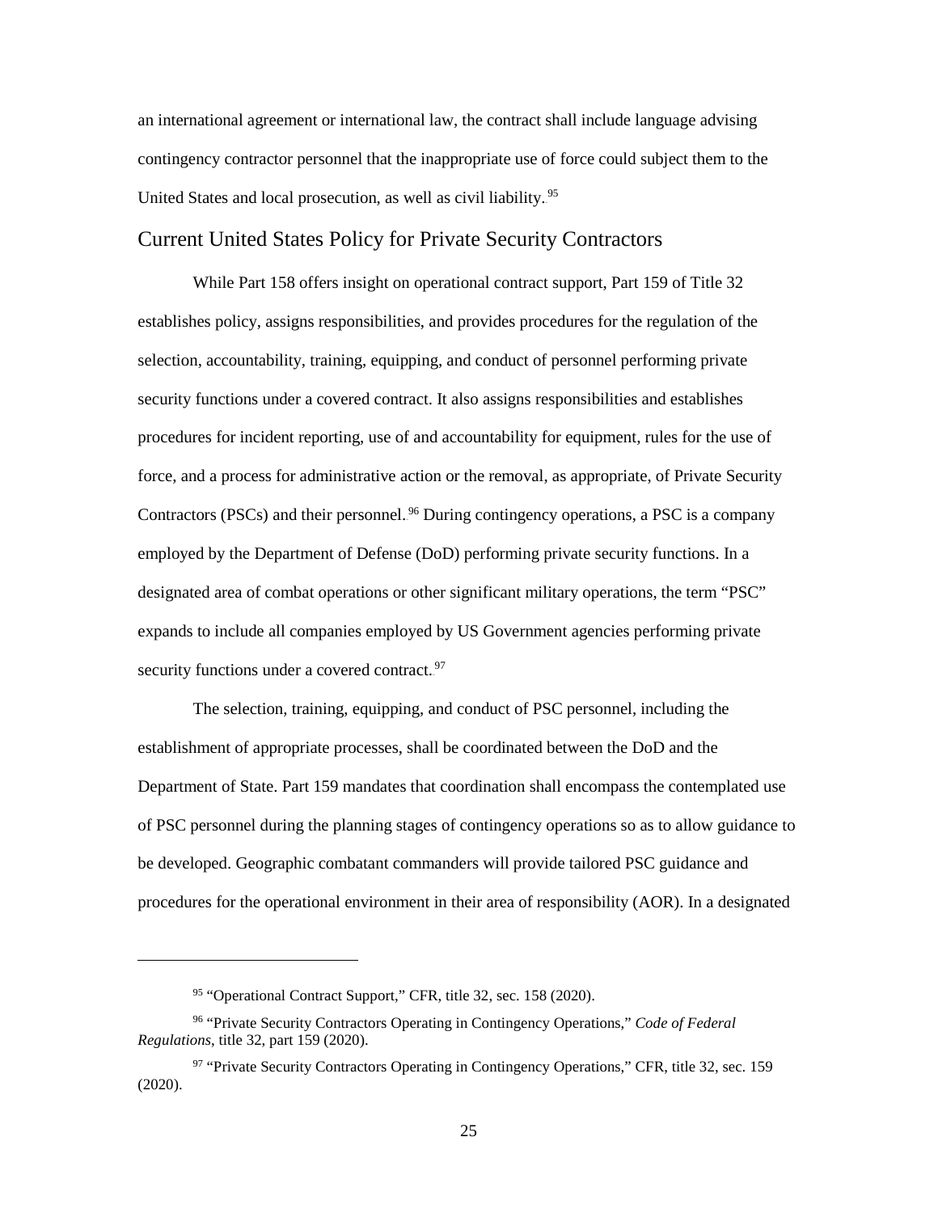an international agreement or international law, the contract shall include language advising contingency contractor personnel that the inappropriate use of force could subject them to the United States and local prosecution, as well as civil liability.[95]

## Current United States Policy for Private Security Contractors

While Part 158 offers insight on operational contract support, Part 159 of Title 32 establishes policy, assigns responsibilities, and provides procedures for the regulation of the selection, accountability, training, equipping, and conduct of personnel performing private security functions under a covered contract. It also assigns responsibilities and establishes procedures for incident reporting, use of and accountability for equipment, rules for the use of force, and a process for administrative action or the removal, as appropriate, of Private Security Contractors (PSCs) and their personnel.[96] During contingency operations, a PSC is a company employed by the Department of Defense (DoD) performing private security functions. In a designated area of combat operations or other significant military operations, the term "PSC" expands to include all companies employed by US Government agencies performing private security functions under a covered contract.[97]

The selection, training, equipping, and conduct of PSC personnel, including the establishment of appropriate processes, shall be coordinated between the DoD and the Department of State. Part 159 mandates that coordination shall encompass the contemplated use of PSC personnel during the planning stages of contingency operations so as to allow guidance to be developed. Geographic combatant commanders will provide tailored PSC guidance and procedures for the operational environment in their area of responsibility (AOR). In a designated

---

[95] "Operational Contract Support," CFR, title 32, sec. 158 (2020).

[96] "Private Security Contractors Operating in Contingency Operations," *Code of Federal Regulations*, title 32, part 159 (2020).

[97] "Private Security Contractors Operating in Contingency Operations," CFR, title 32, sec. 159 (2020).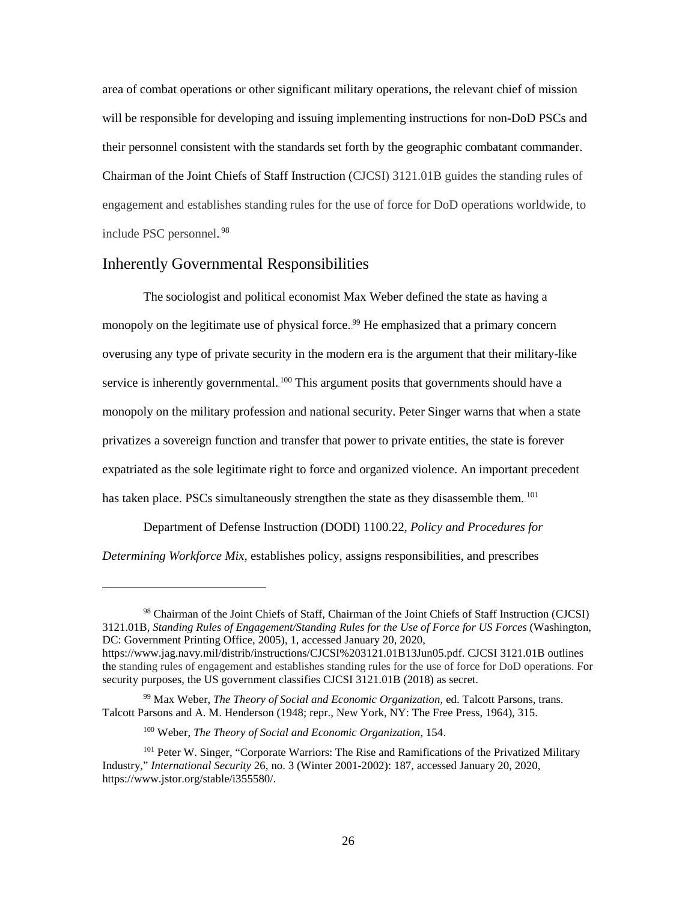area of combat operations or other significant military operations, the relevant chief of mission will be responsible for developing and issuing implementing instructions for non-DoD PSCs and their personnel consistent with the standards set forth by the geographic combatant commander. Chairman of the Joint Chiefs of Staff Instruction (CJCSI) 3121.01B guides the standing rules of engagement and establishes standing rules for the use of force for DoD operations worldwide, to include PSC personnel.[98]

## Inherently Governmental Responsibilities

The sociologist and political economist Max Weber defined the state as having a monopoly on the legitimate use of physical force.[99] He emphasized that a primary concern overusing any type of private security in the modern era is the argument that their military-like service is inherently governmental.[100] This argument posits that governments should have a monopoly on the military profession and national security. Peter Singer warns that when a state privatizes a sovereign function and transfer that power to private entities, the state is forever expatriated as the sole legitimate right to force and organized violence. An important precedent has taken place. PSCs simultaneously strengthen the state as they disassemble them.[101]

Department of Defense Instruction (DODI) 1100.22, *Policy and Procedures for Determining Workforce Mix*, establishes policy, assigns responsibilities, and prescribes

---

[98] Chairman of the Joint Chiefs of Staff, Chairman of the Joint Chiefs of Staff Instruction (CJCSI) 3121.01B, *Standing Rules of Engagement/Standing Rules for the Use of Force for US Forces* (Washington, DC: Government Printing Office, 2005), 1, accessed January 20, 2020, https://www.jag.navy.mil/distrib/instructions/CJCSI%203121.01B13Jun05.pdf. CJCSI 3121.01B outlines the standing rules of engagement and establishes standing rules for the use of force for DoD operations. For security purposes, the US government classifies CJCSI 3121.01B (2018) as secret.

[99] Max Weber, *The Theory of Social and Economic Organization*, ed. Talcott Parsons, trans. Talcott Parsons and A. M. Henderson (1948; repr., New York, NY: The Free Press, 1964), 315.

[100] Weber, *The Theory of Social and Economic Organization*, 154.

[101] Peter W. Singer, "Corporate Warriors: The Rise and Ramifications of the Privatized Military Industry," *International Security* 26, no. 3 (Winter 2001-2002): 187, accessed January 20, 2020, https://www.jstor.org/stable/i355580/.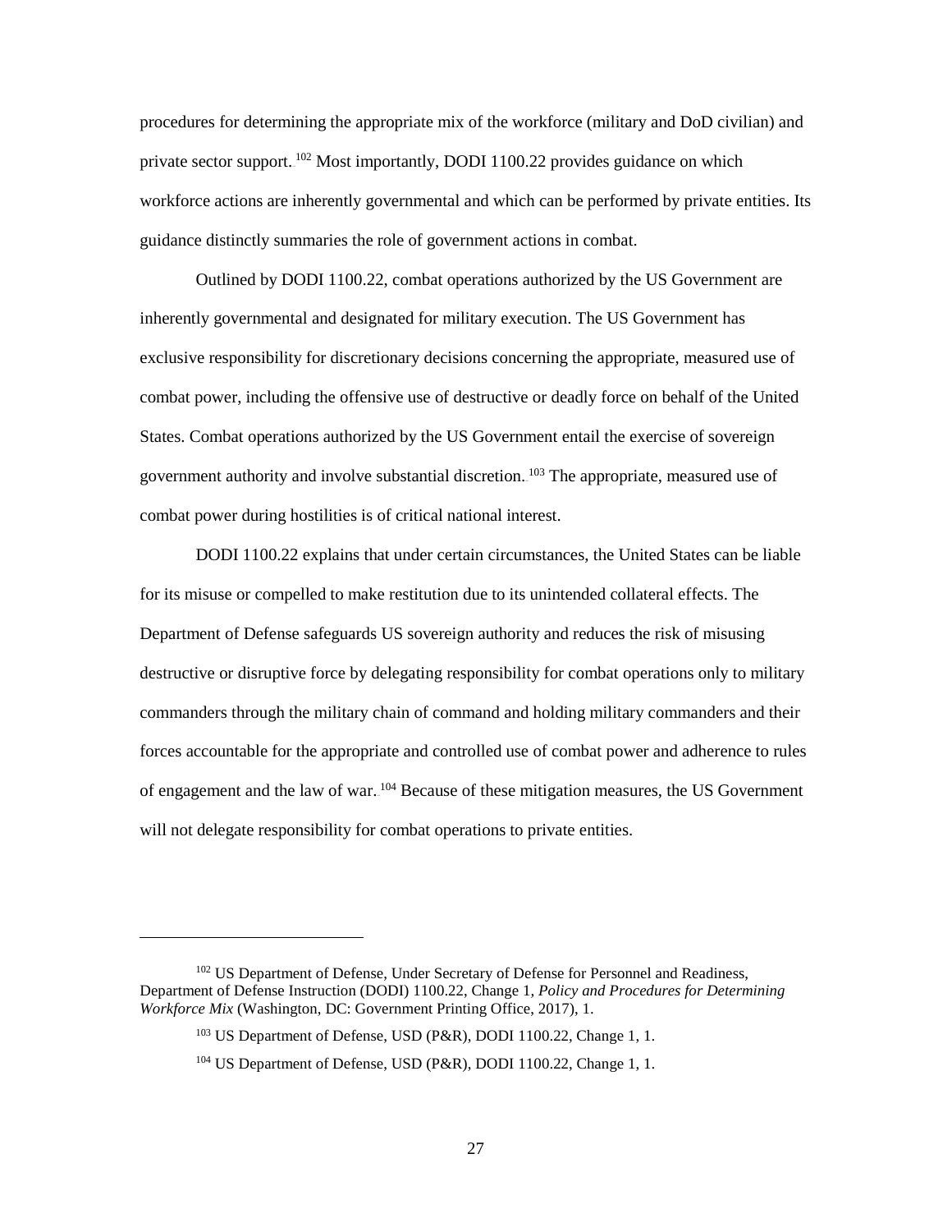procedures for determining the appropriate mix of the workforce (military and DoD civilian) and private sector support.[102] Most importantly, DODI 1100.22 provides guidance on which workforce actions are inherently governmental and which can be performed by private entities. Its guidance distinctly summaries the role of government actions in combat.

Outlined by DODI 1100.22, combat operations authorized by the US Government are inherently governmental and designated for military execution. The US Government has exclusive responsibility for discretionary decisions concerning the appropriate, measured use of combat power, including the offensive use of destructive or deadly force on behalf of the United States. Combat operations authorized by the US Government entail the exercise of sovereign government authority and involve substantial discretion.[103] The appropriate, measured use of combat power during hostilities is of critical national interest.

DODI 1100.22 explains that under certain circumstances, the United States can be liable for its misuse or compelled to make restitution due to its unintended collateral effects. The Department of Defense safeguards US sovereign authority and reduces the risk of misusing destructive or disruptive force by delegating responsibility for combat operations only to military commanders through the military chain of command and holding military commanders and their forces accountable for the appropriate and controlled use of combat power and adherence to rules of engagement and the law of war.[104] Because of these mitigation measures, the US Government will not delegate responsibility for combat operations to private entities.

---

[102] US Department of Defense, Under Secretary of Defense for Personnel and Readiness, Department of Defense Instruction (DODI) 1100.22, Change 1, *Policy and Procedures for Determining Workforce Mix* (Washington, DC: Government Printing Office, 2017), 1.

[103] US Department of Defense, USD (P&R), DODI 1100.22, Change 1, 1.

[104] US Department of Defense, USD (P&R), DODI 1100.22, Change 1, 1.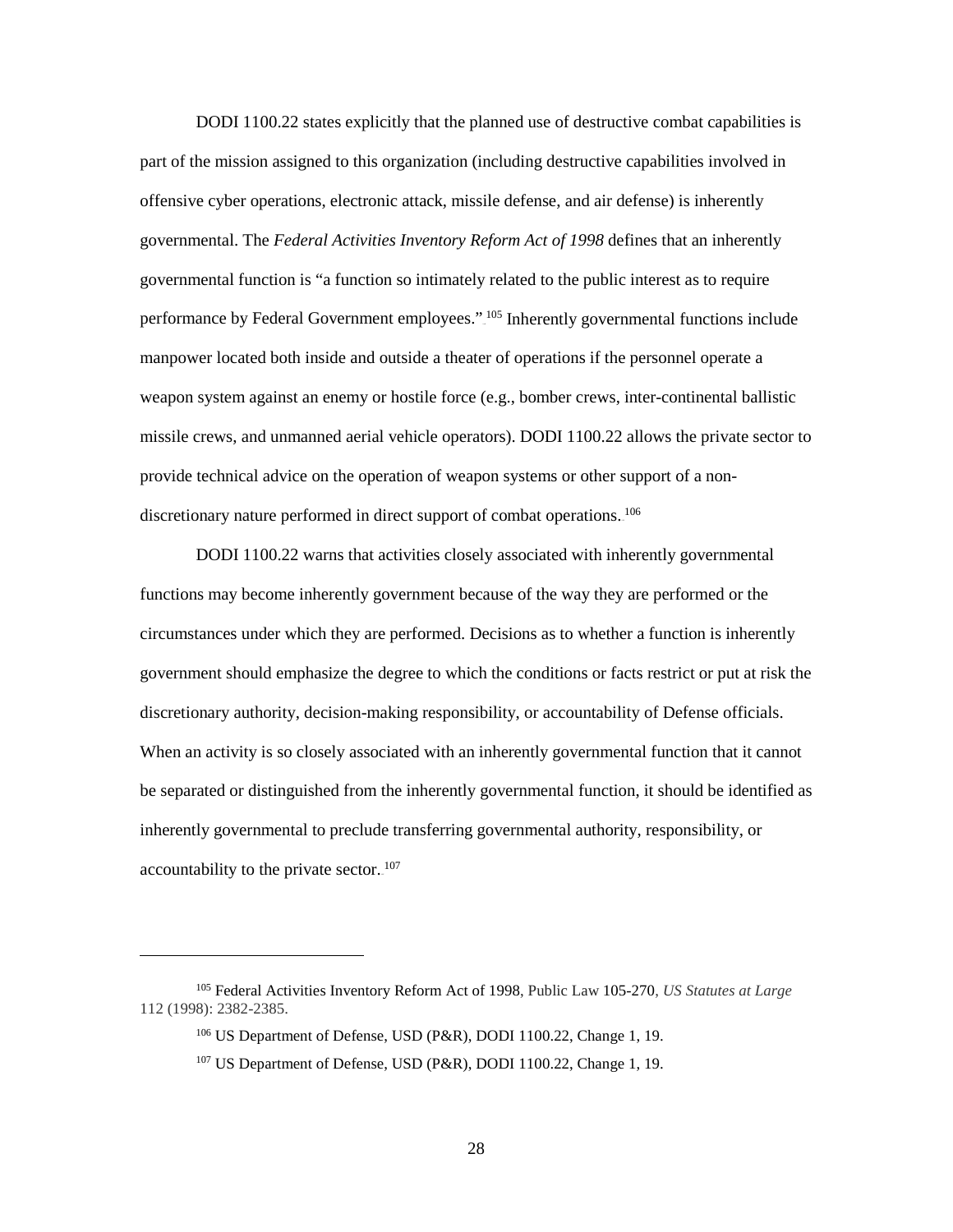DODI 1100.22 states explicitly that the planned use of destructive combat capabilities is part of the mission assigned to this organization (including destructive capabilities involved in offensive cyber operations, electronic attack, missile defense, and air defense) is inherently governmental. The *Federal Activities Inventory Reform Act of 1998* defines that an inherently governmental function is "a function so intimately related to the public interest as to require performance by Federal Government employees."[105] Inherently governmental functions include manpower located both inside and outside a theater of operations if the personnel operate a weapon system against an enemy or hostile force (e.g., bomber crews, inter-continental ballistic missile crews, and unmanned aerial vehicle operators). DODI 1100.22 allows the private sector to provide technical advice on the operation of weapon systems or other support of a non-discretionary nature performed in direct support of combat operations.[106]

DODI 1100.22 warns that activities closely associated with inherently governmental functions may become inherently government because of the way they are performed or the circumstances under which they are performed. Decisions as to whether a function is inherently government should emphasize the degree to which the conditions or facts restrict or put at risk the discretionary authority, decision-making responsibility, or accountability of Defense officials. When an activity is so closely associated with an inherently governmental function that it cannot be separated or distinguished from the inherently governmental function, it should be identified as inherently governmental to preclude transferring governmental authority, responsibility, or accountability to the private sector.[107]

---

[105] Federal Activities Inventory Reform Act of 1998, Public Law 105-270, *US Statutes at Large* 112 (1998): 2382-2385.

[106] US Department of Defense, USD (P&R), DODI 1100.22, Change 1, 19.

[107] US Department of Defense, USD (P&R), DODI 1100.22, Change 1, 19.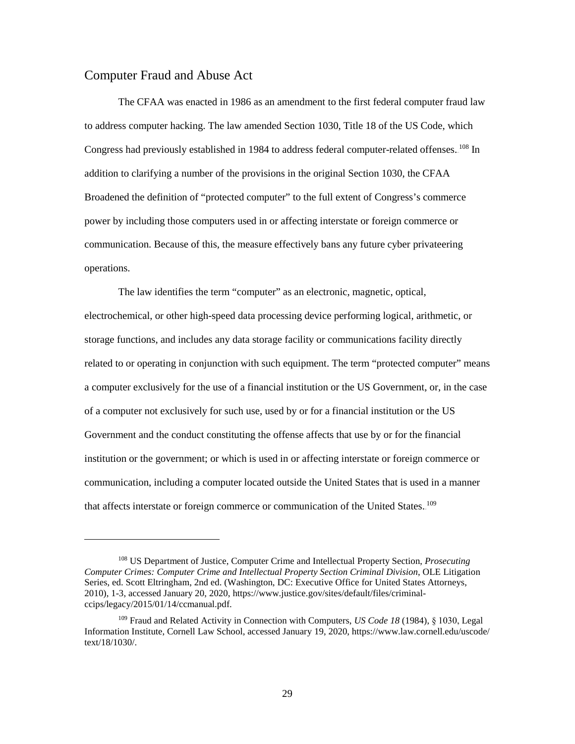## Computer Fraud and Abuse Act

The CFAA was enacted in 1986 as an amendment to the first federal computer fraud law to address computer hacking. The law amended Section 1030, Title 18 of the US Code, which Congress had previously established in 1984 to address federal computer-related offenses.[108] In addition to clarifying a number of the provisions in the original Section 1030, the CFAA Broadened the definition of "protected computer" to the full extent of Congress's commerce power by including those computers used in or affecting interstate or foreign commerce or communication. Because of this, the measure effectively bans any future cyber privateering operations.

The law identifies the term "computer" as an electronic, magnetic, optical, electrochemical, or other high-speed data processing device performing logical, arithmetic, or storage functions, and includes any data storage facility or communications facility directly related to or operating in conjunction with such equipment. The term "protected computer" means a computer exclusively for the use of a financial institution or the US Government, or, in the case of a computer not exclusively for such use, used by or for a financial institution or the US Government and the conduct constituting the offense affects that use by or for the financial institution or the government; or which is used in or affecting interstate or foreign commerce or communication, including a computer located outside the United States that is used in a manner that affects interstate or foreign commerce or communication of the United States.[109]

---

[108] US Department of Justice, Computer Crime and Intellectual Property Section, *Prosecuting Computer Crimes: Computer Crime and Intellectual Property Section Criminal Division*, OLE Litigation Series, ed. Scott Eltringham, 2nd ed. (Washington, DC: Executive Office for United States Attorneys, 2010), 1-3, accessed January 20, 2020, https://www.justice.gov/sites/default/files/criminal-ccips/legacy/2015/01/14/ccmanual.pdf.

[109] Fraud and Related Activity in Connection with Computers, *US Code 18* (1984), § 1030, Legal Information Institute, Cornell Law School, accessed January 19, 2020, https://www.law.cornell.edu/uscode/text/18/1030/.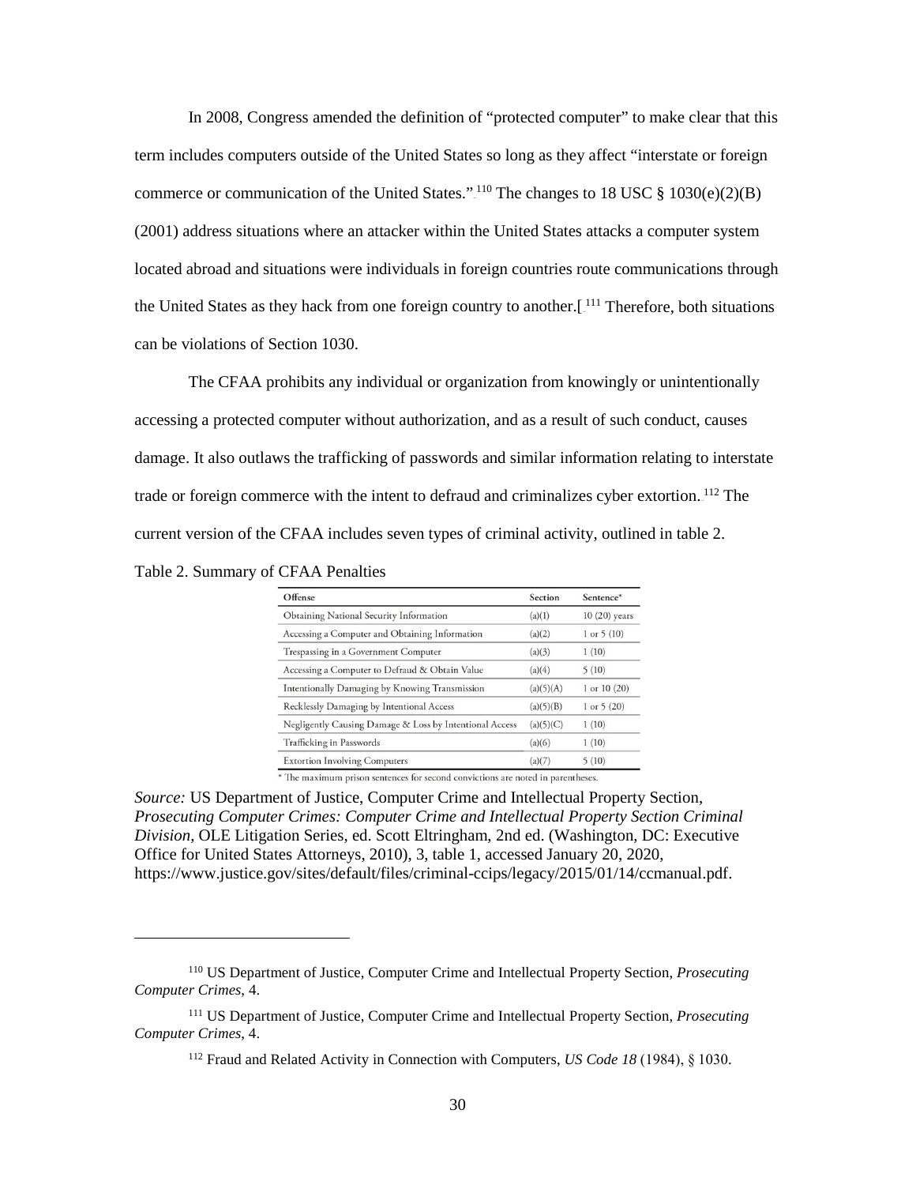In 2008, Congress amended the definition of "protected computer" to make clear that this term includes computers outside of the United States so long as they affect "interstate or foreign commerce or communication of the United States."[110] The changes to 18 USC § 1030(e)(2)(B) (2001) address situations where an attacker within the United States attacks a computer system located abroad and situations were individuals in foreign countries route communications through the United States as they hack from one foreign country to another.[[111] Therefore, both situations can be violations of Section 1030.

The CFAA prohibits any individual or organization from knowingly or unintentionally accessing a protected computer without authorization, and as a result of such conduct, causes damage. It also outlaws the trafficking of passwords and similar information relating to interstate trade or foreign commerce with the intent to defraud and criminalizes cyber extortion.[112] The current version of the CFAA includes seven types of criminal activity, outlined in table 2.

Table 2. Summary of CFAA Penalties

| Offense | Section | Sentence* |
|---|---|---|
| Obtaining National Security Information | (a)(1) | 10 (20) years |
| Accessing a Computer and Obtaining Information | (a)(2) | 1 or 5 (10) |
| Trespassing in a Government Computer | (a)(3) | 1 (10) |
| Accessing a Computer to Defraud & Obtain Value | (a)(4) | 5 (10) |
| Intentionally Damaging by Knowing Transmission | (a)(5)(A) | 1 or 10 (20) |
| Recklessly Damaging by Intentional Access | (a)(5)(B) | 1 or 5 (20) |
| Negligently Causing Damage & Loss by Intentional Access | (a)(5)(C) | 1 (10) |
| Trafficking in Passwords | (a)(6) | 1 (10) |
| Extortion Involving Computers | (a)(7) | 5 (10) |

\* The maximum prison sentences for second convictions are noted in parentheses.

*Source:* US Department of Justice, Computer Crime and Intellectual Property Section, *Prosecuting Computer Crimes: Computer Crime and Intellectual Property Section Criminal Division*, OLE Litigation Series, ed. Scott Eltringham, 2nd ed. (Washington, DC: Executive Office for United States Attorneys, 2010), 3, table 1, accessed January 20, 2020, https://www.justice.gov/sites/default/files/criminal-ccips/legacy/2015/01/14/ccmanual.pdf.

---

[110] US Department of Justice, Computer Crime and Intellectual Property Section, *Prosecuting Computer Crimes*, 4.

[111] US Department of Justice, Computer Crime and Intellectual Property Section, *Prosecuting Computer Crimes*, 4.

[112] Fraud and Related Activity in Connection with Computers, *US Code 18* (1984), § 1030.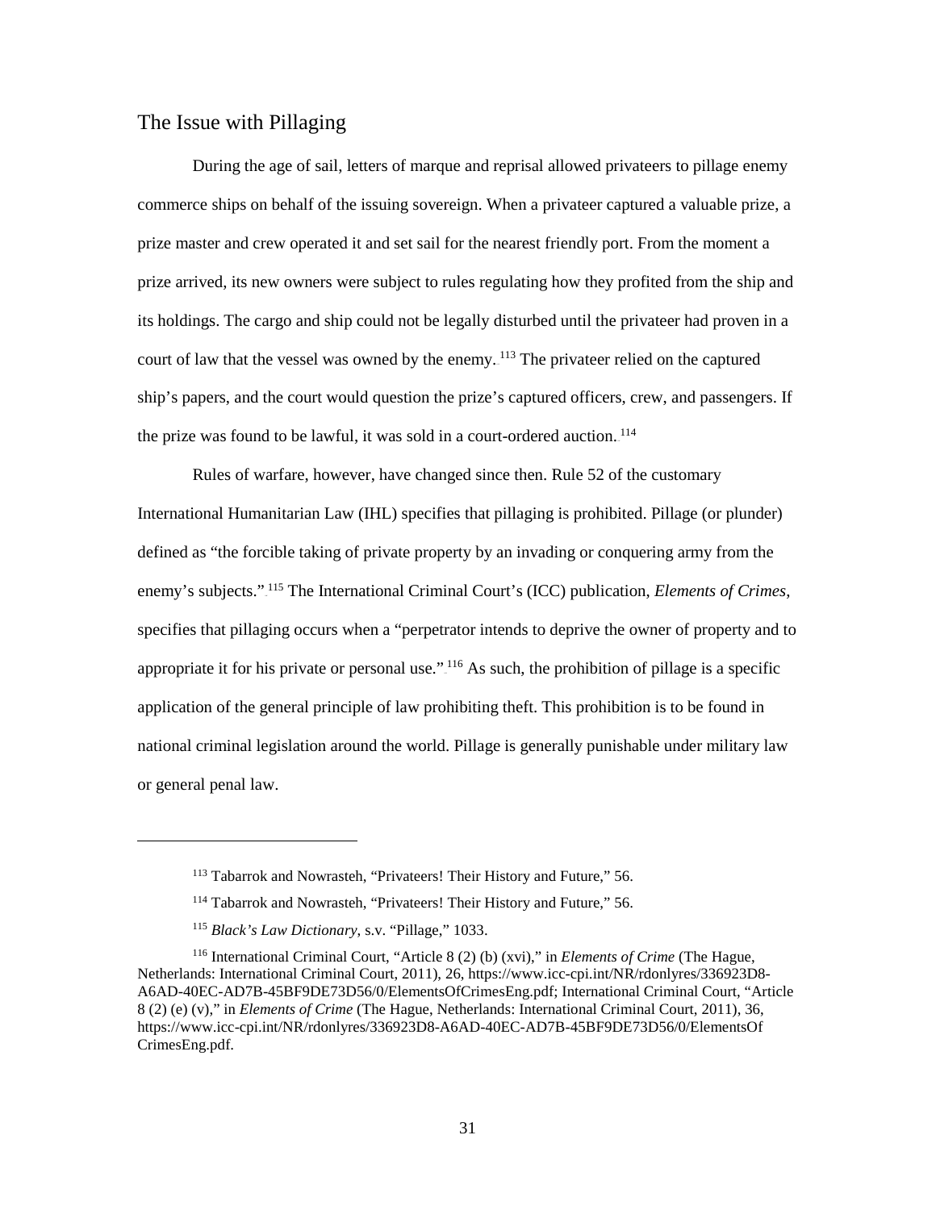## The Issue with Pillaging

During the age of sail, letters of marque and reprisal allowed privateers to pillage enemy commerce ships on behalf of the issuing sovereign. When a privateer captured a valuable prize, a prize master and crew operated it and set sail for the nearest friendly port. From the moment a prize arrived, its new owners were subject to rules regulating how they profited from the ship and its holdings. The cargo and ship could not be legally disturbed until the privateer had proven in a court of law that the vessel was owned by the enemy.[113] The privateer relied on the captured ship's papers, and the court would question the prize's captured officers, crew, and passengers. If the prize was found to be lawful, it was sold in a court-ordered auction.[114]

Rules of warfare, however, have changed since then. Rule 52 of the customary International Humanitarian Law (IHL) specifies that pillaging is prohibited. Pillage (or plunder) defined as "the forcible taking of private property by an invading or conquering army from the enemy's subjects."[115] The International Criminal Court's (ICC) publication, *Elements of Crimes*, specifies that pillaging occurs when a "perpetrator intends to deprive the owner of property and to appropriate it for his private or personal use."[116] As such, the prohibition of pillage is a specific application of the general principle of law prohibiting theft. This prohibition is to be found in national criminal legislation around the world. Pillage is generally punishable under military law or general penal law.

---

[113] Tabarrok and Nowrasteh, "Privateers! Their History and Future," 56.

[114] Tabarrok and Nowrasteh, "Privateers! Their History and Future," 56.

[115] *Black's Law Dictionary*, s.v. "Pillage," 1033.

[116] International Criminal Court, "Article 8 (2) (b) (xvi)," in *Elements of Crime* (The Hague, Netherlands: International Criminal Court, 2011), 26, https://www.icc-cpi.int/NR/rdonlyres/336923D8-A6AD-40EC-AD7B-45BF9DE73D56/0/ElementsOfCrimesEng.pdf; International Criminal Court, "Article 8 (2) (e) (v)," in *Elements of Crime* (The Hague, Netherlands: International Criminal Court, 2011), 36, https://www.icc-cpi.int/NR/rdonlyres/336923D8-A6AD-40EC-AD7B-45BF9DE73D56/0/ElementsOfCrimesEng.pdf.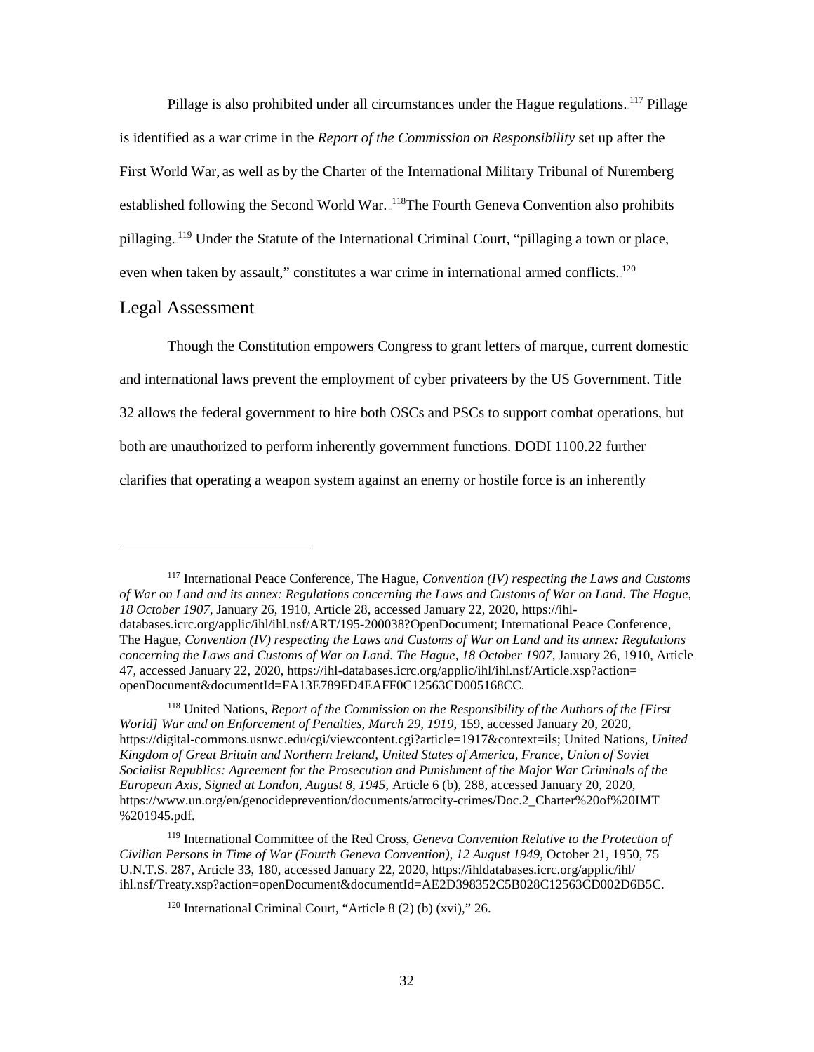Pillage is also prohibited under all circumstances under the Hague regulations.[117] Pillage is identified as a war crime in the *Report of the Commission on Responsibility* set up after the First World War, as well as by the Charter of the International Military Tribunal of Nuremberg established following the Second World War.[118] The Fourth Geneva Convention also prohibits pillaging.[119] Under the Statute of the International Criminal Court, "pillaging a town or place, even when taken by assault," constitutes a war crime in international armed conflicts.[120]

## Legal Assessment

Though the Constitution empowers Congress to grant letters of marque, current domestic and international laws prevent the employment of cyber privateers by the US Government. Title 32 allows the federal government to hire both OSCs and PSCs to support combat operations, but both are unauthorized to perform inherently government functions. DODI 1100.22 further clarifies that operating a weapon system against an enemy or hostile force is an inherently

---

[117] International Peace Conference, The Hague, *Convention (IV) respecting the Laws and Customs of War on Land and its annex: Regulations concerning the Laws and Customs of War on Land. The Hague, 18 October 1907*, January 26, 1910, Article 28, accessed January 22, 2020, https://ihl-databases.icrc.org/applic/ihl/ihl.nsf/ART/195-200038?OpenDocument; International Peace Conference, The Hague, *Convention (IV) respecting the Laws and Customs of War on Land and its annex: Regulations concerning the Laws and Customs of War on Land. The Hague, 18 October 1907*, January 26, 1910, Article 47, accessed January 22, 2020, https://ihl-databases.icrc.org/applic/ihl/ihl.nsf/Article.xsp?action=openDocument&documentId=FA13E789FD4EAFF0C12563CD005168CC.

[118] United Nations, *Report of the Commission on the Responsibility of the Authors of the [First World] War and on Enforcement of Penalties, March 29, 1919*, 159, accessed January 20, 2020, https://digital-commons.usnwc.edu/cgi/viewcontent.cgi?article=1917&context=ils; United Nations, *United Kingdom of Great Britain and Northern Ireland, United States of America, France, Union of Soviet Socialist Republics: Agreement for the Prosecution and Punishment of the Major War Criminals of the European Axis, Signed at London, August 8, 1945*, Article 6 (b), 288, accessed January 20, 2020, https://www.un.org/en/genocideprevention/documents/atrocity-crimes/Doc.2_Charter%20of%20IMT%201945.pdf.

[119] International Committee of the Red Cross, *Geneva Convention Relative to the Protection of Civilian Persons in Time of War (Fourth Geneva Convention), 12 August 1949*, October 21, 1950, 75 U.N.T.S. 287, Article 33, 180, accessed January 22, 2020, https://ihldatabases.icrc.org/applic/ihl/ihl.nsf/Treaty.xsp?action=openDocument&documentId=AE2D398352C5B028C12563CD002D6B5C.

[120] International Criminal Court, "Article 8 (2) (b) (xvi)," 26.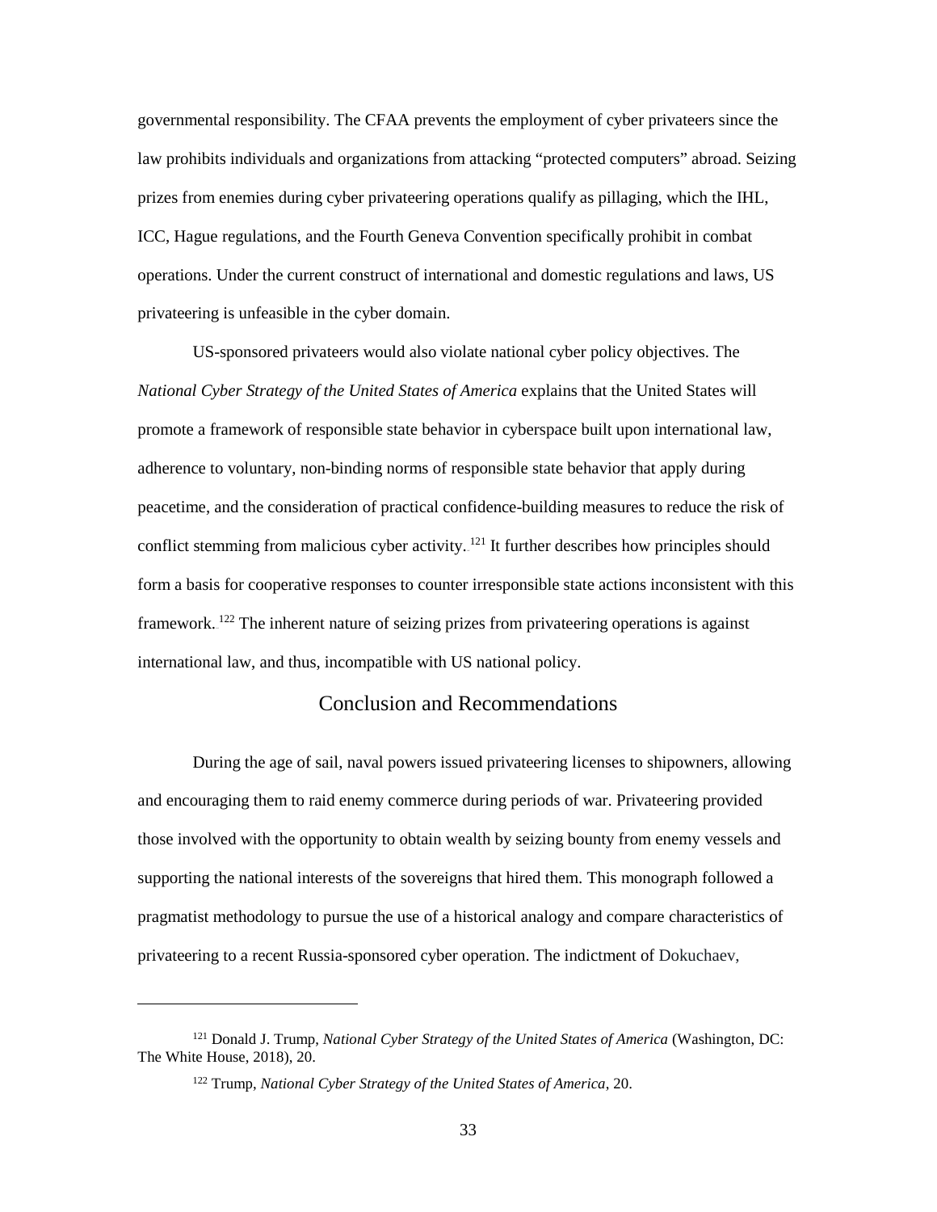governmental responsibility. The CFAA prevents the employment of cyber privateers since the law prohibits individuals and organizations from attacking "protected computers" abroad. Seizing prizes from enemies during cyber privateering operations qualify as pillaging, which the IHL, ICC, Hague regulations, and the Fourth Geneva Convention specifically prohibit in combat operations. Under the current construct of international and domestic regulations and laws, US privateering is unfeasible in the cyber domain.

US-sponsored privateers would also violate national cyber policy objectives. The *National Cyber Strategy of the United States of America* explains that the United States will promote a framework of responsible state behavior in cyberspace built upon international law, adherence to voluntary, non-binding norms of responsible state behavior that apply during peacetime, and the consideration of practical confidence-building measures to reduce the risk of conflict stemming from malicious cyber activity.[121] It further describes how principles should form a basis for cooperative responses to counter irresponsible state actions inconsistent with this framework.[122] The inherent nature of seizing prizes from privateering operations is against international law, and thus, incompatible with US national policy.

## Conclusion and Recommendations

During the age of sail, naval powers issued privateering licenses to shipowners, allowing and encouraging them to raid enemy commerce during periods of war. Privateering provided those involved with the opportunity to obtain wealth by seizing bounty from enemy vessels and supporting the national interests of the sovereigns that hired them. This monograph followed a pragmatist methodology to pursue the use of a historical analogy and compare characteristics of privateering to a recent Russia-sponsored cyber operation. The indictment of Dokuchaev,

---

[121] Donald J. Trump, *National Cyber Strategy of the United States of America* (Washington, DC: The White House, 2018), 20.

[122] Trump, *National Cyber Strategy of the United States of America*, 20.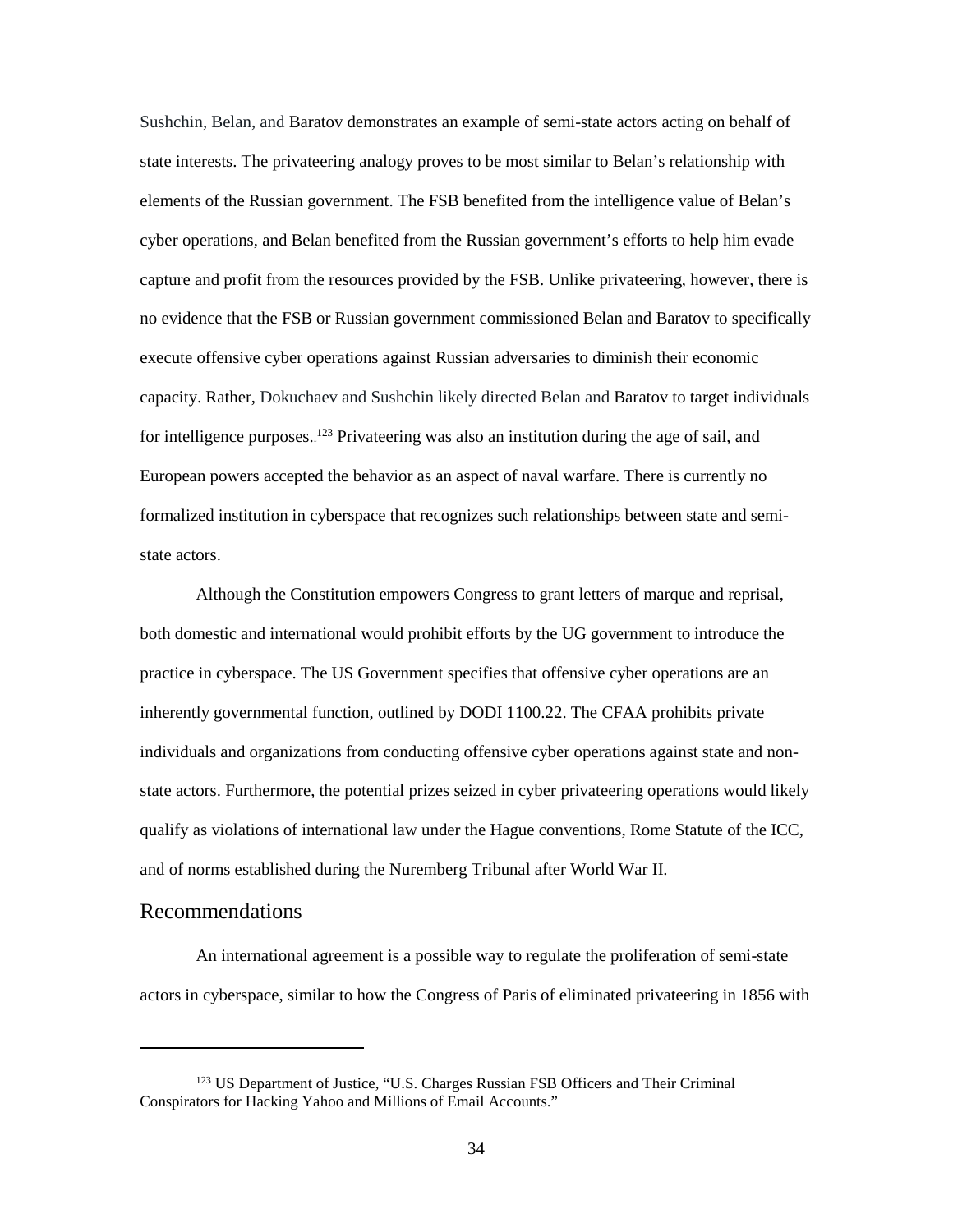Sushchin, Belan, and Baratov demonstrates an example of semi-state actors acting on behalf of state interests. The privateering analogy proves to be most similar to Belan's relationship with elements of the Russian government. The FSB benefited from the intelligence value of Belan's cyber operations, and Belan benefited from the Russian government's efforts to help him evade capture and profit from the resources provided by the FSB. Unlike privateering, however, there is no evidence that the FSB or Russian government commissioned Belan and Baratov to specifically execute offensive cyber operations against Russian adversaries to diminish their economic capacity. Rather, Dokuchaev and Sushchin likely directed Belan and Baratov to target individuals for intelligence purposes.[123] Privateering was also an institution during the age of sail, and European powers accepted the behavior as an aspect of naval warfare. There is currently no formalized institution in cyberspace that recognizes such relationships between state and semi-state actors.

Although the Constitution empowers Congress to grant letters of marque and reprisal, both domestic and international would prohibit efforts by the UG government to introduce the practice in cyberspace. The US Government specifies that offensive cyber operations are an inherently governmental function, outlined by DODI 1100.22. The CFAA prohibits private individuals and organizations from conducting offensive cyber operations against state and non-state actors. Furthermore, the potential prizes seized in cyber privateering operations would likely qualify as violations of international law under the Hague conventions, Rome Statute of the ICC, and of norms established during the Nuremberg Tribunal after World War II.

## Recommendations

An international agreement is a possible way to regulate the proliferation of semi-state actors in cyberspace, similar to how the Congress of Paris of eliminated privateering in 1856 with

---

[123] US Department of Justice, "U.S. Charges Russian FSB Officers and Their Criminal Conspirators for Hacking Yahoo and Millions of Email Accounts."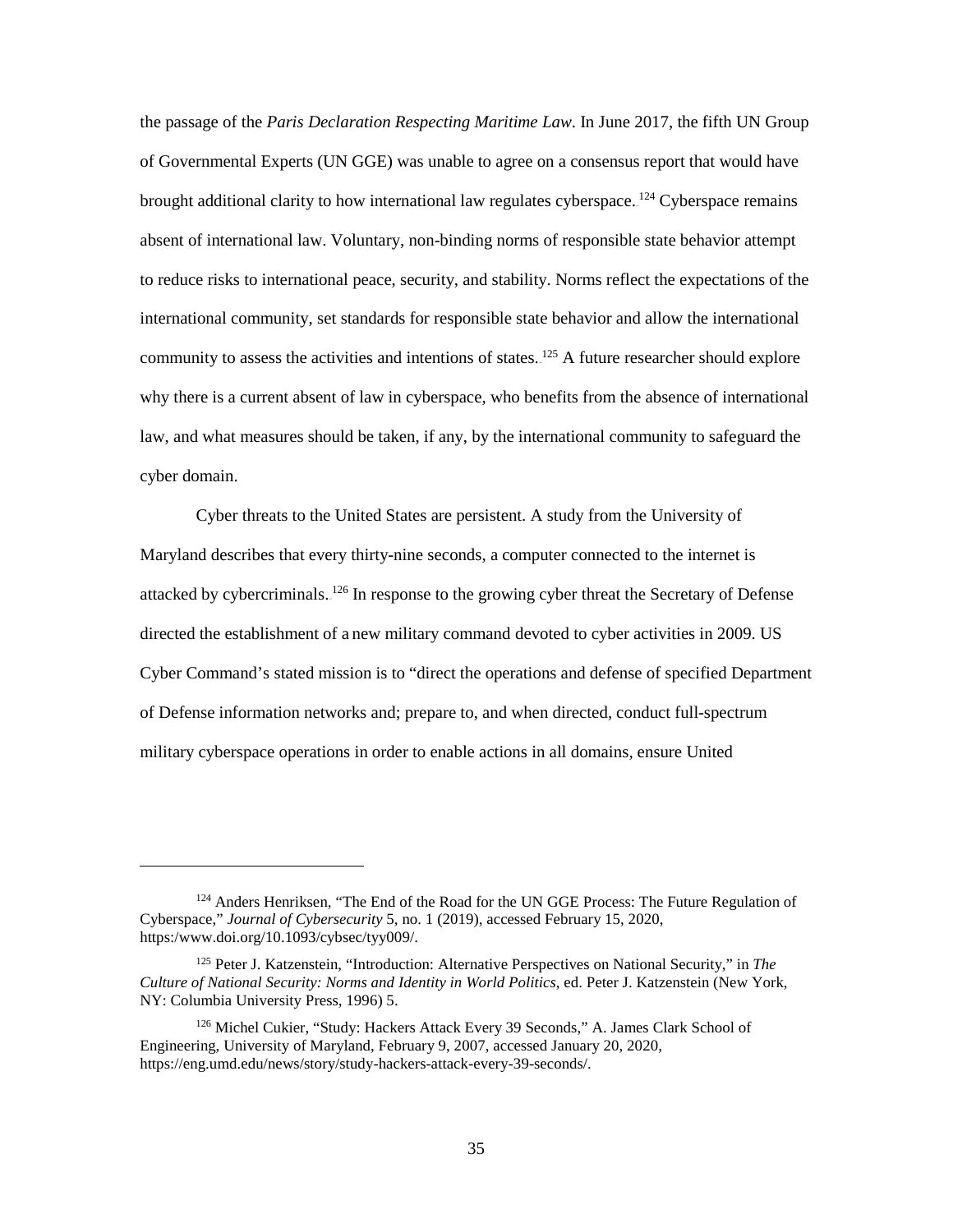the passage of the *Paris Declaration Respecting Maritime Law*. In June 2017, the fifth UN Group of Governmental Experts (UN GGE) was unable to agree on a consensus report that would have brought additional clarity to how international law regulates cyberspace.[124] Cyberspace remains absent of international law. Voluntary, non-binding norms of responsible state behavior attempt to reduce risks to international peace, security, and stability. Norms reflect the expectations of the international community, set standards for responsible state behavior and allow the international community to assess the activities and intentions of states.[125] A future researcher should explore why there is a current absent of law in cyberspace, who benefits from the absence of international law, and what measures should be taken, if any, by the international community to safeguard the cyber domain.

Cyber threats to the United States are persistent. A study from the University of Maryland describes that every thirty-nine seconds, a computer connected to the internet is attacked by cybercriminals.[126] In response to the growing cyber threat the Secretary of Defense directed the establishment of a new military command devoted to cyber activities in 2009. US Cyber Command's stated mission is to "direct the operations and defense of specified Department of Defense information networks and; prepare to, and when directed, conduct full-spectrum military cyberspace operations in order to enable actions in all domains, ensure United

---

[124] Anders Henriksen, "The End of the Road for the UN GGE Process: The Future Regulation of Cyberspace," *Journal of Cybersecurity* 5, no. 1 (2019), accessed February 15, 2020, https:/www.doi.org/10.1093/cybsec/tyy009/.

[125] Peter J. Katzenstein, "Introduction: Alternative Perspectives on National Security," in *The Culture of National Security: Norms and Identity in World Politics*, ed. Peter J. Katzenstein (New York, NY: Columbia University Press, 1996) 5.

[126] Michel Cukier, "Study: Hackers Attack Every 39 Seconds," A. James Clark School of Engineering, University of Maryland, February 9, 2007, accessed January 20, 2020, https://eng.umd.edu/news/story/study-hackers-attack-every-39-seconds/.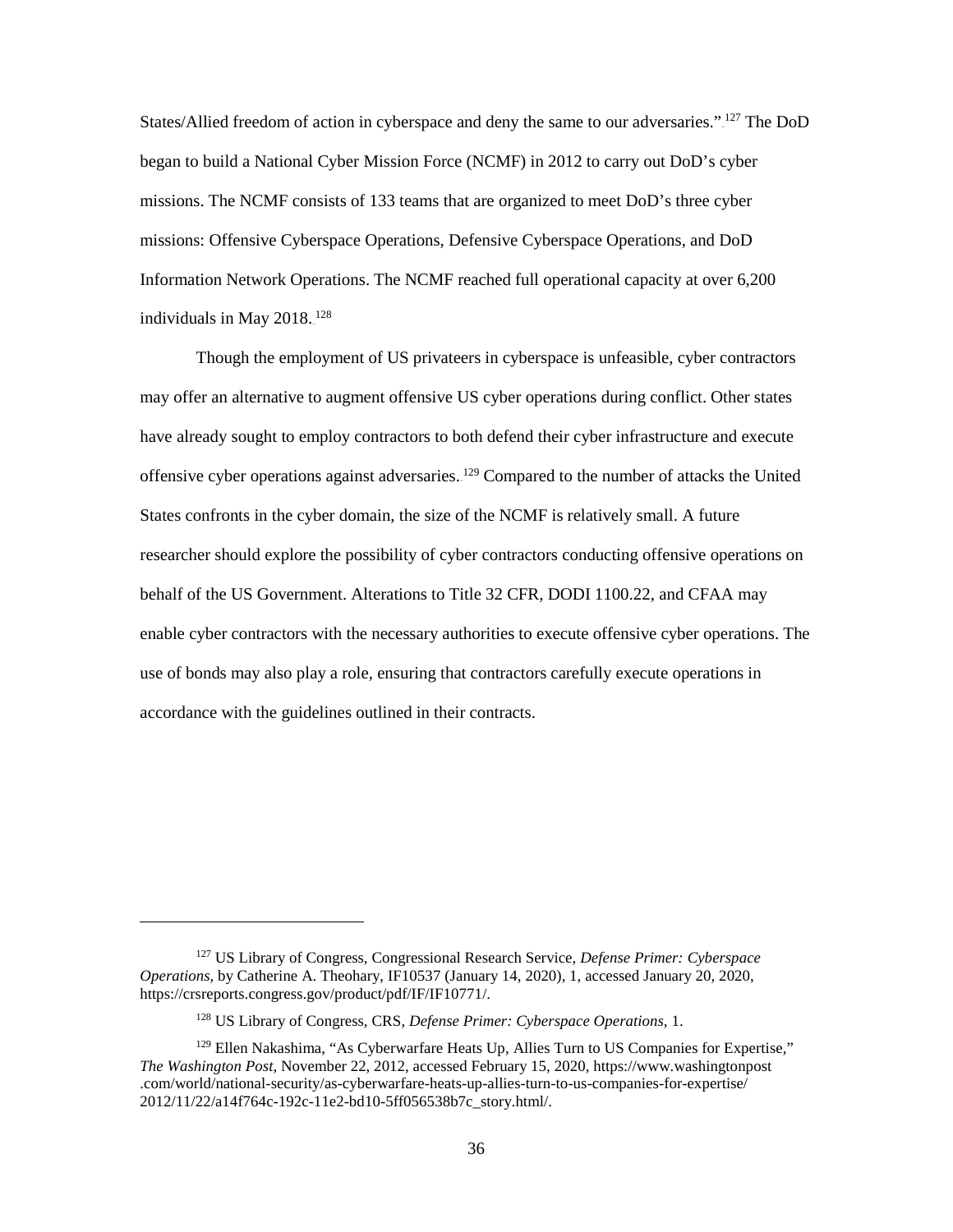States/Allied freedom of action in cyberspace and deny the same to our adversaries."[127] The DoD began to build a National Cyber Mission Force (NCMF) in 2012 to carry out DoD's cyber missions. The NCMF consists of 133 teams that are organized to meet DoD's three cyber missions: Offensive Cyberspace Operations, Defensive Cyberspace Operations, and DoD Information Network Operations. The NCMF reached full operational capacity at over 6,200 individuals in May 2018.[128]

Though the employment of US privateers in cyberspace is unfeasible, cyber contractors may offer an alternative to augment offensive US cyber operations during conflict. Other states have already sought to employ contractors to both defend their cyber infrastructure and execute offensive cyber operations against adversaries.[129] Compared to the number of attacks the United States confronts in the cyber domain, the size of the NCMF is relatively small. A future researcher should explore the possibility of cyber contractors conducting offensive operations on behalf of the US Government. Alterations to Title 32 CFR, DODI 1100.22, and CFAA may enable cyber contractors with the necessary authorities to execute offensive cyber operations. The use of bonds may also play a role, ensuring that contractors carefully execute operations in accordance with the guidelines outlined in their contracts.

---

[127] US Library of Congress, Congressional Research Service, *Defense Primer: Cyberspace Operations*, by Catherine A. Theohary, IF10537 (January 14, 2020), 1, accessed January 20, 2020, https://crsreports.congress.gov/product/pdf/IF/IF10771/.

[128] US Library of Congress, CRS, *Defense Primer: Cyberspace Operations*, 1.

[129] Ellen Nakashima, "As Cyberwarfare Heats Up, Allies Turn to US Companies for Expertise," *The Washington Post*, November 22, 2012, accessed February 15, 2020, https://www.washingtonpost.com/world/national-security/as-cyberwarfare-heats-up-allies-turn-to-us-companies-for-expertise/2012/11/22/a14f764c-192c-11e2-bd10-5ff056538b7c_story.html/.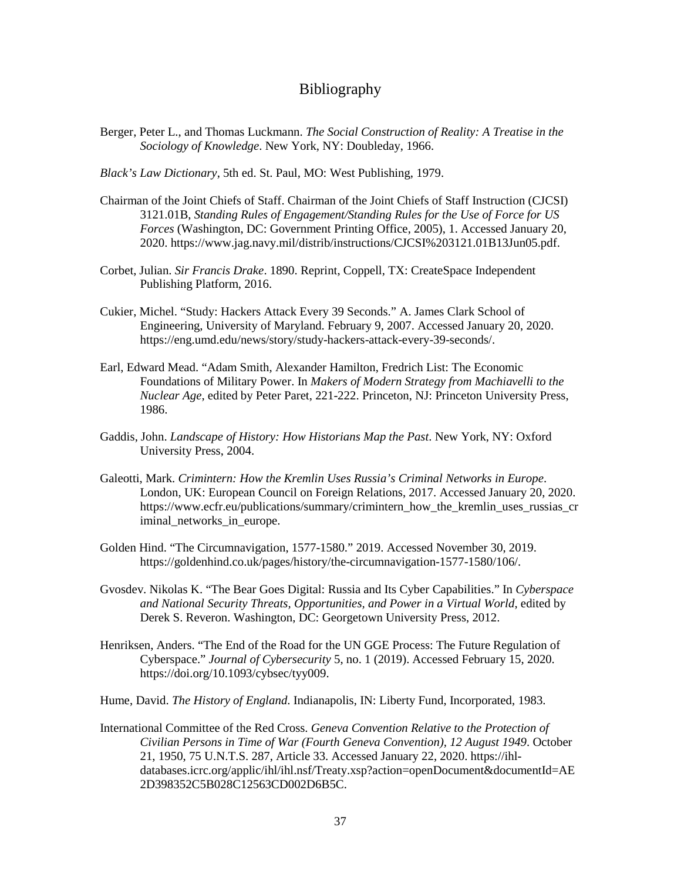# Bibliography

Berger, Peter L., and Thomas Luckmann. *The Social Construction of Reality: A Treatise in the Sociology of Knowledge*. New York, NY: Doubleday, 1966.

*Black's Law Dictionary*, 5th ed. St. Paul, MO: West Publishing, 1979.

Chairman of the Joint Chiefs of Staff. Chairman of the Joint Chiefs of Staff Instruction (CJCSI) 3121.01B, *Standing Rules of Engagement/Standing Rules for the Use of Force for US Forces* (Washington, DC: Government Printing Office, 2005), 1. Accessed January 20, 2020. https://www.jag.navy.mil/distrib/instructions/CJCSI%203121.01B13Jun05.pdf.

Corbet, Julian. *Sir Francis Drake*. 1890. Reprint, Coppell, TX: CreateSpace Independent Publishing Platform, 2016.

Cukier, Michel. "Study: Hackers Attack Every 39 Seconds." A. James Clark School of Engineering, University of Maryland. February 9, 2007. Accessed January 20, 2020. https://eng.umd.edu/news/story/study-hackers-attack-every-39-seconds/.

Earl, Edward Mead. "Adam Smith, Alexander Hamilton, Fredrich List: The Economic Foundations of Military Power. In *Makers of Modern Strategy from Machiavelli to the Nuclear Age*, edited by Peter Paret, 221-222. Princeton, NJ: Princeton University Press, 1986.

Gaddis, John. *Landscape of History: How Historians Map the Past*. New York, NY: Oxford University Press, 2004.

Galeotti, Mark. *Crimintern: How the Kremlin Uses Russia's Criminal Networks in Europe*. London, UK: European Council on Foreign Relations, 2017. Accessed January 20, 2020. https://www.ecfr.eu/publications/summary/crimintern_how_the_kremlin_uses_russias_criminal_networks_in_europe.

Golden Hind. "The Circumnavigation, 1577-1580." 2019. Accessed November 30, 2019. https://goldenhind.co.uk/pages/history/the-circumnavigation-1577-1580/106/.

Gvosdev. Nikolas K. "The Bear Goes Digital: Russia and Its Cyber Capabilities." In *Cyberspace and National Security Threats, Opportunities, and Power in a Virtual World*, edited by Derek S. Reveron. Washington, DC: Georgetown University Press, 2012.

Henriksen, Anders. "The End of the Road for the UN GGE Process: The Future Regulation of Cyberspace." *Journal of Cybersecurity* 5, no. 1 (2019). Accessed February 15, 2020. https://doi.org/10.1093/cybsec/tyy009.

Hume, David. *The History of England*. Indianapolis, IN: Liberty Fund, Incorporated, 1983.

International Committee of the Red Cross. *Geneva Convention Relative to the Protection of Civilian Persons in Time of War (Fourth Geneva Convention), 12 August 1949*. October 21, 1950, 75 U.N.T.S. 287, Article 33. Accessed January 22, 2020. https://ihl-databases.icrc.org/applic/ihl/ihl.nsf/Treaty.xsp?action=openDocument&documentId=AE2D398352C5B028C12563CD002D6B5C.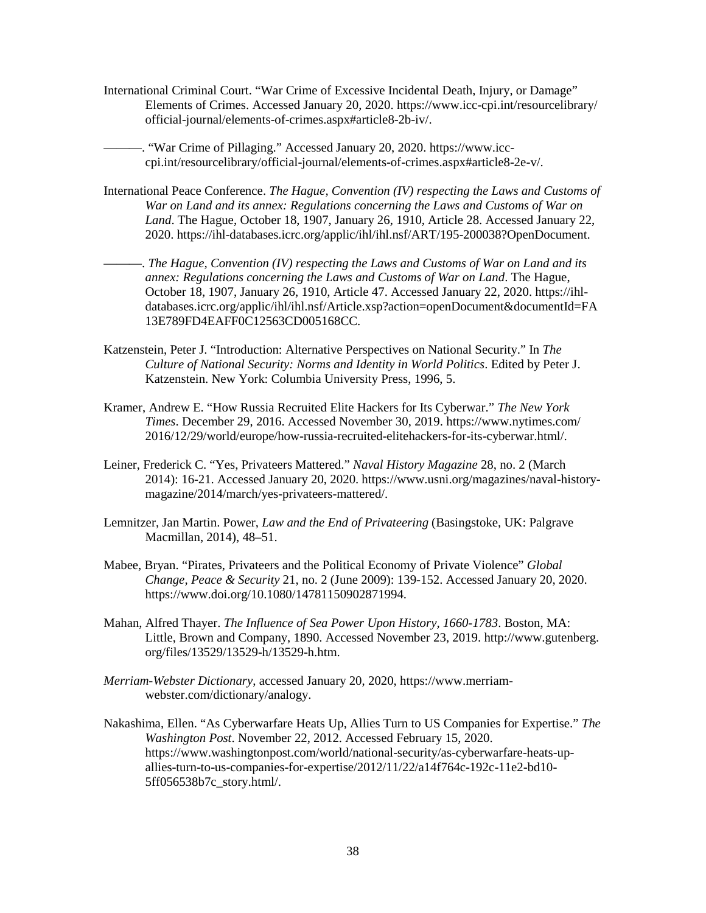International Criminal Court. "War Crime of Excessive Incidental Death, Injury, or Damage" Elements of Crimes. Accessed January 20, 2020. https://www.icc-cpi.int/resourcelibrary/official-journal/elements-of-crimes.aspx#article8-2b-iv/.

———. "War Crime of Pillaging." Accessed January 20, 2020. https://www.icc-cpi.int/resourcelibrary/official-journal/elements-of-crimes.aspx#article8-2e-v/.

International Peace Conference. *The Hague, Convention (IV) respecting the Laws and Customs of War on Land and its annex: Regulations concerning the Laws and Customs of War on Land*. The Hague, October 18, 1907, January 26, 1910, Article 28. Accessed January 22, 2020. https://ihl-databases.icrc.org/applic/ihl/ihl.nsf/ART/195-200038?OpenDocument.

———. *The Hague, Convention (IV) respecting the Laws and Customs of War on Land and its annex: Regulations concerning the Laws and Customs of War on Land*. The Hague, October 18, 1907, January 26, 1910, Article 47. Accessed January 22, 2020. https://ihl-databases.icrc.org/applic/ihl/ihl.nsf/Article.xsp?action=openDocument&documentId=FA13E789FD4EAFF0C12563CD005168CC.

Katzenstein, Peter J. "Introduction: Alternative Perspectives on National Security." In *The Culture of National Security: Norms and Identity in World Politics*. Edited by Peter J. Katzenstein. New York: Columbia University Press, 1996, 5.

Kramer, Andrew E. "How Russia Recruited Elite Hackers for Its Cyberwar." *The New York Times*. December 29, 2016. Accessed November 30, 2019. https://www.nytimes.com/2016/12/29/world/europe/how-russia-recruited-elitehackers-for-its-cyberwar.html/.

Leiner, Frederick C. "Yes, Privateers Mattered." *Naval History Magazine* 28, no. 2 (March 2014): 16-21. Accessed January 20, 2020. https://www.usni.org/magazines/naval-history-magazine/2014/march/yes-privateers-mattered/.

Lemnitzer, Jan Martin. Power, *Law and the End of Privateering* (Basingstoke, UK: Palgrave Macmillan, 2014), 48–51.

Mabee, Bryan. "Pirates, Privateers and the Political Economy of Private Violence" *Global Change, Peace & Security* 21, no. 2 (June 2009): 139-152. Accessed January 20, 2020. https://www.doi.org/10.1080/14781150902871994.

Mahan, Alfred Thayer. *The Influence of Sea Power Upon History, 1660-1783*. Boston, MA: Little, Brown and Company, 1890. Accessed November 23, 2019. http://www.gutenberg.org/files/13529/13529-h/13529-h.htm.

*Merriam-Webster Dictionary*, accessed January 20, 2020, https://www.merriam-webster.com/dictionary/analogy.

Nakashima, Ellen. "As Cyberwarfare Heats Up, Allies Turn to US Companies for Expertise." *The Washington Post*. November 22, 2012. Accessed February 15, 2020. https://www.washingtonpost.com/world/national-security/as-cyberwarfare-heats-up-allies-turn-to-us-companies-for-expertise/2012/11/22/a14f764c-192c-11e2-bd10-5ff056538b7c_story.html/.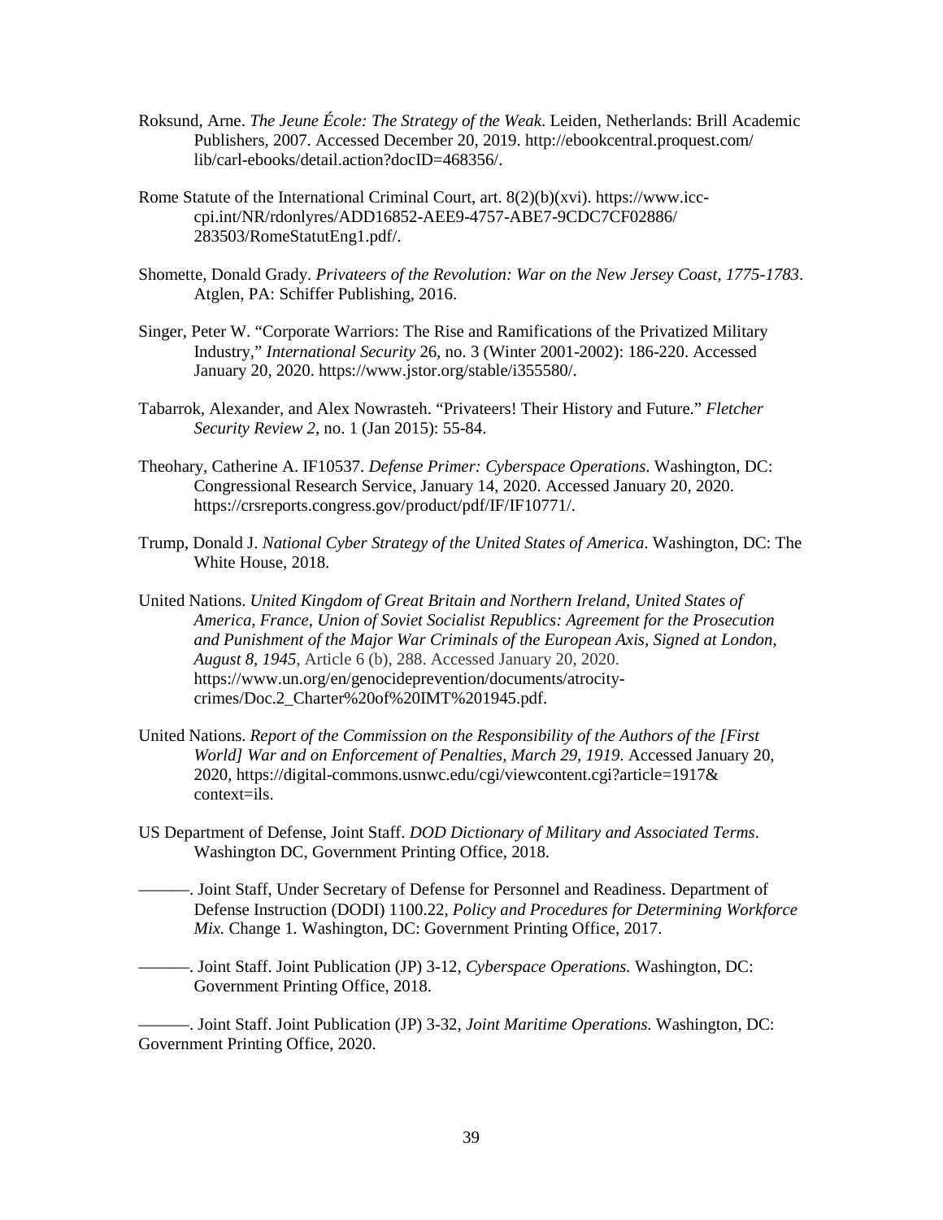Roksund, Arne. *The Jeune École: The Strategy of the Weak*. Leiden, Netherlands: Brill Academic Publishers, 2007. Accessed December 20, 2019. http://ebookcentral.proquest.com/lib/carl-ebooks/detail.action?docID=468356/.

Rome Statute of the International Criminal Court, art. 8(2)(b)(xvi). https://www.icc-cpi.int/NR/rdonlyres/ADD16852-AEE9-4757-ABE7-9CDC7CF02886/283503/RomeStatutEng1.pdf/.

Shomette, Donald Grady. *Privateers of the Revolution: War on the New Jersey Coast, 1775-1783*. Atglen, PA: Schiffer Publishing, 2016.

Singer, Peter W. "Corporate Warriors: The Rise and Ramifications of the Privatized Military Industry," *International Security* 26, no. 3 (Winter 2001-2002): 186-220. Accessed January 20, 2020. https://www.jstor.org/stable/i355580/.

Tabarrok, Alexander, and Alex Nowrasteh. "Privateers! Their History and Future." *Fletcher Security Review 2*, no. 1 (Jan 2015): 55-84.

Theohary, Catherine A. IF10537. *Defense Primer: Cyberspace Operations*. Washington, DC: Congressional Research Service, January 14, 2020. Accessed January 20, 2020. https://crsreports.congress.gov/product/pdf/IF/IF10771/.

Trump, Donald J. *National Cyber Strategy of the United States of America*. Washington, DC: The White House, 2018.

United Nations. *United Kingdom of Great Britain and Northern Ireland, United States of America, France, Union of Soviet Socialist Republics: Agreement for the Prosecution and Punishment of the Major War Criminals of the European Axis, Signed at London, August 8, 1945*, Article 6 (b), 288. Accessed January 20, 2020. https://www.un.org/en/genocideprevention/documents/atrocity-crimes/Doc.2_Charter%20of%20IMT%201945.pdf.

United Nations. *Report of the Commission on the Responsibility of the Authors of the [First World] War and on Enforcement of Penalties, March 29, 1919*. Accessed January 20, 2020, https://digital-commons.usnwc.edu/cgi/viewcontent.cgi?article=1917&context=ils.

US Department of Defense, Joint Staff. *DOD Dictionary of Military and Associated Terms*. Washington DC, Government Printing Office, 2018.

———. Joint Staff, Under Secretary of Defense for Personnel and Readiness. Department of Defense Instruction (DODI) 1100.22, *Policy and Procedures for Determining Workforce Mix.* Change 1. Washington, DC: Government Printing Office, 2017.

———. Joint Staff. Joint Publication (JP) 3-12, *Cyberspace Operations.* Washington, DC: Government Printing Office, 2018.

———. Joint Staff. Joint Publication (JP) 3-32, *Joint Maritime Operations.* Washington, DC: Government Printing Office, 2020.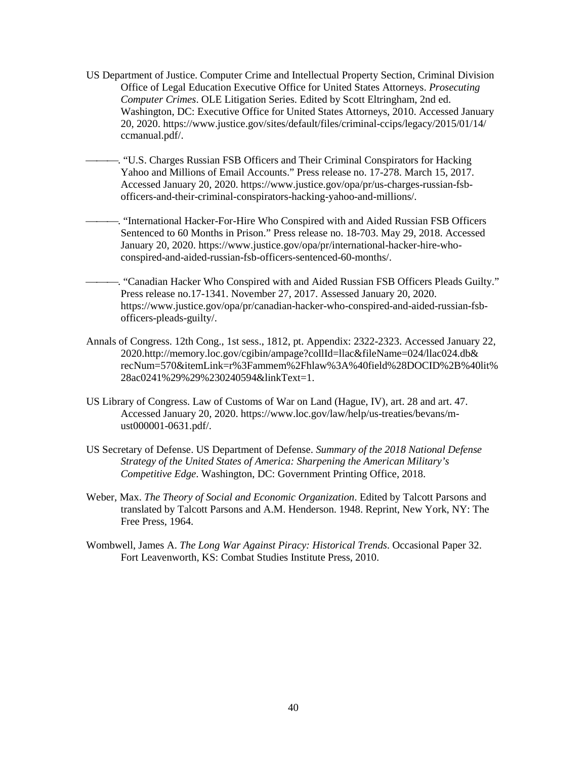US Department of Justice. Computer Crime and Intellectual Property Section, Criminal Division Office of Legal Education Executive Office for United States Attorneys. *Prosecuting Computer Crimes*. OLE Litigation Series. Edited by Scott Eltringham, 2nd ed. Washington, DC: Executive Office for United States Attorneys, 2010. Accessed January 20, 2020. https://www.justice.gov/sites/default/files/criminal-ccips/legacy/2015/01/14/ccmanual.pdf/.

———. "U.S. Charges Russian FSB Officers and Their Criminal Conspirators for Hacking Yahoo and Millions of Email Accounts." Press release no. 17-278. March 15, 2017. Accessed January 20, 2020. https://www.justice.gov/opa/pr/us-charges-russian-fsb-officers-and-their-criminal-conspirators-hacking-yahoo-and-millions/.

———. "International Hacker-For-Hire Who Conspired with and Aided Russian FSB Officers Sentenced to 60 Months in Prison." Press release no. 18-703. May 29, 2018. Accessed January 20, 2020. https://www.justice.gov/opa/pr/international-hacker-hire-who-conspired-and-aided-russian-fsb-officers-sentenced-60-months/.

———. "Canadian Hacker Who Conspired with and Aided Russian FSB Officers Pleads Guilty." Press release no.17-1341. November 27, 2017. Assessed January 20, 2020. https://www.justice.gov/opa/pr/canadian-hacker-who-conspired-and-aided-russian-fsb-officers-pleads-guilty/.

Annals of Congress. 12th Cong., 1st sess., 1812, pt. Appendix: 2322-2323. Accessed January 22, 2020.http://memory.loc.gov/cgibin/ampage?collId=llac&fileName=024/llac024.db&recNum=570&itemLink=r%3Fammem%2Fhlaw%3A%40field%28DOCID%2B%40lit%28ac0241%29%29%230240594&linkText=1.

US Library of Congress. Law of Customs of War on Land (Hague, IV), art. 28 and art. 47. Accessed January 20, 2020. https://www.loc.gov/law/help/us-treaties/bevans/m-ust000001-0631.pdf/.

US Secretary of Defense. US Department of Defense. *Summary of the 2018 National Defense Strategy of the United States of America: Sharpening the American Military's Competitive Edge*. Washington, DC: Government Printing Office, 2018.

Weber, Max. *The Theory of Social and Economic Organization*. Edited by Talcott Parsons and translated by Talcott Parsons and A.M. Henderson. 1948. Reprint, New York, NY: The Free Press, 1964.

Wombwell, James A. *The Long War Against Piracy: Historical Trends*. Occasional Paper 32. Fort Leavenworth, KS: Combat Studies Institute Press, 2010.